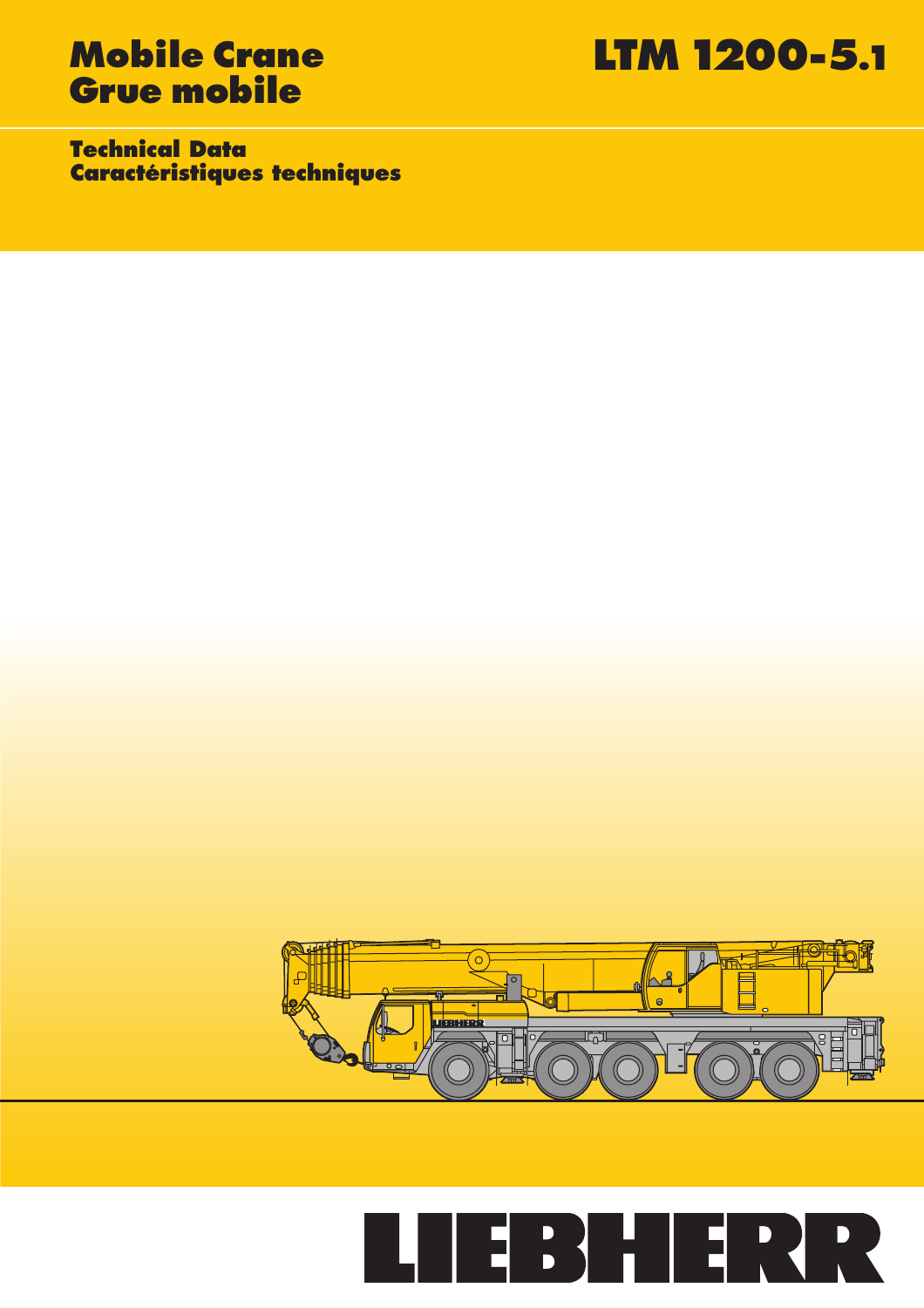# Mobile Crane
# Grue mobile

# LTM 1200-5.1

## Technical Data
## Caractéristiques techniques

LIEBHERR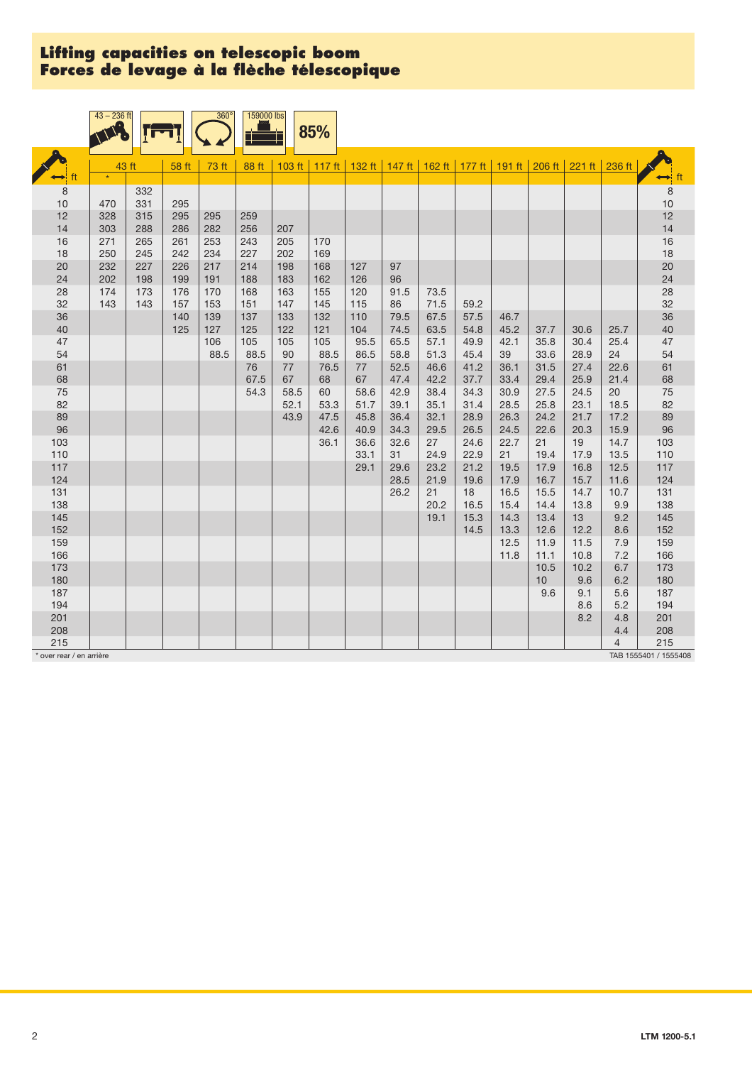# Lifting capacities on telescopic boom
# Forces de levage à la flèche télescopique

43 – 236 ft | 360° | 159000 lbs | 85%

| ft | 43 ft * | 43 ft | 58 ft | 73 ft | 88 ft | 103 ft | 117 ft | 132 ft | 147 ft | 162 ft | 177 ft | 191 ft | 206 ft | 221 ft | 236 ft | ft |
|---|---|---|---|---|---|---|---|---|---|---|---|---|---|---|---|---|
| 8 | | 332 | | | | | | | | | | | | | | 8 |
| 10 | 470 | 331 | 295 | | | | | | | | | | | | | 10 |
| 12 | 328 | 315 | 295 | 295 | 259 | | | | | | | | | | | 12 |
| 14 | 303 | 288 | 286 | 282 | 256 | 207 | | | | | | | | | | 14 |
| 16 | 271 | 265 | 261 | 253 | 243 | 205 | 170 | | | | | | | | | 16 |
| 18 | 250 | 245 | 242 | 234 | 227 | 202 | 169 | | | | | | | | | 18 |
| 20 | 232 | 227 | 226 | 217 | 214 | 198 | 168 | 127 | 97 | | | | | | | 20 |
| 24 | 202 | 198 | 199 | 191 | 188 | 183 | 162 | 126 | 96 | | | | | | | 24 |
| 28 | 174 | 173 | 176 | 170 | 168 | 163 | 155 | 120 | 91.5 | 73.5 | | | | | | 28 |
| 32 | 143 | 143 | 157 | 153 | 151 | 147 | 145 | 115 | 86 | 71.5 | 59.2 | | | | | 32 |
| 36 | | | 140 | 139 | 137 | 133 | 132 | 110 | 79.5 | 67.5 | 57.5 | 46.7 | | | | 36 |
| 40 | | | 125 | 127 | 125 | 122 | 121 | 104 | 74.5 | 63.5 | 54.8 | 45.2 | 37.7 | 30.6 | 25.7 | 40 |
| 47 | | | | 106 | 105 | 105 | 105 | 95.5 | 65.5 | 57.1 | 49.9 | 42.1 | 35.8 | 30.4 | 25.4 | 47 |
| 54 | | | | 88.5 | 88.5 | 90 | 88.5 | 86.5 | 58.8 | 51.3 | 45.4 | 39 | 33.6 | 28.9 | 24 | 54 |
| 61 | | | | | 76 | 77 | 76.5 | 77 | 52.5 | 46.6 | 41.2 | 36.1 | 31.5 | 27.4 | 22.6 | 61 |
| 68 | | | | | 67.5 | 67 | 68 | 67 | 47.4 | 42.2 | 37.7 | 33.4 | 29.4 | 25.9 | 21.4 | 68 |
| 75 | | | | | 54.3 | 58.5 | 60 | 58.6 | 42.9 | 38.4 | 34.3 | 30.9 | 27.5 | 24.5 | 20 | 75 |
| 82 | | | | | | 52.1 | 53.3 | 51.7 | 39.1 | 35.1 | 31.4 | 28.5 | 25.8 | 23.1 | 18.5 | 82 |
| 89 | | | | | | 43.9 | 47.5 | 45.8 | 36.4 | 32.1 | 28.9 | 26.3 | 24.2 | 21.7 | 17.2 | 89 |
| 96 | | | | | | | 42.6 | 40.9 | 34.3 | 29.5 | 26.5 | 24.5 | 22.6 | 20.3 | 15.9 | 96 |
| 103 | | | | | | | 36.1 | 36.6 | 32.6 | 27 | 24.6 | 22.7 | 21 | 19 | 14.7 | 103 |
| 110 | | | | | | | | 33.1 | 31 | 24.9 | 22.9 | 21 | 19.4 | 17.9 | 13.5 | 110 |
| 117 | | | | | | | | 29.1 | 29.6 | 23.2 | 21.2 | 19.5 | 17.9 | 16.8 | 12.5 | 117 |
| 124 | | | | | | | | | 28.5 | 21.9 | 19.6 | 17.9 | 16.7 | 15.7 | 11.6 | 124 |
| 131 | | | | | | | | | 26.2 | 21 | 18 | 16.5 | 15.5 | 14.7 | 10.7 | 131 |
| 138 | | | | | | | | | | 20.2 | 16.5 | 15.4 | 14.4 | 13.8 | 9.9 | 138 |
| 145 | | | | | | | | | | 19.1 | 15.3 | 14.3 | 13.4 | 13 | 9.2 | 145 |
| 152 | | | | | | | | | | | 14.5 | 13.3 | 12.6 | 12.2 | 8.6 | 152 |
| 159 | | | | | | | | | | | | 12.5 | 11.9 | 11.5 | 7.9 | 159 |
| 166 | | | | | | | | | | | | 11.8 | 11.1 | 10.8 | 7.2 | 166 |
| 173 | | | | | | | | | | | | | 10.5 | 10.2 | 6.7 | 173 |
| 180 | | | | | | | | | | | | | 10 | 9.6 | 6.2 | 180 |
| 187 | | | | | | | | | | | | | 9.6 | 9.1 | 5.6 | 187 |
| 194 | | | | | | | | | | | | | | 8.6 | 5.2 | 194 |
| 201 | | | | | | | | | | | | | | 8.2 | 4.8 | 201 |
| 208 | | | | | | | | | | | | | | | 4.4 | 208 |
| 215 | | | | | | | | | | | | | | | 4 | 215 |

\* over rear / en arrière

TAB 1555401 / 1555408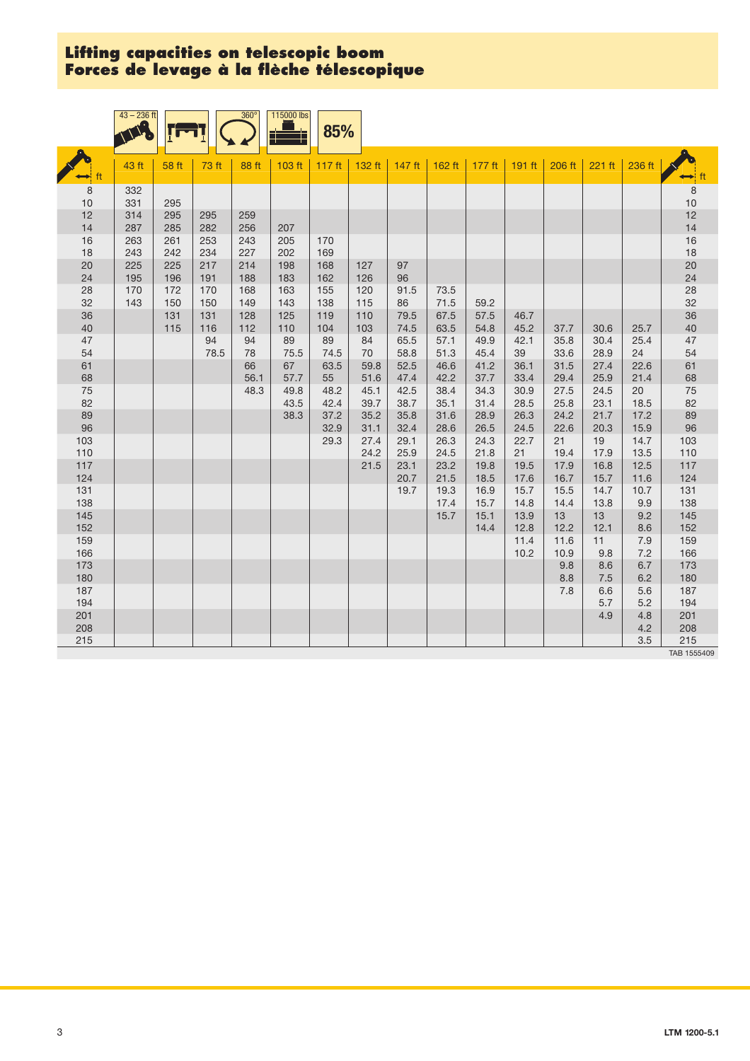## Lifting capacities on telescopic boom
## Forces de levage à la flèche télescopique

43 – 236 ft | 360° | 115000 lbs | 85%

| ft | 43 ft | 58 ft | 73 ft | 88 ft | 103 ft | 117 ft | 132 ft | 147 ft | 162 ft | 177 ft | 191 ft | 206 ft | 221 ft | 236 ft | ft |
|---|---|---|---|---|---|---|---|---|---|---|---|---|---|---|---|
| 8 | 332 | | | | | | | | | | | | | | 8 |
| 10 | 331 | 295 | | | | | | | | | | | | | 10 |
| 12 | 314 | 295 | 295 | 259 | | | | | | | | | | | 12 |
| 14 | 287 | 285 | 282 | 256 | 207 | | | | | | | | | | 14 |
| 16 | 263 | 261 | 253 | 243 | 205 | 170 | | | | | | | | | 16 |
| 18 | 243 | 242 | 234 | 227 | 202 | 169 | | | | | | | | | 18 |
| 20 | 225 | 225 | 217 | 214 | 198 | 168 | 127 | 97 | | | | | | | 20 |
| 24 | 195 | 196 | 191 | 188 | 183 | 162 | 126 | 96 | | | | | | | 24 |
| 28 | 170 | 172 | 170 | 168 | 163 | 155 | 120 | 91.5 | 73.5 | | | | | | 28 |
| 32 | 143 | 150 | 150 | 149 | 143 | 138 | 115 | 86 | 71.5 | 59.2 | | | | | 32 |
| 36 | | 131 | 131 | 128 | 125 | 119 | 110 | 79.5 | 67.5 | 57.5 | 46.7 | | | | 36 |
| 40 | | 115 | 116 | 112 | 110 | 104 | 103 | 74.5 | 63.5 | 54.8 | 45.2 | 37.7 | 30.6 | 25.7 | 40 |
| 47 | | | 94 | 94 | 89 | 89 | 84 | 65.5 | 57.1 | 49.9 | 42.1 | 35.8 | 30.4 | 25.4 | 47 |
| 54 | | | 78.5 | 78 | 75.5 | 74.5 | 70 | 58.8 | 51.3 | 45.4 | 39 | 33.6 | 28.9 | 24 | 54 |
| 61 | | | | 66 | 67 | 63.5 | 59.8 | 52.5 | 46.6 | 41.2 | 36.1 | 31.5 | 27.4 | 22.6 | 61 |
| 68 | | | | 56.1 | 57.7 | 55 | 51.6 | 47.4 | 42.2 | 37.7 | 33.4 | 29.4 | 25.9 | 21.4 | 68 |
| 75 | | | | 48.3 | 49.8 | 48.2 | 45.1 | 42.5 | 38.4 | 34.3 | 30.9 | 27.5 | 24.5 | 20 | 75 |
| 82 | | | | | 43.5 | 42.4 | 39.7 | 38.7 | 35.1 | 31.4 | 28.5 | 25.8 | 23.1 | 18.5 | 82 |
| 89 | | | | | 38.3 | 37.2 | 35.2 | 35.8 | 31.6 | 28.9 | 26.3 | 24.2 | 21.7 | 17.2 | 89 |
| 96 | | | | | | 32.9 | 31.1 | 32.4 | 28.6 | 26.5 | 24.5 | 22.6 | 20.3 | 15.9 | 96 |
| 103 | | | | | | 29.3 | 27.4 | 29.1 | 26.3 | 24.3 | 22.7 | 21 | 19 | 14.7 | 103 |
| 110 | | | | | | | 24.2 | 25.9 | 24.5 | 21.8 | 21 | 19.4 | 17.9 | 13.5 | 110 |
| 117 | | | | | | | 21.5 | 23.1 | 23.2 | 19.8 | 19.5 | 17.9 | 16.8 | 12.5 | 117 |
| 124 | | | | | | | | 20.7 | 21.5 | 18.5 | 17.6 | 16.7 | 15.7 | 11.6 | 124 |
| 131 | | | | | | | | 19.7 | 19.3 | 16.9 | 15.7 | 15.5 | 14.7 | 10.7 | 131 |
| 138 | | | | | | | | | 17.4 | 15.7 | 14.8 | 14.4 | 13.8 | 9.9 | 138 |
| 145 | | | | | | | | | 15.7 | 15.1 | 13.9 | 13 | 13 | 9.2 | 145 |
| 152 | | | | | | | | | | 14.4 | 12.8 | 12.2 | 12.1 | 8.6 | 152 |
| 159 | | | | | | | | | | | 11.4 | 11.6 | 11 | 7.9 | 159 |
| 166 | | | | | | | | | | | 10.2 | 10.9 | 9.8 | 7.2 | 166 |
| 173 | | | | | | | | | | | | 9.8 | 8.6 | 6.7 | 173 |
| 180 | | | | | | | | | | | | 8.8 | 7.5 | 6.2 | 180 |
| 187 | | | | | | | | | | | | 7.8 | 6.6 | 5.6 | 187 |
| 194 | | | | | | | | | | | | | 5.7 | 5.2 | 194 |
| 201 | | | | | | | | | | | | | 4.9 | 4.8 | 201 |
| 208 | | | | | | | | | | | | | | 4.2 | 208 |
| 215 | | | | | | | | | | | | | | 3.5 | 215 |

TAB 1555409

LTM 1200-5.1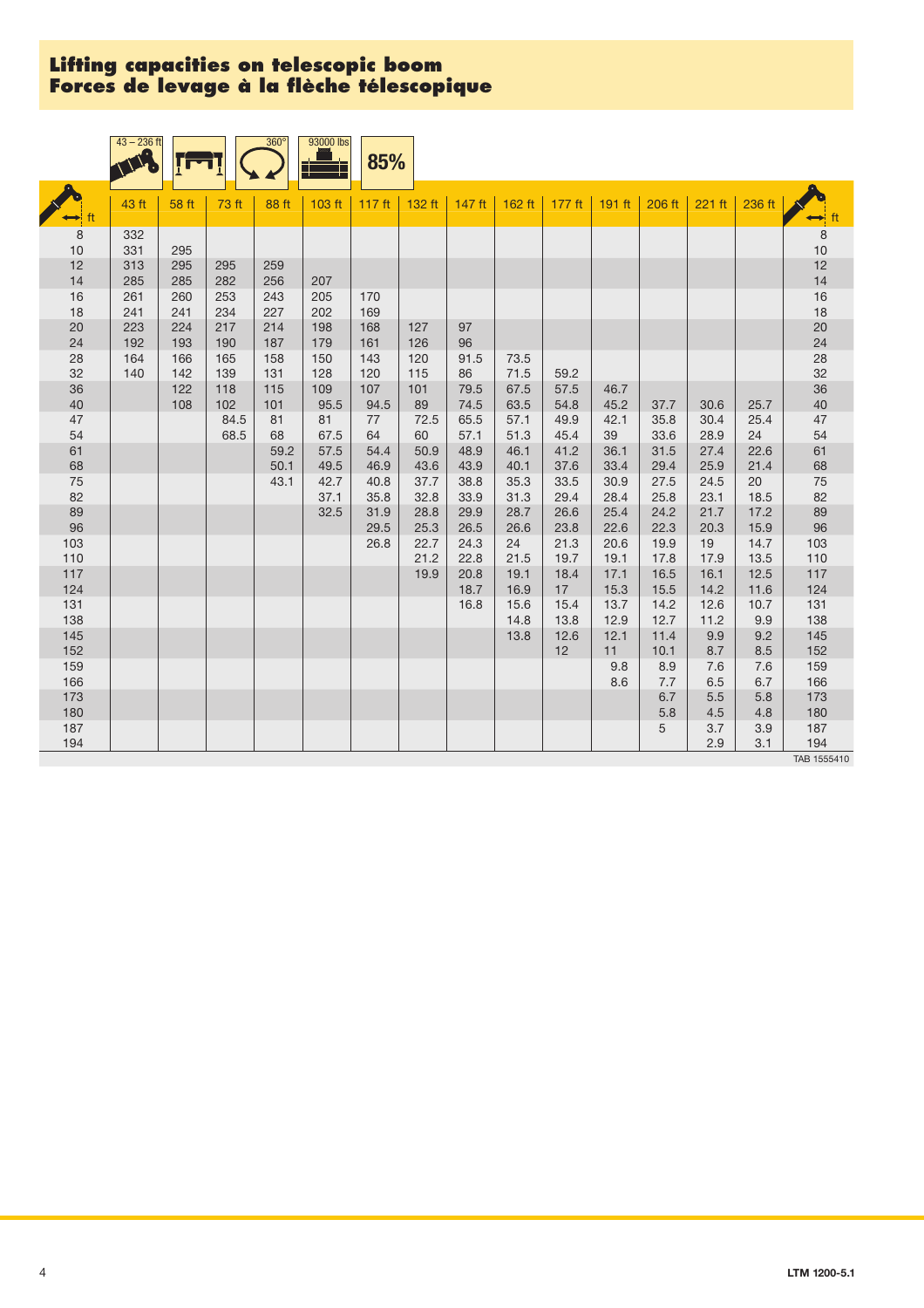# Lifting capacities on telescopic boom
# Forces de levage à la flèche télescopique

43 – 236 ft | 360° | 93000 lbs | 85%

| ft | 43 ft | 58 ft | 73 ft | 88 ft | 103 ft | 117 ft | 132 ft | 147 ft | 162 ft | 177 ft | 191 ft | 206 ft | 221 ft | 236 ft | ft |
|---|---|---|---|---|---|---|---|---|---|---|---|---|---|---|---|
| 8 | 332 | | | | | | | | | | | | | | 8 |
| 10 | 331 | 295 | | | | | | | | | | | | | 10 |
| 12 | 313 | 295 | 295 | 259 | | | | | | | | | | | 12 |
| 14 | 285 | 285 | 282 | 256 | 207 | | | | | | | | | | 14 |
| 16 | 261 | 260 | 253 | 243 | 205 | 170 | | | | | | | | | 16 |
| 18 | 241 | 241 | 234 | 227 | 202 | 169 | | | | | | | | | 18 |
| 20 | 223 | 224 | 217 | 214 | 198 | 168 | 127 | 97 | | | | | | | 20 |
| 24 | 192 | 193 | 190 | 187 | 179 | 161 | 126 | 96 | | | | | | | 24 |
| 28 | 164 | 166 | 165 | 158 | 150 | 143 | 120 | 91.5 | 73.5 | | | | | | 28 |
| 32 | 140 | 142 | 139 | 131 | 128 | 120 | 115 | 86 | 71.5 | 59.2 | | | | | 32 |
| 36 | | 122 | 118 | 115 | 109 | 107 | 101 | 79.5 | 67.5 | 57.5 | 46.7 | | | | 36 |
| 40 | | 108 | 102 | 101 | 95.5 | 94.5 | 89 | 74.5 | 63.5 | 54.8 | 45.2 | 37.7 | 30.6 | 25.7 | 40 |
| 47 | | | 84.5 | 81 | 81 | 77 | 72.5 | 65.5 | 57.1 | 49.9 | 42.1 | 35.8 | 30.4 | 25.4 | 47 |
| 54 | | | 68.5 | 68 | 67.5 | 64 | 60 | 57.1 | 51.3 | 45.4 | 39 | 33.6 | 28.9 | 24 | 54 |
| 61 | | | | 59.2 | 57.5 | 54.4 | 50.9 | 48.9 | 46.1 | 41.2 | 36.1 | 31.5 | 27.4 | 22.6 | 61 |
| 68 | | | | 50.1 | 49.5 | 46.9 | 43.6 | 43.9 | 40.1 | 37.6 | 33.4 | 29.4 | 25.9 | 21.4 | 68 |
| 75 | | | | 43.1 | 42.7 | 40.8 | 37.7 | 38.8 | 35.3 | 33.5 | 30.9 | 27.5 | 24.5 | 20 | 75 |
| 82 | | | | | 37.1 | 35.8 | 32.8 | 33.9 | 31.3 | 29.4 | 28.4 | 25.8 | 23.1 | 18.5 | 82 |
| 89 | | | | | 32.5 | 31.9 | 28.8 | 29.9 | 28.7 | 26.6 | 25.4 | 24.2 | 21.7 | 17.2 | 89 |
| 96 | | | | | | 29.5 | 25.3 | 26.5 | 26.6 | 23.8 | 22.6 | 22.3 | 20.3 | 15.9 | 96 |
| 103 | | | | | | 26.8 | 22.7 | 24.3 | 24 | 21.3 | 20.6 | 19.9 | 19 | 14.7 | 103 |
| 110 | | | | | | | 21.2 | 22.8 | 21.5 | 19.7 | 19.1 | 17.8 | 17.9 | 13.5 | 110 |
| 117 | | | | | | | 19.9 | 20.8 | 19.1 | 18.4 | 17.1 | 16.5 | 16.1 | 12.5 | 117 |
| 124 | | | | | | | | 18.7 | 16.9 | 17 | 15.3 | 15.5 | 14.2 | 11.6 | 124 |
| 131 | | | | | | | | 16.8 | 15.6 | 15.4 | 13.7 | 14.2 | 12.6 | 10.7 | 131 |
| 138 | | | | | | | | | 14.8 | 13.8 | 12.9 | 12.7 | 11.2 | 9.9 | 138 |
| 145 | | | | | | | | | 13.8 | 12.6 | 12.1 | 11.4 | 9.9 | 9.2 | 145 |
| 152 | | | | | | | | | | 12 | 11 | 10.1 | 8.7 | 8.5 | 152 |
| 159 | | | | | | | | | | | 9.8 | 8.9 | 7.6 | 7.6 | 159 |
| 166 | | | | | | | | | | | 8.6 | 7.7 | 6.5 | 6.7 | 166 |
| 173 | | | | | | | | | | | | 6.7 | 5.5 | 5.8 | 173 |
| 180 | | | | | | | | | | | | 5.8 | 4.5 | 4.8 | 180 |
| 187 | | | | | | | | | | | | 5 | 3.7 | 3.9 | 187 |
| 194 | | | | | | | | | | | | | 2.9 | 3.1 | 194 |

TAB 1555410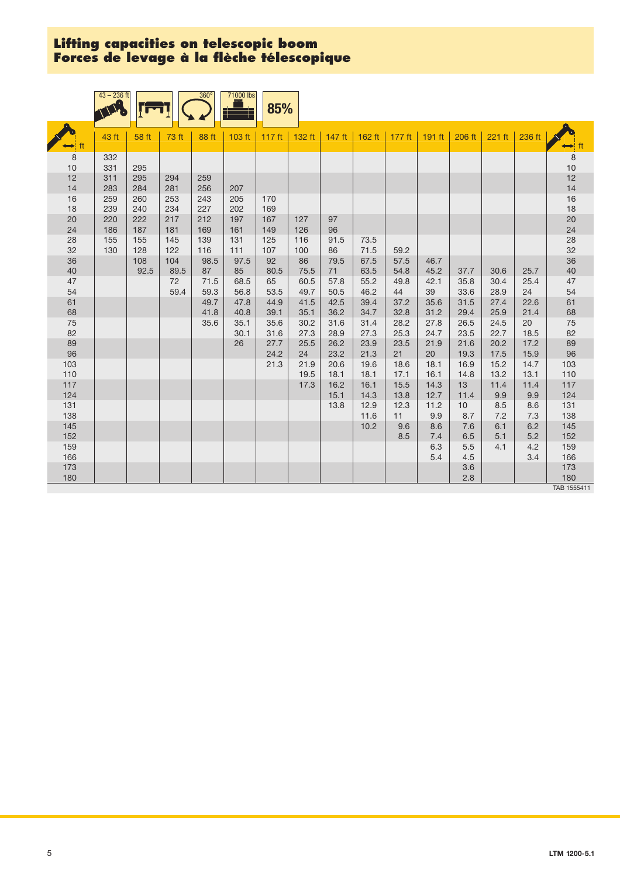# Lifting capacities on telescopic boom
# Forces de levage à la flèche télescopique

43 – 236 ft | 360° | 71000 lbs | 85%

| ft | 43 ft | 58 ft | 73 ft | 88 ft | 103 ft | 117 ft | 132 ft | 147 ft | 162 ft | 177 ft | 191 ft | 206 ft | 221 ft | 236 ft | ft |
|---|---|---|---|---|---|---|---|---|---|---|---|---|---|---|---|
| 8 | 332 | | | | | | | | | | | | | | 8 |
| 10 | 331 | 295 | | | | | | | | | | | | | 10 |
| 12 | 311 | 295 | 294 | 259 | | | | | | | | | | | 12 |
| 14 | 283 | 284 | 281 | 256 | 207 | | | | | | | | | | 14 |
| 16 | 259 | 260 | 253 | 243 | 205 | 170 | | | | | | | | | 16 |
| 18 | 239 | 240 | 234 | 227 | 202 | 169 | | | | | | | | | 18 |
| 20 | 220 | 222 | 217 | 212 | 197 | 167 | 127 | 97 | | | | | | | 20 |
| 24 | 186 | 187 | 181 | 169 | 161 | 149 | 126 | 96 | | | | | | | 24 |
| 28 | 155 | 155 | 145 | 139 | 131 | 125 | 116 | 91.5 | 73.5 | | | | | | 28 |
| 32 | 130 | 128 | 122 | 116 | 111 | 107 | 100 | 86 | 71.5 | 59.2 | | | | | 32 |
| 36 | | 108 | 104 | 98.5 | 97.5 | 92 | 86 | 79.5 | 67.5 | 57.5 | 46.7 | | | | 36 |
| 40 | | 92.5 | 89.5 | 87 | 85 | 80.5 | 75.5 | 71 | 63.5 | 54.8 | 45.2 | 37.7 | 30.6 | 25.7 | 40 |
| 47 | | | 72 | 71.5 | 68.5 | 65 | 60.5 | 57.8 | 55.2 | 49.8 | 42.1 | 35.8 | 30.4 | 25.4 | 47 |
| 54 | | | 59.4 | 59.3 | 56.8 | 53.5 | 49.7 | 50.5 | 46.2 | 44 | 39 | 33.6 | 28.9 | 24 | 54 |
| 61 | | | | 49.7 | 47.8 | 44.9 | 41.5 | 42.5 | 39.4 | 37.2 | 35.6 | 31.5 | 27.4 | 22.6 | 61 |
| 68 | | | | 41.8 | 40.8 | 39.1 | 35.1 | 36.2 | 34.7 | 32.8 | 31.2 | 29.4 | 25.9 | 21.4 | 68 |
| 75 | | | | 35.6 | 35.1 | 35.6 | 30.2 | 31.6 | 31.4 | 28.2 | 27.8 | 26.5 | 24.5 | 20 | 75 |
| 82 | | | | | 30.1 | 31.6 | 27.3 | 28.9 | 27.3 | 25.3 | 24.7 | 23.5 | 22.7 | 18.5 | 82 |
| 89 | | | | | 26 | 27.7 | 25.5 | 26.2 | 23.9 | 23.5 | 21.9 | 21.6 | 20.2 | 17.2 | 89 |
| 96 | | | | | | 24.2 | 24 | 23.2 | 21.3 | 21 | 20 | 19.3 | 17.5 | 15.9 | 96 |
| 103 | | | | | | 21.3 | 21.9 | 20.6 | 19.6 | 18.6 | 18.1 | 16.9 | 15.2 | 14.7 | 103 |
| 110 | | | | | | | 19.5 | 18.1 | 18.1 | 17.1 | 16.1 | 14.8 | 13.2 | 13.1 | 110 |
| 117 | | | | | | | 17.3 | 16.2 | 16.1 | 15.5 | 14.3 | 13 | 11.4 | 11.4 | 117 |
| 124 | | | | | | | | 15.1 | 14.3 | 13.8 | 12.7 | 11.4 | 9.9 | 9.9 | 124 |
| 131 | | | | | | | | 13.8 | 12.9 | 12.3 | 11.2 | 10 | 8.5 | 8.6 | 131 |
| 138 | | | | | | | | | 11.6 | 11 | 9.9 | 8.7 | 7.2 | 7.3 | 138 |
| 145 | | | | | | | | | 10.2 | 9.6 | 8.6 | 7.6 | 6.1 | 6.2 | 145 |
| 152 | | | | | | | | | | 8.5 | 7.4 | 6.5 | 5.1 | 5.2 | 152 |
| 159 | | | | | | | | | | | 6.3 | 5.5 | 4.1 | 4.2 | 159 |
| 166 | | | | | | | | | | | 5.4 | 4.5 | | 3.4 | 166 |
| 173 | | | | | | | | | | | | 3.6 | | | 173 |
| 180 | | | | | | | | | | | | 2.8 | | | 180 |

TAB 1555411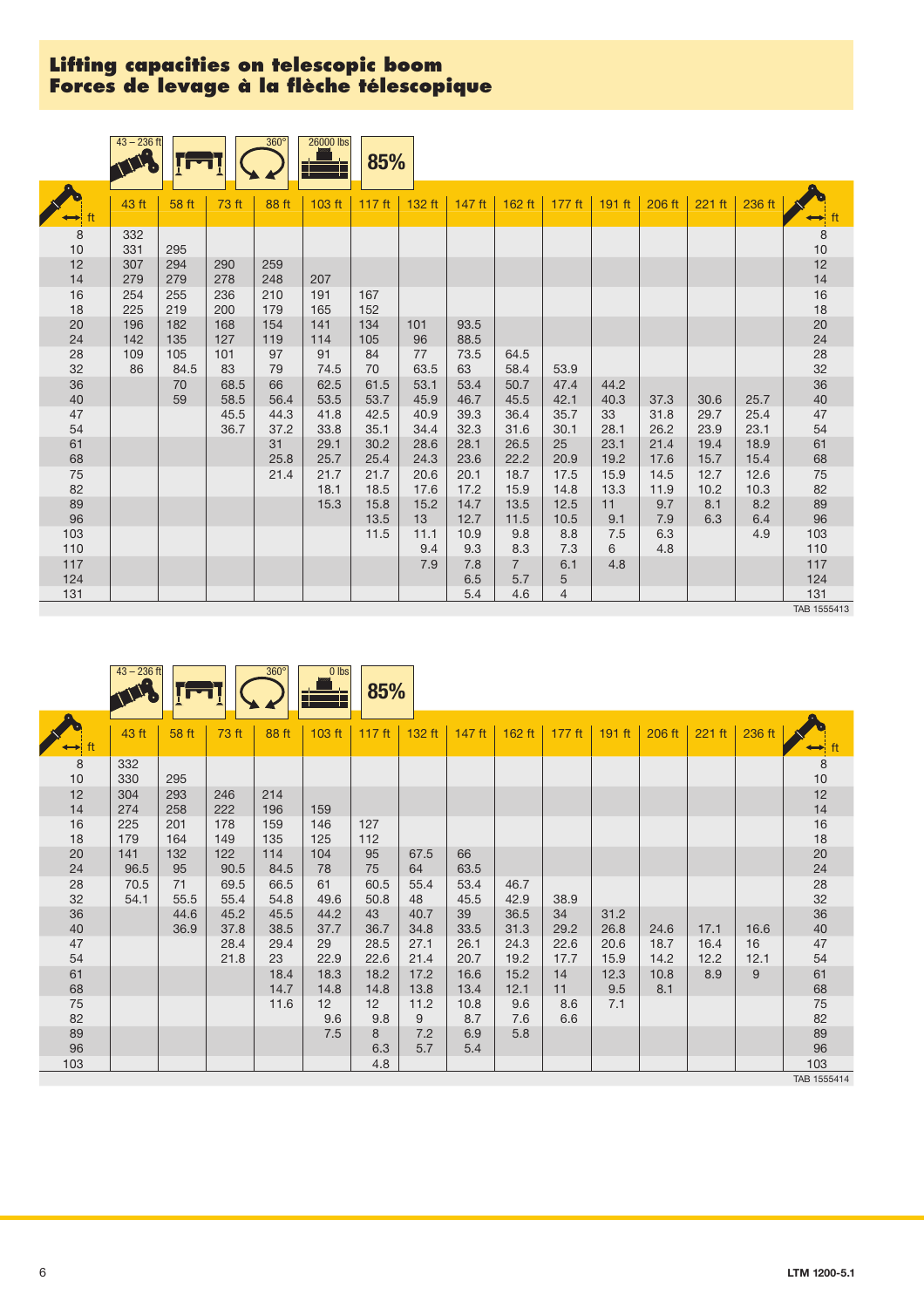## Lifting capacities on telescopic boom
## Forces de levage à la flèche télescopique

43 – 236 ft | 360° | 26000 lbs | 85%

| ft | 43 ft | 58 ft | 73 ft | 88 ft | 103 ft | 117 ft | 132 ft | 147 ft | 162 ft | 177 ft | 191 ft | 206 ft | 221 ft | 236 ft | ft |
|---|---|---|---|---|---|---|---|---|---|---|---|---|---|---|---|
| 8 | 332 | | | | | | | | | | | | | | 8 |
| 10 | 331 | 295 | | | | | | | | | | | | | 10 |
| 12 | 307 | 294 | 290 | 259 | | | | | | | | | | | 12 |
| 14 | 279 | 279 | 278 | 248 | 207 | | | | | | | | | | 14 |
| 16 | 254 | 255 | 236 | 210 | 191 | 167 | | | | | | | | | 16 |
| 18 | 225 | 219 | 200 | 179 | 165 | 152 | | | | | | | | | 18 |
| 20 | 196 | 182 | 168 | 154 | 141 | 134 | 101 | 93.5 | | | | | | | 20 |
| 24 | 142 | 135 | 127 | 119 | 114 | 105 | 96 | 88.5 | | | | | | | 24 |
| 28 | 109 | 105 | 101 | 97 | 91 | 84 | 77 | 73.5 | 64.5 | | | | | | 28 |
| 32 | 86 | 84.5 | 83 | 79 | 74.5 | 70 | 63.5 | 63 | 58.4 | 53.9 | | | | | 32 |
| 36 | | 70 | 68.5 | 66 | 62.5 | 61.5 | 53.1 | 53.4 | 50.7 | 47.4 | 44.2 | | | | 36 |
| 40 | | 59 | 58.5 | 56.4 | 53.5 | 53.7 | 45.9 | 46.7 | 45.5 | 42.1 | 40.3 | 37.3 | 30.6 | 25.7 | 40 |
| 47 | | | 45.5 | 44.3 | 41.8 | 42.5 | 40.9 | 39.3 | 36.4 | 35.7 | 33 | 31.8 | 29.7 | 25.4 | 47 |
| 54 | | | 36.7 | 37.2 | 33.8 | 35.1 | 34.4 | 32.3 | 31.6 | 30.1 | 28.1 | 26.2 | 23.9 | 23.1 | 54 |
| 61 | | | | 31 | 29.1 | 30.2 | 28.6 | 28.1 | 26.5 | 25 | 23.1 | 21.4 | 19.4 | 18.9 | 61 |
| 68 | | | | 25.8 | 25.7 | 25.4 | 24.3 | 23.6 | 22.2 | 20.9 | 19.2 | 17.6 | 15.7 | 15.4 | 68 |
| 75 | | | | 21.4 | 21.7 | 21.7 | 20.6 | 20.1 | 18.7 | 17.5 | 15.9 | 14.5 | 12.7 | 12.6 | 75 |
| 82 | | | | | 18.1 | 18.5 | 17.6 | 17.2 | 15.9 | 14.8 | 13.3 | 11.9 | 10.2 | 10.3 | 82 |
| 89 | | | | | 15.3 | 15.8 | 15.2 | 14.7 | 13.5 | 12.5 | 11 | 9.7 | 8.1 | 8.2 | 89 |
| 96 | | | | | | 13.5 | 13 | 12.7 | 11.5 | 10.5 | 9.1 | 7.9 | 6.3 | 6.4 | 96 |
| 103 | | | | | | 11.5 | 11.1 | 10.9 | 9.8 | 8.8 | 7.5 | 6.3 | | 4.9 | 103 |
| 110 | | | | | | | 9.4 | 9.3 | 8.3 | 7.3 | 6 | 4.8 | | | 110 |
| 117 | | | | | | | 7.9 | 7.8 | 7 | 6.1 | 4.8 | | | | 117 |
| 124 | | | | | | | | 6.5 | 5.7 | 5 | | | | | 124 |
| 131 | | | | | | | | 5.4 | 4.6 | 4 | | | | | 131 |

TAB 1555413

43 – 236 ft | 360° | 0 lbs | 85%

| ft | 43 ft | 58 ft | 73 ft | 88 ft | 103 ft | 117 ft | 132 ft | 147 ft | 162 ft | 177 ft | 191 ft | 206 ft | 221 ft | 236 ft | ft |
|---|---|---|---|---|---|---|---|---|---|---|---|---|---|---|---|
| 8 | 332 | | | | | | | | | | | | | | 8 |
| 10 | 330 | 295 | | | | | | | | | | | | | 10 |
| 12 | 304 | 293 | 246 | 214 | | | | | | | | | | | 12 |
| 14 | 274 | 258 | 222 | 196 | 159 | | | | | | | | | | 14 |
| 16 | 225 | 201 | 178 | 159 | 146 | 127 | | | | | | | | | 16 |
| 18 | 179 | 164 | 149 | 135 | 125 | 112 | | | | | | | | | 18 |
| 20 | 141 | 132 | 122 | 114 | 104 | 95 | 67.5 | 66 | | | | | | | 20 |
| 24 | 96.5 | 95 | 90.5 | 84.5 | 78 | 75 | 64 | 63.5 | | | | | | | 24 |
| 28 | 70.5 | 71 | 69.5 | 66.5 | 61 | 60.5 | 55.4 | 53.4 | 46.7 | | | | | | 28 |
| 32 | 54.1 | 55.5 | 55.4 | 54.8 | 49.6 | 50.8 | 48 | 45.5 | 42.9 | 38.9 | | | | | 32 |
| 36 | | 44.6 | 45.2 | 45.5 | 44.2 | 43 | 40.7 | 39 | 36.5 | 34 | 31.2 | | | | 36 |
| 40 | | 36.9 | 37.8 | 38.5 | 37.7 | 36.7 | 34.8 | 33.5 | 31.3 | 29.2 | 26.8 | 24.6 | 17.1 | 16.6 | 40 |
| 47 | | | 28.4 | 29.4 | 29 | 28.5 | 27.1 | 26.1 | 24.3 | 22.6 | 20.6 | 18.7 | 16.4 | 16 | 47 |
| 54 | | | 21.8 | 23 | 22.9 | 22.6 | 21.4 | 20.7 | 19.2 | 17.7 | 15.9 | 14.2 | 12.2 | 12.1 | 54 |
| 61 | | | | 18.4 | 18.3 | 18.2 | 17.2 | 16.6 | 15.2 | 14 | 12.3 | 10.8 | 8.9 | 9 | 61 |
| 68 | | | | 14.7 | 14.8 | 14.8 | 13.8 | 13.4 | 12.1 | 11 | 9.5 | 8.1 | | | 68 |
| 75 | | | | 11.6 | 12 | 12 | 11.2 | 10.8 | 9.6 | 8.6 | 7.1 | | | | 75 |
| 82 | | | | | 9.6 | 9.8 | 9 | 8.7 | 7.6 | 6.6 | | | | | 82 |
| 89 | | | | | 7.5 | 8 | 7.2 | 6.9 | 5.8 | | | | | | 89 |
| 96 | | | | | | 6.3 | 5.7 | 5.4 | | | | | | | 96 |
| 103 | | | | | | 4.8 | | | | | | | | | 103 |

TAB 1555414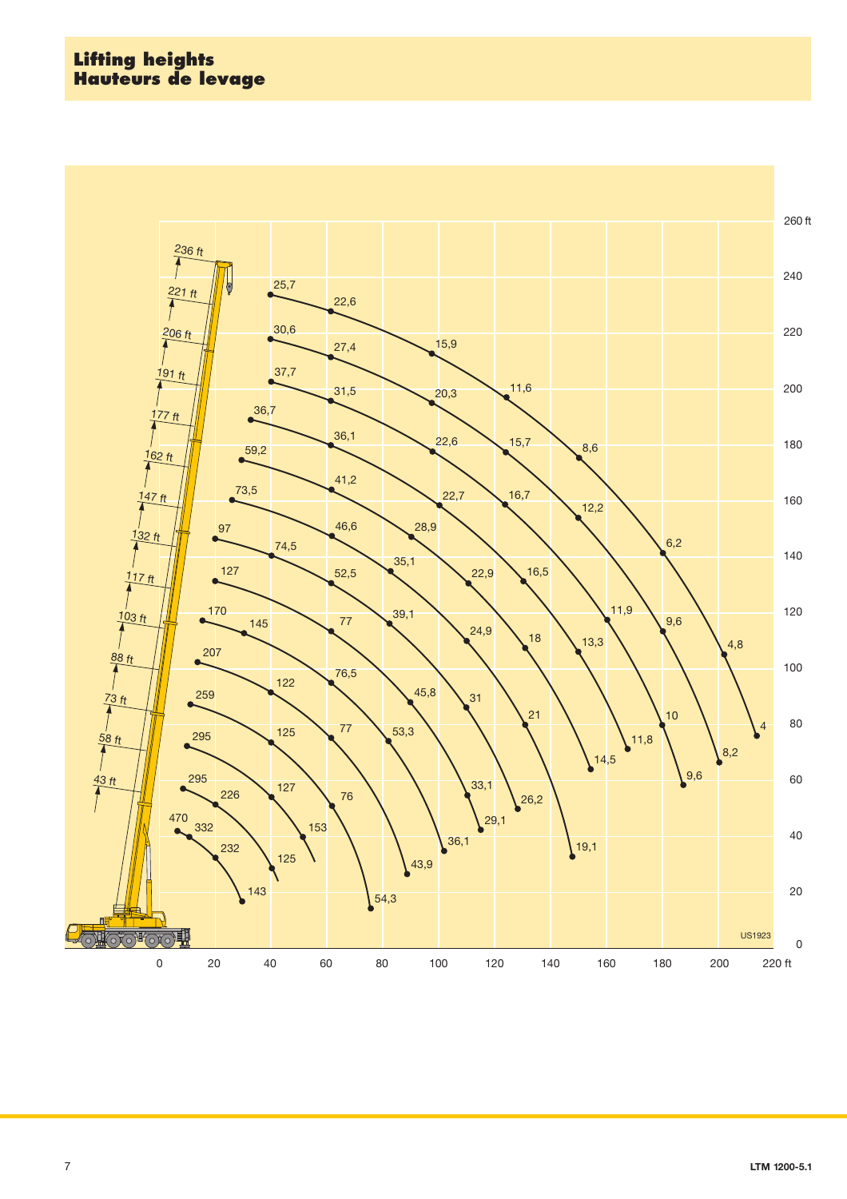# Lifting heights
# Hauteurs de levage

US1923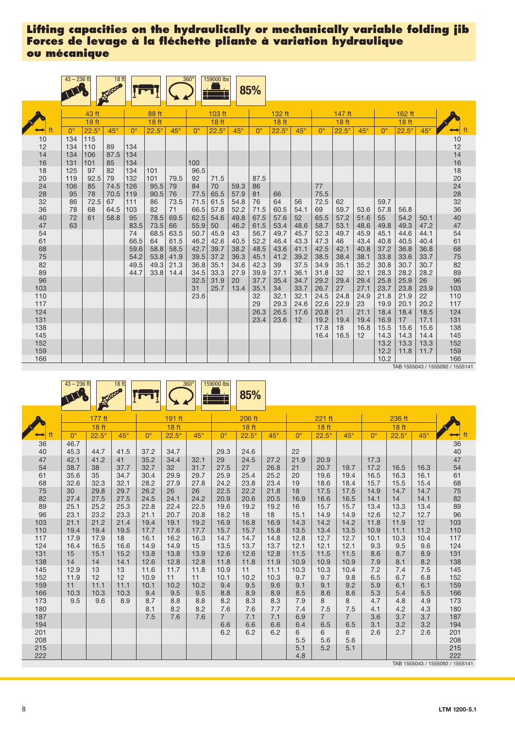# Lifting capacities on the hydraulically or mechanically variable folding jib
# Forces de levage à la fléchette pliante à variation hydraulique ou mécanique

43 – 236 ft | 18 ft | 360° | 159000 lbs | 85%

| ft | 43 ft 18 ft | | | 88 ft 18 ft | | | 103 ft 18 ft | | | 132 ft 18 ft | | | 147 ft 18 ft | | | 162 ft 18 ft | | | ft |
|---|---|---|---|---|---|---|---|---|---|---|---|---|---|---|---|---|---|---|---|
| | 0° | 22.5° | 45° | 0° | 22.5° | 45° | 0° | 22.5° | 45° | 0° | 22.5° | 45° | 0° | 22.5° | 45° | 0° | 22.5° | 45° | |
| 10 | 134 | 115 | | | | | | | | | | | | | | | | | 10 |
| 12 | 134 | 110 | 89 | 134 | | | | | | | | | | | | | | | 12 |
| 14 | 134 | 106 | 87.5 | 134 | | | | | | | | | | | | | | | 14 |
| 16 | 131 | 101 | 85 | 134 | | | 100 | | | | | | | | | | | | 16 |
| 18 | 125 | 97 | 82 | 134 | 101 | | 96.5 | | | | | | | | | | | | 18 |
| 20 | 119 | 92.5 | 79 | 132 | 101 | 79.5 | 92 | 71.5 | | 87.5 | | | | | | | | | 20 |
| 24 | 106 | 85 | 74.5 | 126 | 95.5 | 79 | 84 | 70 | 59.3 | 86 | | | 77 | | | | | | 24 |
| 28 | 95 | 78 | 70.5 | 119 | 90.5 | 76 | 77.5 | 65.5 | 57.9 | 81 | 66 | | 75.5 | | | | | | 28 |
| 32 | 86 | 72.5 | 67 | 111 | 86 | 73.5 | 71.5 | 61.5 | 54.8 | 76 | 64 | 56 | 72.5 | 62 | | 59.7 | | | 32 |
| 36 | 78 | 68 | 64.5 | 103 | 82 | 71 | 66.5 | 57.8 | 52.2 | 71.5 | 60.5 | 54.1 | 69 | 59.7 | 53.6 | 57.8 | 56.8 | | 36 |
| 40 | 72 | 61 | 58.8 | 95 | 78.5 | 69.5 | 62.5 | 54.6 | 49.8 | 67.5 | 57.6 | 52 | 65.5 | 57.2 | 51.6 | 55 | 54.2 | 50.1 | 40 |
| 47 | 63 | | | 83.5 | 73.5 | 66 | 55.9 | 50 | 46.2 | 61.5 | 53.4 | 48.6 | 58.7 | 53.1 | 48.6 | 49.8 | 49.3 | 47.2 | 47 |
| 54 | | | | 74 | 68.5 | 63.5 | 50.7 | 45.9 | 43 | 56.7 | 49.7 | 45.7 | 52.3 | 49.7 | 45.9 | 45.1 | 44.6 | 44.1 | 54 |
| 61 | | | | 66.5 | 64 | 61.5 | 46.2 | 42.6 | 40.5 | 52.2 | 46.4 | 43.3 | 47.3 | 46 | 43.4 | 40.8 | 40.5 | 40.4 | 61 |
| 68 | | | | 59.6 | 58.8 | 58.5 | 42.7 | 39.7 | 38.2 | 48.5 | 43.6 | 41.1 | 42.5 | 42.1 | 40.8 | 37.2 | 36.8 | 36.8 | 68 |
| 75 | | | | 54.2 | 53.8 | 41.9 | 39.5 | 37.2 | 36.3 | 45.1 | 41.2 | 39.2 | 38.5 | 38.4 | 38.1 | 33.8 | 33.6 | 33.7 | 75 |
| 82 | | | | 49.5 | 49.3 | 21.3 | 36.8 | 35.1 | 34.6 | 42.3 | 39 | 37.5 | 34.9 | 35.1 | 35.2 | 30.8 | 30.7 | 30.7 | 82 |
| 89 | | | | 44.7 | 33.8 | 14.4 | 34.5 | 33.3 | 27.9 | 39.9 | 37.1 | 36.1 | 31.8 | 32 | 32.1 | 28.3 | 28.2 | 28.2 | 89 |
| 96 | | | | | | | 32.5 | 31.9 | 20 | 37.7 | 35.4 | 34.7 | 29.2 | 29.4 | 29.4 | 25.8 | 25.9 | 26 | 96 |
| 103 | | | | | | | 31 | 25.7 | 13.4 | 35.1 | 34 | 33.7 | 26.7 | 27 | 27.1 | 23.7 | 23.8 | 23.9 | 103 |
| 110 | | | | | | | 23.6 | | | 32 | 32.1 | 32.1 | 24.5 | 24.8 | 24.9 | 21.8 | 21.9 | 22 | 110 |
| 117 | | | | | | | | | | 29 | 29.3 | 24.6 | 22.6 | 22.9 | 23 | 19.9 | 20.1 | 20.2 | 117 |
| 124 | | | | | | | | | | 26.3 | 26.5 | 17.6 | 20.8 | 21 | 21.1 | 18.4 | 18.4 | 18.5 | 124 |
| 131 | | | | | | | | | | 23.4 | 23.6 | 12 | 19.2 | 19.4 | 19.4 | 16.9 | 17 | 17.1 | 131 |
| 138 | | | | | | | | | | | | | 17.8 | 18 | 16.8 | 15.5 | 15.6 | 15.6 | 138 |
| 145 | | | | | | | | | | | | | 16.4 | 16.5 | 12 | 14.3 | 14.3 | 14.4 | 145 |
| 152 | | | | | | | | | | | | | | | | 13.2 | 13.3 | 13.3 | 152 |
| 159 | | | | | | | | | | | | | | | | 12.2 | 11.8 | 11.7 | 159 |
| 166 | | | | | | | | | | | | | | | | 10.2 | | | 166 |

TAB 1555043 / 1555092 / 1555141

43 – 236 ft | 18 ft | 360° | 159000 lbs | 85%

| ft | 177 ft 18 ft | | | 191 ft 18 ft | | | 206 ft 18 ft | | | 221 ft 18 ft | | | 236 ft 18 ft | | | ft |
|---|---|---|---|---|---|---|---|---|---|---|---|---|---|---|---|---|
| | 0° | 22.5° | 45° | 0° | 22.5° | 45° | 0° | 22.5° | 45° | 0° | 22.5° | 45° | 0° | 22.5° | 45° | |
| 36 | 46.7 | | | | | | | | | | | | | | | 36 |
| 40 | 45.3 | 44.7 | 41.5 | 37.2 | 34.7 | | 29.3 | 24.6 | | 22 | | | | | | 40 |
| 47 | 42.1 | 41.2 | 41 | 35.2 | 34.4 | 32.1 | 29 | 24.5 | 27.2 | 21.9 | 20.9 | | 17.3 | | | 47 |
| 54 | 38.7 | 38 | 37.7 | 32.7 | 32 | 31.7 | 27.5 | 27 | 26.8 | 21 | 20.7 | 19.7 | 17.2 | 16.5 | 16.3 | 54 |
| 61 | 35.6 | 35 | 34.7 | 30.4 | 29.9 | 29.7 | 25.9 | 25.4 | 25.2 | 20 | 19.6 | 19.4 | 16.5 | 16.3 | 16.1 | 61 |
| 68 | 32.6 | 32.3 | 32.1 | 28.2 | 27.9 | 27.8 | 24.2 | 23.8 | 23.4 | 19 | 18.6 | 18.4 | 15.7 | 15.5 | 15.4 | 68 |
| 75 | 30 | 29.8 | 29.7 | 26.2 | 26 | 26 | 22.5 | 22.2 | 21.8 | 18 | 17.5 | 17.5 | 14.9 | 14.7 | 14.7 | 75 |
| 82 | 27.4 | 27.5 | 27.5 | 24.5 | 24.1 | 24.2 | 20.9 | 20.6 | 20.5 | 16.9 | 16.6 | 16.5 | 14.1 | 14 | 14.1 | 82 |
| 89 | 25.1 | 25.2 | 25.3 | 22.8 | 22.4 | 22.5 | 19.6 | 19.2 | 19.2 | 16 | 15.7 | 15.7 | 13.4 | 13.3 | 13.4 | 89 |
| 96 | 23.1 | 23.2 | 23.3 | 21.1 | 20.7 | 20.8 | 18.2 | 18 | 18 | 15.1 | 14.9 | 14.9 | 12.6 | 12.7 | 12.7 | 96 |
| 103 | 21.1 | 21.2 | 21.4 | 19.4 | 19.1 | 19.2 | 16.9 | 16.8 | 16.9 | 14.3 | 14.2 | 14.2 | 11.8 | 11.9 | 12 | 103 |
| 110 | 19.4 | 19.4 | 19.5 | 17.7 | 17.6 | 17.7 | 15.7 | 15.7 | 15.8 | 13.5 | 13.4 | 13.5 | 10.9 | 11.1 | 11.2 | 110 |
| 117 | 17.9 | 17.9 | 18 | 16.1 | 16.2 | 16.3 | 14.7 | 14.7 | 14.8 | 12.8 | 12.7 | 12.7 | 10.1 | 10.3 | 10.4 | 117 |
| 124 | 16.4 | 16.5 | 16.6 | 14.9 | 14.9 | 15 | 13.5 | 13.7 | 13.7 | 12.1 | 12.1 | 12.1 | 9.3 | 9.5 | 9.6 | 124 |
| 131 | 15 | 15.1 | 15.2 | 13.8 | 13.8 | 13.9 | 12.6 | 12.6 | 12.8 | 11.5 | 11.5 | 11.5 | 8.6 | 8.7 | 8.9 | 131 |
| 138 | 14 | 14 | 14.1 | 12.6 | 12.8 | 12.8 | 11.8 | 11.8 | 11.9 | 10.9 | 10.9 | 10.9 | 7.9 | 8.1 | 8.2 | 138 |
| 145 | 12.9 | 13 | 13 | 11.6 | 11.7 | 11.8 | 10.9 | 11 | 11.1 | 10.3 | 10.3 | 10.4 | 7.2 | 7.4 | 7.5 | 145 |
| 152 | 11.9 | 12 | 12 | 10.9 | 11 | 11 | 10.1 | 10.2 | 10.3 | 9.7 | 9.7 | 9.8 | 6.5 | 6.7 | 6.8 | 152 |
| 159 | 11 | 11.1 | 11.1 | 10.1 | 10.2 | 10.2 | 9.4 | 9.5 | 9.6 | 9.1 | 9.1 | 9.2 | 5.9 | 6.1 | 6.1 | 159 |
| 166 | 10.3 | 10.3 | 10.3 | 9.4 | 9.5 | 9.5 | 8.8 | 8.9 | 8.9 | 8.5 | 8.6 | 8.6 | 5.3 | 5.4 | 5.5 | 166 |
| 173 | 9.5 | 9.6 | 8.9 | 8.7 | 8.8 | 8.8 | 8.2 | 8.3 | 8.3 | 7.9 | 8 | 8 | 4.7 | 4.8 | 4.9 | 173 |
| 180 | | | | 8.1 | 8.2 | 8.2 | 7.6 | 7.6 | 7.7 | 7.4 | 7.5 | 7.5 | 4.1 | 4.2 | 4.3 | 180 |
| 187 | | | | 7.5 | 7.6 | 7.6 | 7 | 7.1 | 7.1 | 6.9 | 7 | 7 | 3.6 | 3.7 | 3.7 | 187 |
| 194 | | | | | | | 6.6 | 6.6 | 6.6 | 6.4 | 6.5 | 6.5 | 3.1 | 3.2 | 3.2 | 194 |
| 201 | | | | | | | 6.2 | 6.2 | 6.2 | 6 | 6 | 6 | 2.6 | 2.7 | 2.6 | 201 |
| 208 | | | | | | | | | | 5.5 | 5.6 | 5.6 | | | | 208 |
| 215 | | | | | | | | | | 5.1 | 5.2 | 5.1 | | | | 215 |
| 222 | | | | | | | | | | 4.8 | | | | | | 222 |

TAB 1555043 / 1555092 / 1555141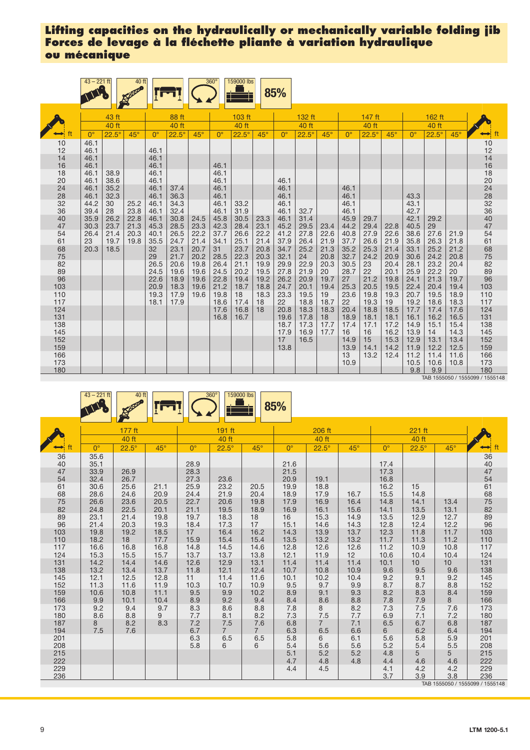# Lifting capacities on the hydraulically or mechanically variable folding jib
# Forces de levage à la fléchette pliante à variation hydraulique ou mécanique

43 – 221 ft | 40 ft | 360° | 159000 lbs | 85%

| ft | 43 ft | | | 88 ft | | | 103 ft | | | 132 ft | | | 147 ft | | | 162 ft | | | ft |
|---|---|---|---|---|---|---|---|---|---|---|---|---|---|---|---|---|---|---|---|
| | 40 ft | | | 40 ft | | | 40 ft | | | 40 ft | | | 40 ft | | | 40 ft | | | |
| | 0° | 22.5° | 45° | 0° | 22.5° | 45° | 0° | 22.5° | 45° | 0° | 22.5° | 45° | 0° | 22.5° | 45° | 0° | 22.5° | 45° | |
| 10 | 46.1 | | | | | | | | | | | | | | | | | | 10 |
| 12 | 46.1 | | | 46.1 | | | | | | | | | | | | | | | 12 |
| 14 | 46.1 | | | 46.1 | | | | | | | | | | | | | | | 14 |
| 16 | 46.1 | | | 46.1 | | | 46.1 | | | | | | | | | | | | 16 |
| 18 | 46.1 | 38.9 | | 46.1 | | | 46.1 | | | | | | | | | | | | 18 |
| 20 | 46.1 | 38.6 | | 46.1 | | | 46.1 | | | 46.1 | | | | | | | | | 20 |
| 24 | 46.1 | 35.2 | | 46.1 | 37.4 | | 46.1 | | | 46.1 | | | 46.1 | | | | | | 24 |
| 28 | 46.1 | 32.3 | | 46.1 | 36.3 | | 46.1 | | | 46.1 | | | 46.1 | | | 43.3 | | | 28 |
| 32 | 44.2 | 30 | 25.2 | 46.1 | 34.3 | | 46.1 | 33.2 | | 46.1 | | | 46.1 | | | 43.1 | | | 32 |
| 36 | 39.4 | 28 | 23.8 | 46.1 | 32.4 | | 46.1 | 31.9 | | 46.1 | 32.7 | | 46.1 | | | 42.7 | | | 36 |
| 40 | 35.9 | 26.2 | 22.8 | 46.1 | 30.8 | 24.5 | 45.8 | 30.5 | 23.3 | 46.1 | 31.4 | | 45.9 | 29.7 | | 42.1 | 29.2 | | 40 |
| 47 | 30.3 | 23.7 | 21.3 | 45.3 | 28.5 | 23.3 | 42.3 | 28.4 | 23.1 | 45.2 | 29.5 | 23.4 | 44.2 | 29.4 | 22.8 | 40.5 | 29 | | 47 |
| 54 | 26.4 | 21.4 | 20.3 | 40.1 | 26.5 | 22.2 | 37.7 | 26.6 | 22.2 | 41.2 | 27.8 | 22.6 | 40.8 | 27.9 | 22.6 | 38.6 | 27.6 | 21.9 | 54 |
| 61 | 23 | 19.7 | 19.8 | 35.5 | 24.7 | 21.4 | 34.1 | 25.1 | 21.4 | 37.9 | 26.4 | 21.9 | 37.7 | 26.6 | 21.9 | 35.8 | 26.3 | 21.8 | 61 |
| 68 | 20.3 | 18.5 | | 32 | 23.1 | 20.7 | 31 | 23.7 | 20.8 | 34.7 | 25.2 | 21.3 | 35.2 | 25.3 | 21.4 | 33.1 | 25.2 | 21.2 | 68 |
| 75 | | | | 29 | 21.7 | 20.2 | 28.5 | 22.3 | 20.3 | 32.1 | 24 | 20.8 | 32.7 | 24.2 | 20.9 | 30.6 | 24.2 | 20.8 | 75 |
| 82 | | | | 26.5 | 20.6 | 19.8 | 26.4 | 21.1 | 19.9 | 29.9 | 22.9 | 20.3 | 30.5 | 23 | 20.4 | 28.1 | 23.2 | 20.4 | 82 |
| 89 | | | | 24.5 | 19.6 | 19.6 | 24.5 | 20.2 | 19.5 | 27.8 | 21.9 | 20 | 28.7 | 22 | 20.1 | 25.9 | 22.2 | 20 | 89 |
| 96 | | | | 22.6 | 18.9 | 19.6 | 22.8 | 19.4 | 19.2 | 26.2 | 20.9 | 19.7 | 27 | 21.2 | 19.8 | 24.1 | 21.3 | 19.7 | 96 |
| 103 | | | | 20.9 | 18.3 | 19.6 | 21.2 | 18.7 | 18.8 | 24.7 | 20.1 | 19.4 | 25.3 | 20.5 | 19.5 | 22.4 | 20.4 | 19.4 | 103 |
| 110 | | | | 19.3 | 17.9 | 19.6 | 19.8 | 18 | 18.3 | 23.3 | 19.5 | 19 | 23.6 | 19.8 | 19.3 | 20.7 | 19.5 | 18.9 | 110 |
| 117 | | | | 18.1 | 17.9 | | 18.6 | 17.4 | 18 | 22 | 18.8 | 18.7 | 22 | 19.3 | 19 | 19.2 | 18.6 | 18.3 | 117 |
| 124 | | | | | | | 17.6 | 16.8 | 18 | 20.8 | 18.3 | 18.3 | 20.4 | 18.8 | 18.5 | 17.7 | 17.4 | 17.6 | 124 |
| 131 | | | | | | | 16.8 | 16.7 | | 19.6 | 17.8 | 18 | 18.9 | 18.1 | 18.1 | 16.1 | 16.2 | 16.5 | 131 |
| 138 | | | | | | | | | | 18.7 | 17.3 | 17.7 | 17.4 | 17.1 | 17.2 | 14.9 | 15.1 | 15.4 | 138 |
| 145 | | | | | | | | | | 17.9 | 16.9 | 17.7 | 16 | 16 | 16.2 | 13.9 | 14 | 14.3 | 145 |
| 152 | | | | | | | | | | 17 | 16.5 | | 14.9 | 15 | 15.3 | 12.9 | 13.1 | 13.4 | 152 |
| 159 | | | | | | | | | | 13.8 | | | 13.9 | 14.1 | 14.2 | 11.9 | 12.2 | 12.5 | 159 |
| 166 | | | | | | | | | | | | | 13 | 13.2 | 12.4 | 11.2 | 11.4 | 11.6 | 166 |
| 173 | | | | | | | | | | | | | 10.9 | | | 10.5 | 10.6 | 10.8 | 173 |
| 180 | | | | | | | | | | | | | | | | 9.8 | 9.9 | | 180 |

TAB 1555050 / 1555099 / 1555148

43 – 221 ft | 40 ft | 360° | 159000 lbs | 85%

| ft | 177 ft | | | 191 ft | | | 206 ft | | | 221 ft | | | ft |
|---|---|---|---|---|---|---|---|---|---|---|---|---|---|
| | 40 ft | | | 40 ft | | | 40 ft | | | 40 ft | | | |
| | 0° | 22.5° | 45° | 0° | 22.5° | 45° | 0° | 22.5° | 45° | 0° | 22.5° | 45° | |
| 36 | 35.6 | | | | | | | | | | | | 36 |
| 40 | 35.1 | | | 28.9 | | | 21.6 | | | 17.4 | | | 40 |
| 47 | 33.9 | 26.9 | | 28.3 | | | 21.5 | | | 17.3 | | | 47 |
| 54 | 32.4 | 26.7 | | 27.3 | 23.6 | | 20.9 | 19.1 | | 16.8 | | | 54 |
| 61 | 30.6 | 25.6 | 21.1 | 25.9 | 23.2 | 20.5 | 19.9 | 18.8 | | 16.2 | 15 | | 61 |
| 68 | 28.6 | 24.6 | 20.9 | 24.4 | 21.9 | 20.4 | 18.9 | 17.9 | 16.7 | 15.5 | 14.8 | | 68 |
| 75 | 26.6 | 23.6 | 20.5 | 22.7 | 20.6 | 19.8 | 17.9 | 16.9 | 16.4 | 14.8 | 14.1 | 13.4 | 75 |
| 82 | 24.8 | 22.5 | 20.1 | 21.1 | 19.5 | 18.9 | 16.9 | 16.1 | 15.6 | 14.1 | 13.5 | 13.1 | 82 |
| 89 | 23.1 | 21.4 | 19.8 | 19.7 | 18.3 | 18 | 16 | 15.3 | 14.9 | 13.5 | 12.9 | 12.7 | 89 |
| 96 | 21.4 | 20.3 | 19.3 | 18.4 | 17.3 | 17 | 15.1 | 14.6 | 14.3 | 12.8 | 12.4 | 12.2 | 96 |
| 103 | 19.8 | 19.2 | 18.5 | 17 | 16.4 | 16.2 | 14.3 | 13.9 | 13.7 | 12.3 | 11.8 | 11.7 | 103 |
| 110 | 18.2 | 18 | 17.7 | 15.9 | 15.4 | 15.4 | 13.5 | 13.2 | 13.2 | 11.7 | 11.3 | 11.2 | 110 |
| 117 | 16.6 | 16.8 | 16.8 | 14.8 | 14.5 | 14.6 | 12.8 | 12.6 | 12.6 | 11.2 | 10.9 | 10.8 | 117 |
| 124 | 15.3 | 15.5 | 15.7 | 13.7 | 13.7 | 13.8 | 12.1 | 11.9 | 12 | 10.6 | 10.4 | 10.4 | 124 |
| 131 | 14.2 | 14.4 | 14.6 | 12.6 | 12.9 | 13.1 | 11.4 | 11.4 | 11.4 | 10.1 | 10 | 10 | 131 |
| 138 | 13.2 | 13.4 | 13.7 | 11.8 | 12.1 | 12.4 | 10.7 | 10.8 | 10.9 | 9.6 | 9.5 | 9.6 | 138 |
| 145 | 12.1 | 12.5 | 12.8 | 11 | 11.4 | 11.6 | 10.1 | 10.2 | 10.4 | 9.2 | 9.1 | 9.2 | 145 |
| 152 | 11.3 | 11.6 | 11.9 | 10.3 | 10.7 | 10.9 | 9.5 | 9.7 | 9.9 | 8.7 | 8.7 | 8.8 | 152 |
| 159 | 10.6 | 10.8 | 11.1 | 9.5 | 9.9 | 10.2 | 8.9 | 9.1 | 9.3 | 8.2 | 8.3 | 8.4 | 159 |
| 166 | 9.9 | 10.1 | 10.4 | 8.9 | 9.2 | 9.4 | 8.4 | 8.6 | 8.8 | 7.8 | 7.9 | 8 | 166 |
| 173 | 9.2 | 9.4 | 9.7 | 8.3 | 8.6 | 8.8 | 7.8 | 8 | 8.2 | 7.3 | 7.5 | 7.6 | 173 |
| 180 | 8.6 | 8.8 | 9 | 7.7 | 8.1 | 8.2 | 7.3 | 7.5 | 7.7 | 6.9 | 7.1 | 7.2 | 180 |
| 187 | 8 | 8.2 | 8.3 | 7.2 | 7.5 | 7.6 | 6.8 | 7 | 7.1 | 6.5 | 6.7 | 6.8 | 187 |
| 194 | 7.5 | 7.6 | | 6.7 | 7 | 7 | 6.3 | 6.5 | 6.6 | 6 | 6.2 | 6.4 | 194 |
| 201 | | | | 6.3 | 6.5 | 6.5 | 5.8 | 6 | 6.1 | 5.6 | 5.8 | 5.9 | 201 |
| 208 | | | | 5.8 | 6 | 6 | 5.4 | 5.6 | 5.6 | 5.2 | 5.4 | 5.5 | 208 |
| 215 | | | | | | | 5.1 | 5.2 | 5.2 | 4.8 | 5 | 5 | 215 |
| 222 | | | | | | | 4.7 | 4.8 | 4.8 | 4.4 | 4.6 | 4.6 | 222 |
| 229 | | | | | | | 4.4 | 4.5 | | 4.1 | 4.2 | 4.2 | 229 |
| 236 | | | | | | | | | | 3.7 | 3.9 | 3.8 | 236 |

TAB 1555050 / 1555099 / 1555148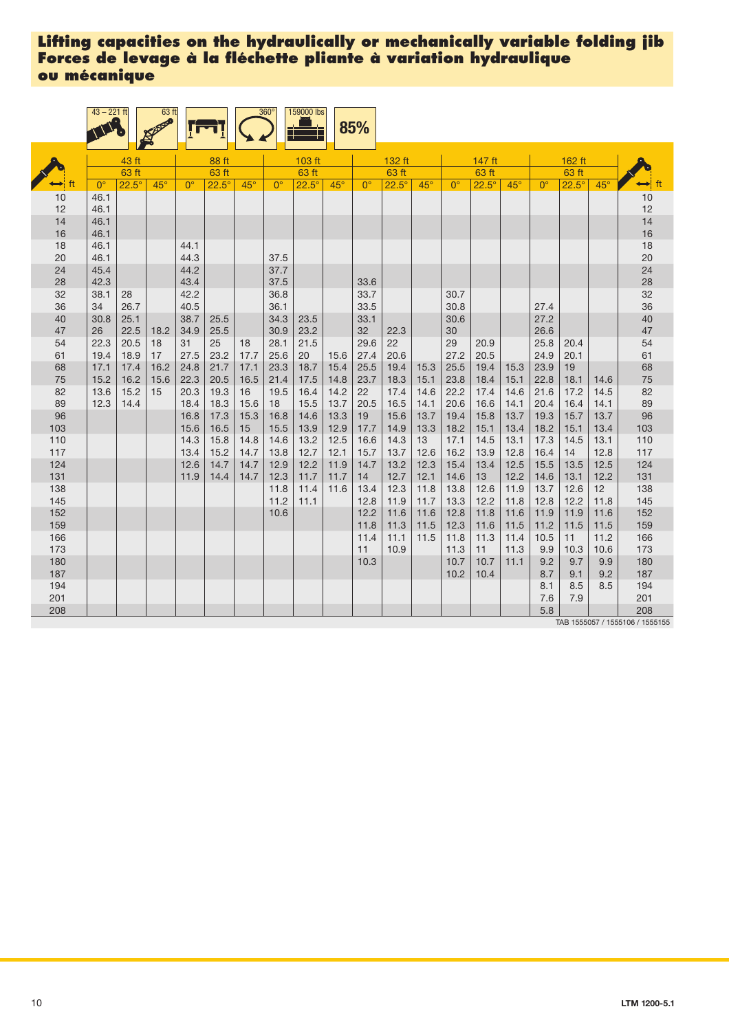# Lifting capacities on the hydraulically or mechanically variable folding jib
# Forces de levage à la fléchette pliante à variation hydraulique ou mécanique

43 – 221 ft | 63 ft | 360° | 159000 lbs | 85%

| ft | 43 ft | | | 88 ft | | | 103 ft | | | 132 ft | | | 147 ft | | | 162 ft | | | ft |
|---|---|---|---|---|---|---|---|---|---|---|---|---|---|---|---|---|---|---|---|
| | 63 ft | | | 63 ft | | | 63 ft | | | 63 ft | | | 63 ft | | | 63 ft | | | |
| | 0° | 22.5° | 45° | 0° | 22.5° | 45° | 0° | 22.5° | 45° | 0° | 22.5° | 45° | 0° | 22.5° | 45° | 0° | 22.5° | 45° | |
| 10 | 46.1 | | | | | | | | | | | | | | | | | | 10 |
| 12 | 46.1 | | | | | | | | | | | | | | | | | | 12 |
| 14 | 46.1 | | | | | | | | | | | | | | | | | | 14 |
| 16 | 46.1 | | | | | | | | | | | | | | | | | | 16 |
| 18 | 46.1 | | | 44.1 | | | | | | | | | | | | | | | 18 |
| 20 | 46.1 | | | 44.3 | | | 37.5 | | | | | | | | | | | | 20 |
| 24 | 45.4 | | | 44.2 | | | 37.7 | | | | | | | | | | | | 24 |
| 28 | 42.3 | | | 43.4 | | | 37.5 | | | 33.6 | | | | | | | | | 28 |
| 32 | 38.1 | 28 | | 42.2 | | | 36.8 | | | 33.7 | | | 30.7 | | | | | | 32 |
| 36 | 34 | 26.7 | | 40.5 | | | 36.1 | | | 33.5 | | | 30.8 | | | 27.4 | | | 36 |
| 40 | 30.8 | 25.1 | | 38.7 | 25.5 | | 34.3 | 23.5 | | 33.1 | | | 30.6 | | | 27.2 | | | 40 |
| 47 | 26 | 22.5 | 18.2 | 34.9 | 25.5 | | 30.9 | 23.2 | | 32 | 22.3 | | 30 | | | 26.6 | | | 47 |
| 54 | 22.3 | 20.5 | 18 | 31 | 25 | 18 | 28.1 | 21.5 | | 29.6 | 22 | | 29 | 20.9 | | 25.8 | 20.4 | | 54 |
| 61 | 19.4 | 18.9 | 17 | 27.5 | 23.2 | 17.7 | 25.6 | 20 | 15.6 | 27.4 | 20.6 | | 27.2 | 20.5 | | 24.9 | 20.1 | | 61 |
| 68 | 17.1 | 17.4 | 16.2 | 24.8 | 21.7 | 17.1 | 23.3 | 18.7 | 15.4 | 25.5 | 19.4 | 15.3 | 25.5 | 19.4 | 15.3 | 23.9 | 19 | | 68 |
| 75 | 15.2 | 16.2 | 15.6 | 22.3 | 20.5 | 16.5 | 21.4 | 17.5 | 14.8 | 23.7 | 18.3 | 15.1 | 23.8 | 18.4 | 15.1 | 22.8 | 18.1 | 14.6 | 75 |
| 82 | 13.6 | 15.2 | 15 | 20.3 | 19.3 | 16 | 19.5 | 16.4 | 14.2 | 22 | 17.4 | 14.6 | 22.2 | 17.4 | 14.6 | 21.6 | 17.2 | 14.5 | 82 |
| 89 | 12.3 | 14.4 | | 18.4 | 18.3 | 15.6 | 18 | 15.5 | 13.7 | 20.5 | 16.5 | 14.1 | 20.6 | 16.6 | 14.1 | 20.4 | 16.4 | 14.1 | 89 |
| 96 | | | | 16.8 | 17.3 | 15.3 | 16.8 | 14.6 | 13.3 | 19 | 15.6 | 13.7 | 19.4 | 15.8 | 13.7 | 19.3 | 15.7 | 13.7 | 96 |
| 103 | | | | 15.6 | 16.5 | 15 | 15.5 | 13.9 | 12.9 | 17.7 | 14.9 | 13.3 | 18.2 | 15.1 | 13.4 | 18.2 | 15.1 | 13.4 | 103 |
| 110 | | | | 14.3 | 15.8 | 14.8 | 14.6 | 13.2 | 12.5 | 16.6 | 14.3 | 13 | 17.1 | 14.5 | 13.1 | 17.3 | 14.5 | 13.1 | 110 |
| 117 | | | | 13.4 | 15.2 | 14.7 | 13.8 | 12.7 | 12.1 | 15.7 | 13.7 | 12.6 | 16.2 | 13.9 | 12.8 | 16.4 | 14 | 12.8 | 117 |
| 124 | | | | 12.6 | 14.7 | 14.7 | 12.9 | 12.2 | 11.9 | 14.7 | 13.2 | 12.3 | 15.4 | 13.4 | 12.5 | 15.5 | 13.5 | 12.5 | 124 |
| 131 | | | | 11.9 | 14.4 | 14.7 | 12.3 | 11.7 | 11.7 | 14 | 12.7 | 12.1 | 14.6 | 13 | 12.2 | 14.6 | 13.1 | 12.2 | 131 |
| 138 | | | | | | | 11.8 | 11.4 | 11.6 | 13.4 | 12.3 | 11.8 | 13.8 | 12.6 | 11.9 | 13.7 | 12.6 | 12 | 138 |
| 145 | | | | | | | 11.2 | 11.1 | | 12.8 | 11.9 | 11.7 | 13.3 | 12.2 | 11.8 | 12.8 | 12.2 | 11.8 | 145 |
| 152 | | | | | | | 10.6 | | | 12.2 | 11.6 | 11.6 | 12.8 | 11.8 | 11.6 | 11.9 | 11.9 | 11.6 | 152 |
| 159 | | | | | | | | | | 11.8 | 11.3 | 11.5 | 12.3 | 11.6 | 11.5 | 11.2 | 11.5 | 11.5 | 159 |
| 166 | | | | | | | | | | 11.4 | 11.1 | 11.5 | 11.8 | 11.3 | 11.4 | 10.5 | 11 | 11.2 | 166 |
| 173 | | | | | | | | | | 11 | 10.9 | | 11.3 | 11 | 11.3 | 9.9 | 10.3 | 10.6 | 173 |
| 180 | | | | | | | | | | 10.3 | | | 10.7 | 10.7 | 11.1 | 9.2 | 9.7 | 9.9 | 180 |
| 187 | | | | | | | | | | | | | 10.2 | 10.4 | | 8.7 | 9.1 | 9.2 | 187 |
| 194 | | | | | | | | | | | | | | | | 8.1 | 8.5 | 8.5 | 194 |
| 201 | | | | | | | | | | | | | | | | 7.6 | 7.9 | | 201 |
| 208 | | | | | | | | | | | | | | | | 5.8 | | | 208 |

TAB 1555057 / 1555106 / 1555155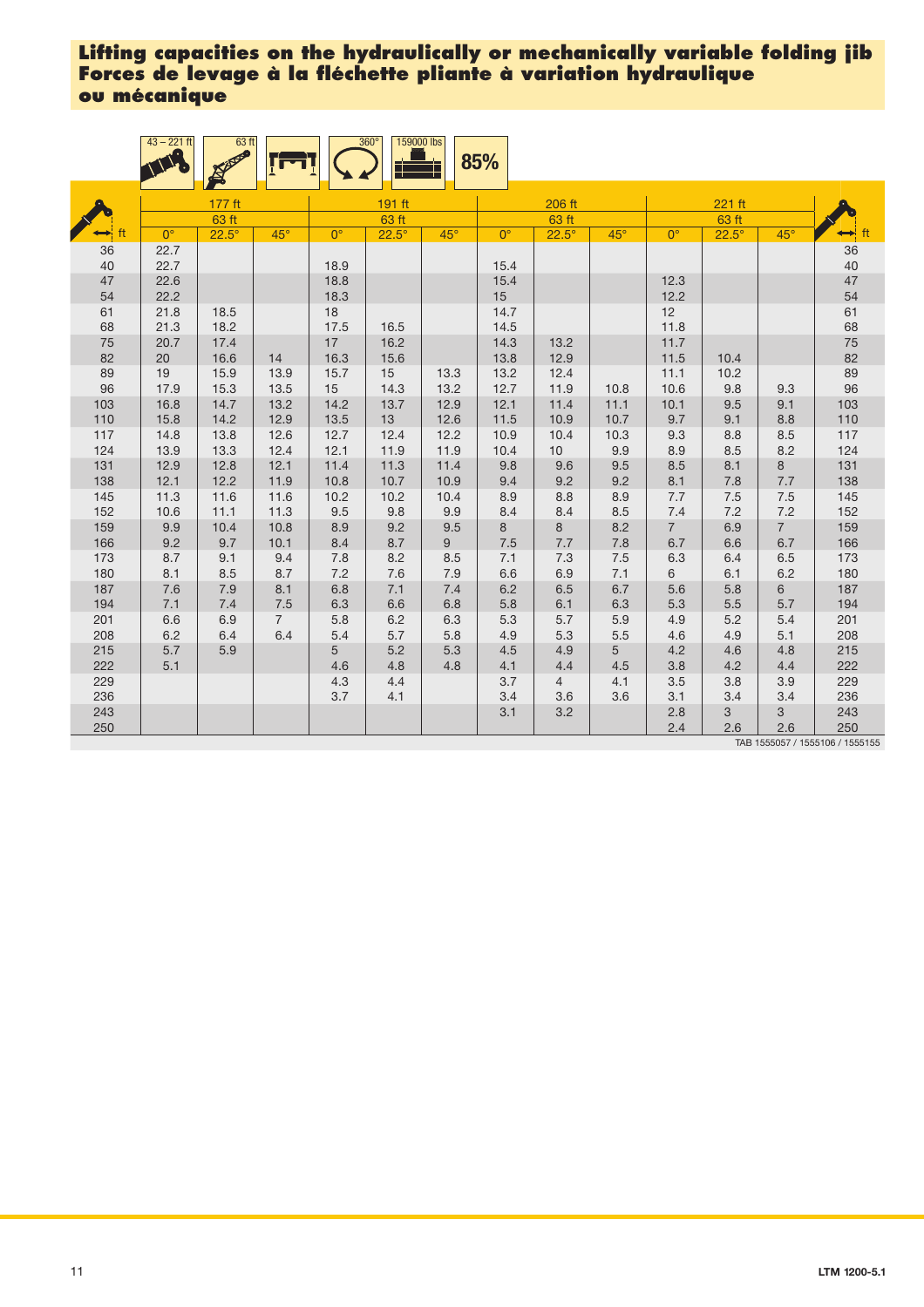# Lifting capacities on the hydraulically or mechanically variable folding jib
# Forces de levage à la fléchette pliante à variation hydraulique ou mécanique

43 – 221 ft | 63 ft | 360° | 159000 lbs | 85%

| ft | 177 ft | | | 191 ft | | | 206 ft | | | 221 ft | | | ft |
|---|---|---|---|---|---|---|---|---|---|---|---|---|---|
| | 63 ft | | | 63 ft | | | 63 ft | | | 63 ft | | | |
| | 0° | 22.5° | 45° | 0° | 22.5° | 45° | 0° | 22.5° | 45° | 0° | 22.5° | 45° | |
| 36 | 22.7 | | | | | | | | | | | | 36 |
| 40 | 22.7 | | | 18.9 | | | 15.4 | | | | | | 40 |
| 47 | 22.6 | | | 18.8 | | | 15.4 | | | 12.3 | | | 47 |
| 54 | 22.2 | | | 18.3 | | | 15 | | | 12.2 | | | 54 |
| 61 | 21.8 | 18.5 | | 18 | | | 14.7 | | | 12 | | | 61 |
| 68 | 21.3 | 18.2 | | 17.5 | 16.5 | | 14.5 | | | 11.8 | | | 68 |
| 75 | 20.7 | 17.4 | | 17 | 16.2 | | 14.3 | 13.2 | | 11.7 | | | 75 |
| 82 | 20 | 16.6 | 14 | 16.3 | 15.6 | | 13.8 | 12.9 | | 11.5 | 10.4 | | 82 |
| 89 | 19 | 15.9 | 13.9 | 15.7 | 15 | 13.3 | 13.2 | 12.4 | | 11.1 | 10.2 | | 89 |
| 96 | 17.9 | 15.3 | 13.5 | 15 | 14.3 | 13.2 | 12.7 | 11.9 | 10.8 | 10.6 | 9.8 | 9.3 | 96 |
| 103 | 16.8 | 14.7 | 13.2 | 14.2 | 13.7 | 12.9 | 12.1 | 11.4 | 11.1 | 10.1 | 9.5 | 9.1 | 103 |
| 110 | 15.8 | 14.2 | 12.9 | 13.5 | 13 | 12.6 | 11.5 | 10.9 | 10.7 | 9.7 | 9.1 | 8.8 | 110 |
| 117 | 14.8 | 13.8 | 12.6 | 12.7 | 12.4 | 12.2 | 10.9 | 10.4 | 10.3 | 9.3 | 8.8 | 8.5 | 117 |
| 124 | 13.9 | 13.3 | 12.4 | 12.1 | 11.9 | 11.9 | 10.4 | 10 | 9.9 | 8.9 | 8.5 | 8.2 | 124 |
| 131 | 12.9 | 12.8 | 12.1 | 11.4 | 11.3 | 11.4 | 9.8 | 9.6 | 9.5 | 8.5 | 8.1 | 8 | 131 |
| 138 | 12.1 | 12.2 | 11.9 | 10.8 | 10.7 | 10.9 | 9.4 | 9.2 | 9.2 | 8.1 | 7.8 | 7.7 | 138 |
| 145 | 11.3 | 11.6 | 11.6 | 10.2 | 10.2 | 10.4 | 8.9 | 8.8 | 8.9 | 7.7 | 7.5 | 7.5 | 145 |
| 152 | 10.6 | 11.1 | 11.3 | 9.5 | 9.8 | 9.9 | 8.4 | 8.4 | 8.5 | 7.4 | 7.2 | 7.2 | 152 |
| 159 | 9.9 | 10.4 | 10.8 | 8.9 | 9.2 | 9.5 | 8 | 8 | 8.2 | 7 | 6.9 | 7 | 159 |
| 166 | 9.2 | 9.7 | 10.1 | 8.4 | 8.7 | 9 | 7.5 | 7.7 | 7.8 | 6.7 | 6.6 | 6.7 | 166 |
| 173 | 8.7 | 9.1 | 9.4 | 7.8 | 8.2 | 8.5 | 7.1 | 7.3 | 7.5 | 6.3 | 6.4 | 6.5 | 173 |
| 180 | 8.1 | 8.5 | 8.7 | 7.2 | 7.6 | 7.9 | 6.6 | 6.9 | 7.1 | 6 | 6.1 | 6.2 | 180 |
| 187 | 7.6 | 7.9 | 8.1 | 6.8 | 7.1 | 7.4 | 6.2 | 6.5 | 6.7 | 5.6 | 5.8 | 6 | 187 |
| 194 | 7.1 | 7.4 | 7.5 | 6.3 | 6.6 | 6.8 | 5.8 | 6.1 | 6.3 | 5.3 | 5.5 | 5.7 | 194 |
| 201 | 6.6 | 6.9 | 7 | 5.8 | 6.2 | 6.3 | 5.3 | 5.7 | 5.9 | 4.9 | 5.2 | 5.4 | 201 |
| 208 | 6.2 | 6.4 | 6.4 | 5.4 | 5.7 | 5.8 | 4.9 | 5.3 | 5.5 | 4.6 | 4.9 | 5.1 | 208 |
| 215 | 5.7 | 5.9 | | 5 | 5.2 | 5.3 | 4.5 | 4.9 | 5 | 4.2 | 4.6 | 4.8 | 215 |
| 222 | 5.1 | | | 4.6 | 4.8 | 4.8 | 4.1 | 4.4 | 4.5 | 3.8 | 4.2 | 4.4 | 222 |
| 229 | | | | 4.3 | 4.4 | | 3.7 | 4 | 4.1 | 3.5 | 3.8 | 3.9 | 229 |
| 236 | | | | 3.7 | 4.1 | | 3.4 | 3.6 | 3.6 | 3.1 | 3.4 | 3.4 | 236 |
| 243 | | | | | | | 3.1 | 3.2 | | 2.8 | 3 | 3 | 243 |
| 250 | | | | | | | | | | 2.4 | 2.6 | 2.6 | 250 |

TAB 1555057 / 1555106 / 1555155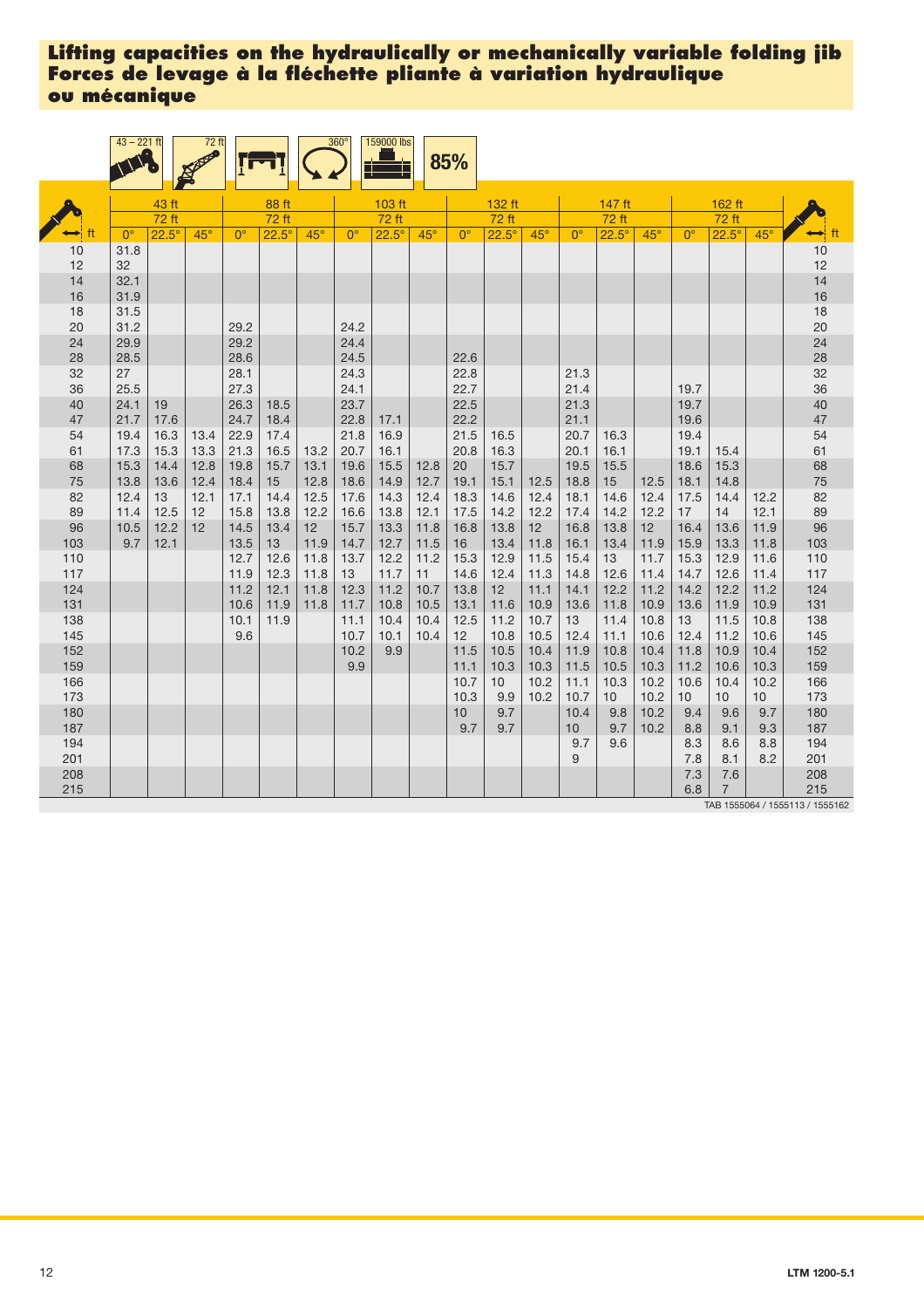# Lifting capacities on the hydraulically or mechanically variable folding jib
# Forces de levage à la fléchette pliante à variation hydraulique ou mécanique

43 – 221 ft | 72 ft | 360° | 159000 lbs | 85%

| ft | 43 ft 72 ft | | | 88 ft 72 ft | | | 103 ft 72 ft | | | 132 ft 72 ft | | | 147 ft 72 ft | | | 162 ft 72 ft | | | ft |
|---|---|---|---|---|---|---|---|---|---|---|---|---|---|---|---|---|---|---|---|
| | 0° | 22.5° | 45° | 0° | 22.5° | 45° | 0° | 22.5° | 45° | 0° | 22.5° | 45° | 0° | 22.5° | 45° | 0° | 22.5° | 45° | |
| 10 | 31.8 | | | | | | | | | | | | | | | | | | 10 |
| 12 | 32 | | | | | | | | | | | | | | | | | | 12 |
| 14 | 32.1 | | | | | | | | | | | | | | | | | | 14 |
| 16 | 31.9 | | | | | | | | | | | | | | | | | | 16 |
| 18 | 31.5 | | | | | | | | | | | | | | | | | | 18 |
| 20 | 31.2 | | | 29.2 | | | 24.2 | | | | | | | | | | | | 20 |
| 24 | 29.9 | | | 29.2 | | | 24.4 | | | | | | | | | | | | 24 |
| 28 | 28.5 | | | 28.6 | | | 24.5 | | | 22.6 | | | | | | | | | 28 |
| 32 | 27 | | | 28.1 | | | 24.3 | | | 22.8 | | | 21.3 | | | | | | 32 |
| 36 | 25.5 | | | 27.3 | | | 24.1 | | | 22.7 | | | 21.4 | | | 19.7 | | | 36 |
| 40 | 24.1 | 19 | | 26.3 | 18.5 | | 23.7 | | | 22.5 | | | 21.3 | | | 19.7 | | | 40 |
| 47 | 21.7 | 17.6 | | 24.7 | 18.4 | | 22.8 | 17.1 | | 22.2 | | | 21.1 | | | 19.6 | | | 47 |
| 54 | 19.4 | 16.3 | 13.4 | 22.9 | 17.4 | | 21.8 | 16.9 | | 21.5 | 16.5 | | 20.7 | 16.3 | | 19.4 | | | 54 |
| 61 | 17.3 | 15.3 | 13.3 | 21.3 | 16.5 | 13.2 | 20.7 | 16.1 | | 20.8 | 16.3 | | 20.1 | 16.1 | | 19.1 | 15.4 | | 61 |
| 68 | 15.3 | 14.4 | 12.8 | 19.8 | 15.7 | 13.1 | 19.6 | 15.5 | 12.8 | 20 | 15.7 | | 19.5 | 15.5 | | 18.6 | 15.3 | | 68 |
| 75 | 13.8 | 13.6 | 12.4 | 18.4 | 15 | 12.8 | 18.6 | 14.9 | 12.7 | 19.1 | 15.1 | 12.5 | 18.8 | 15 | 12.5 | 18.1 | 14.8 | | 75 |
| 82 | 12.4 | 13 | 12.1 | 17.1 | 14.4 | 12.5 | 17.6 | 14.3 | 12.4 | 18.3 | 14.6 | 12.4 | 18.1 | 14.6 | 12.4 | 17.5 | 14.4 | 12.2 | 82 |
| 89 | 11.4 | 12.5 | 12 | 15.8 | 13.8 | 12.2 | 16.6 | 13.8 | 12.1 | 17.5 | 14.2 | 12.2 | 17.4 | 14.2 | 12.2 | 17 | 14 | 12.1 | 89 |
| 96 | 10.5 | 12.2 | 12 | 14.5 | 13.4 | 12 | 15.7 | 13.3 | 11.8 | 16.8 | 13.8 | 12 | 16.8 | 13.8 | 12 | 16.4 | 13.6 | 11.9 | 96 |
| 103 | 9.7 | 12.1 | | 13.5 | 13 | 11.9 | 14.7 | 12.7 | 11.5 | 16 | 13.4 | 11.8 | 16.1 | 13.4 | 11.9 | 15.9 | 13.3 | 11.8 | 103 |
| 110 | | | | 12.7 | 12.6 | 11.8 | 13.7 | 12.2 | 11.2 | 15.3 | 12.9 | 11.5 | 15.4 | 13 | 11.7 | 15.3 | 12.9 | 11.6 | 110 |
| 117 | | | | 11.9 | 12.3 | 11.8 | 13 | 11.7 | 11 | 14.6 | 12.4 | 11.3 | 14.8 | 12.6 | 11.4 | 14.7 | 12.6 | 11.4 | 117 |
| 124 | | | | 11.2 | 12.1 | 11.8 | 12.3 | 11.2 | 10.7 | 13.8 | 12 | 11.1 | 14.1 | 12.2 | 11.2 | 14.2 | 12.2 | 11.2 | 124 |
| 131 | | | | 10.6 | 11.9 | 11.8 | 11.7 | 10.8 | 10.5 | 13.1 | 11.6 | 10.9 | 13.6 | 11.8 | 10.9 | 13.6 | 11.9 | 10.9 | 131 |
| 138 | | | | 10.1 | 11.9 | | 11.1 | 10.4 | 10.4 | 12.5 | 11.2 | 10.7 | 13 | 11.4 | 10.8 | 13 | 11.5 | 10.8 | 138 |
| 145 | | | | 9.6 | | | 10.7 | 10.1 | 10.4 | 12 | 10.8 | 10.5 | 12.4 | 11.1 | 10.6 | 12.4 | 11.2 | 10.6 | 145 |
| 152 | | | | | | | 10.2 | 9.9 | | 11.5 | 10.5 | 10.4 | 11.9 | 10.8 | 10.4 | 11.8 | 10.9 | 10.4 | 152 |
| 159 | | | | | | | 9.9 | | | 11.1 | 10.3 | 10.3 | 11.5 | 10.5 | 10.3 | 11.2 | 10.6 | 10.3 | 159 |
| 166 | | | | | | | | | | 10.7 | 10 | 10.2 | 11.1 | 10.3 | 10.2 | 10.6 | 10.4 | 10.2 | 166 |
| 173 | | | | | | | | | | 10.3 | 9.9 | 10.2 | 10.7 | 10 | 10.2 | 10 | 10 | 10 | 173 |
| 180 | | | | | | | | | | 10 | 9.7 | | 10.4 | 9.8 | 10.2 | 9.4 | 9.6 | 9.7 | 180 |
| 187 | | | | | | | | | | 9.7 | 9.7 | | 10 | 9.7 | 10.2 | 8.8 | 9.1 | 9.3 | 187 |
| 194 | | | | | | | | | | | | | 9.7 | 9.6 | | 8.3 | 8.6 | 8.8 | 194 |
| 201 | | | | | | | | | | | | | 9 | | | 7.8 | 8.1 | 8.2 | 201 |
| 208 | | | | | | | | | | | | | | | | 7.3 | 7.6 | | 208 |
| 215 | | | | | | | | | | | | | | | | 6.8 | 7 | | 215 |

TAB 1555064 / 1555113 / 1555162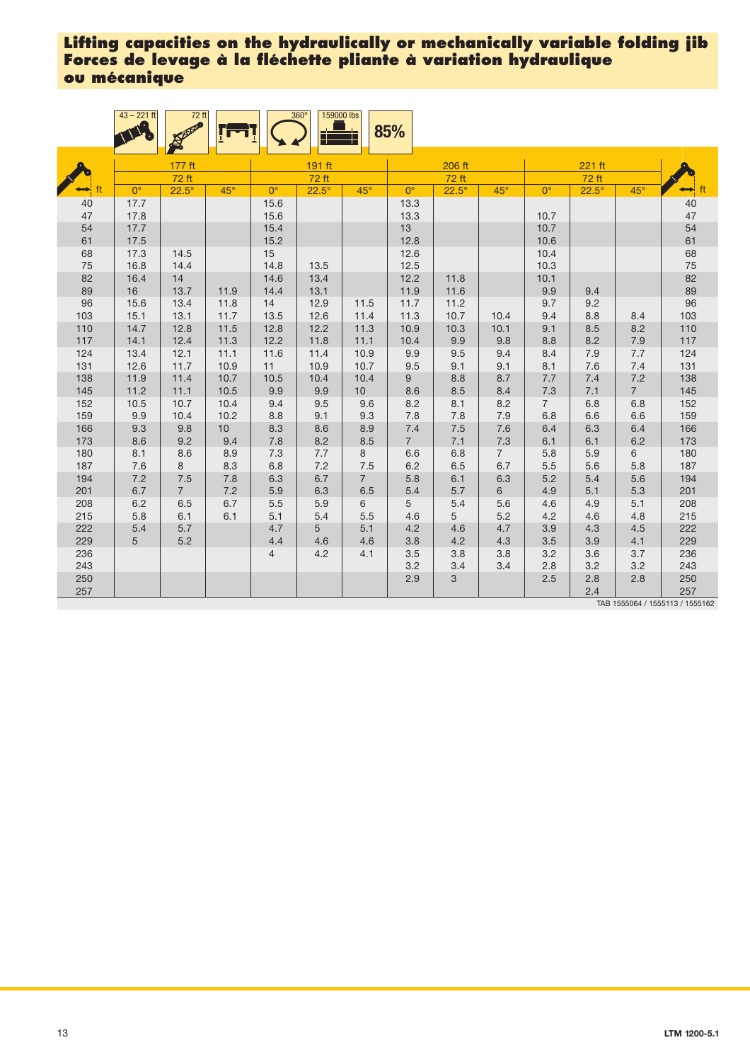## Lifting capacities on the hydraulically or mechanically variable folding jib
## Forces de levage à la fléchette pliante à variation hydraulique ou mécanique

43 – 221 ft | 72 ft | 360° | 159000 lbs | 85%

| ft | 177 ft | | | 191 ft | | | 206 ft | | | 221 ft | | | ft |
|---|---|---|---|---|---|---|---|---|---|---|---|---|---|
| | 72 ft | | | 72 ft | | | 72 ft | | | 72 ft | | | |
| | 0° | 22.5° | 45° | 0° | 22.5° | 45° | 0° | 22.5° | 45° | 0° | 22.5° | 45° | |
| 40 | 17.7 | | | 15.6 | | | 13.3 | | | | | | 40 |
| 47 | 17.8 | | | 15.6 | | | 13.3 | | | 10.7 | | | 47 |
| 54 | 17.7 | | | 15.4 | | | 13 | | | 10.7 | | | 54 |
| 61 | 17.5 | | | 15.2 | | | 12.8 | | | 10.6 | | | 61 |
| 68 | 17.3 | 14.5 | | 15 | | | 12.6 | | | 10.4 | | | 68 |
| 75 | 16.8 | 14.4 | | 14.8 | 13.5 | | 12.5 | | | 10.3 | | | 75 |
| 82 | 16.4 | 14 | | 14.6 | 13.4 | | 12.2 | 11.8 | | 10.1 | | | 82 |
| 89 | 16 | 13.7 | 11.9 | 14.4 | 13.1 | | 11.9 | 11.6 | | 9.9 | 9.4 | | 89 |
| 96 | 15.6 | 13.4 | 11.8 | 14 | 12.9 | 11.5 | 11.7 | 11.2 | | 9.7 | 9.2 | | 96 |
| 103 | 15.1 | 13.1 | 11.7 | 13.5 | 12.6 | 11.4 | 11.3 | 10.7 | 10.4 | 9.4 | 8.8 | 8.4 | 103 |
| 110 | 14.7 | 12.8 | 11.5 | 12.8 | 12.2 | 11.3 | 10.9 | 10.3 | 10.1 | 9.1 | 8.5 | 8.2 | 110 |
| 117 | 14.1 | 12.4 | 11.3 | 12.2 | 11.8 | 11.1 | 10.4 | 9.9 | 9.8 | 8.8 | 8.2 | 7.9 | 117 |
| 124 | 13.4 | 12.1 | 11.1 | 11.6 | 11.4 | 10.9 | 9.9 | 9.5 | 9.4 | 8.4 | 7.9 | 7.7 | 124 |
| 131 | 12.6 | 11.7 | 10.9 | 11 | 10.9 | 10.7 | 9.5 | 9.1 | 9.1 | 8.1 | 7.6 | 7.4 | 131 |
| 138 | 11.9 | 11.4 | 10.7 | 10.5 | 10.4 | 10.4 | 9 | 8.8 | 8.7 | 7.7 | 7.4 | 7.2 | 138 |
| 145 | 11.2 | 11.1 | 10.5 | 9.9 | 9.9 | 10 | 8.6 | 8.5 | 8.4 | 7.3 | 7.1 | 7 | 145 |
| 152 | 10.5 | 10.7 | 10.4 | 9.4 | 9.5 | 9.6 | 8.2 | 8.1 | 8.2 | 7 | 6.8 | 6.8 | 152 |
| 159 | 9.9 | 10.4 | 10.2 | 8.8 | 9.1 | 9.3 | 7.8 | 7.8 | 7.9 | 6.8 | 6.6 | 6.6 | 159 |
| 166 | 9.3 | 9.8 | 10 | 8.3 | 8.6 | 8.9 | 7.4 | 7.5 | 7.6 | 6.4 | 6.3 | 6.4 | 166 |
| 173 | 8.6 | 9.2 | 9.4 | 7.8 | 8.2 | 8.5 | 7 | 7.1 | 7.3 | 6.1 | 6.1 | 6.2 | 173 |
| 180 | 8.1 | 8.6 | 8.9 | 7.3 | 7.7 | 8 | 6.6 | 6.8 | 7 | 5.8 | 5.9 | 6 | 180 |
| 187 | 7.6 | 8 | 8.3 | 6.8 | 7.2 | 7.5 | 6.2 | 6.5 | 6.7 | 5.5 | 5.6 | 5.8 | 187 |
| 194 | 7.2 | 7.5 | 7.8 | 6.3 | 6.7 | 7 | 5.8 | 6.1 | 6.3 | 5.2 | 5.4 | 5.6 | 194 |
| 201 | 6.7 | 7 | 7.2 | 5.9 | 6.3 | 6.5 | 5.4 | 5.7 | 6 | 4.9 | 5.1 | 5.3 | 201 |
| 208 | 6.2 | 6.5 | 6.7 | 5.5 | 5.9 | 6 | 5 | 5.4 | 5.6 | 4.6 | 4.9 | 5.1 | 208 |
| 215 | 5.8 | 6.1 | 6.1 | 5.1 | 5.4 | 5.5 | 4.6 | 5 | 5.2 | 4.2 | 4.6 | 4.8 | 215 |
| 222 | 5.4 | 5.7 | | 4.7 | 5 | 5.1 | 4.2 | 4.6 | 4.7 | 3.9 | 4.3 | 4.5 | 222 |
| 229 | 5 | 5.2 | | 4.4 | 4.6 | 4.6 | 3.8 | 4.2 | 4.3 | 3.5 | 3.9 | 4.1 | 229 |
| 236 | | | | 4 | 4.2 | 4.1 | 3.5 | 3.8 | 3.8 | 3.2 | 3.6 | 3.7 | 236 |
| 243 | | | | | | | 3.2 | 3.4 | 3.4 | 2.8 | 3.2 | 3.2 | 243 |
| 250 | | | | | | | 2.9 | 3 | | 2.5 | 2.8 | 2.8 | 250 |
| 257 | | | | | | | | | | | 2.4 | | 257 |

TAB 1555064 / 1555113 / 1555162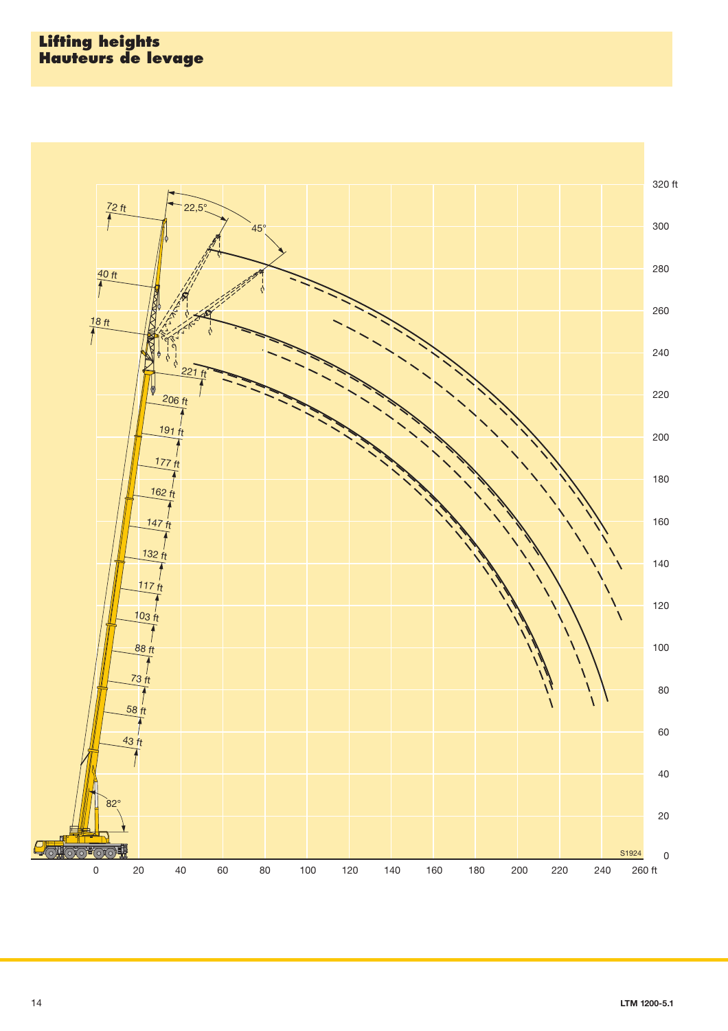# Lifting heights
# Hauteurs de levage

72 ft

40 ft

18 ft

22,5°

45°

221 ft

206 ft

191 ft

177 ft

162 ft

147 ft

132 ft

117 ft

103 ft

88 ft

73 ft

58 ft

43 ft

82°

320 ft

300

280

260

240

220

200

180

160

140

120

100

80

60

40

20

0

0 20 40 60 80 100 120 140 160 180 200 220 240 260 ft

S1924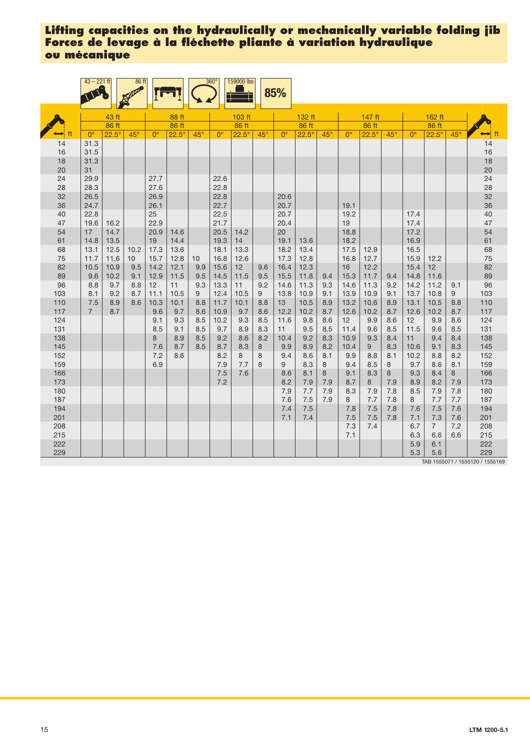# Lifting capacities on the hydraulically or mechanically variable folding jib
# Forces de levage à la fléchette pliante à variation hydraulique ou mécanique

43 – 221 ft | 86 ft | 360° | 159000 lbs | 85%

| ft | 43 ft | | | 88 ft | | | 103 ft | | | 132 ft | | | 147 ft | | | 162 ft | | | ft |
|---|---|---|---|---|---|---|---|---|---|---|---|---|---|---|---|---|---|---|---|
| | 86 ft | | | 86 ft | | | 86 ft | | | 86 ft | | | 86 ft | | | 86 ft | | | |
| | 0° | 22.5° | 45° | 0° | 22.5° | 45° | 0° | 22.5° | 45° | 0° | 22.5° | 45° | 0° | 22.5° | 45° | 0° | 22.5° | 45° | |
| 14 | 31.3 | | | | | | | | | | | | | | | | | | 14 |
| 16 | 31.5 | | | | | | | | | | | | | | | | | | 16 |
| 18 | 31.3 | | | | | | | | | | | | | | | | | | 18 |
| 20 | 31 | | | | | | | | | | | | | | | | | | 20 |
| 24 | 29.9 | | | 27.7 | | | 22.6 | | | | | | | | | | | | 24 |
| 28 | 28.3 | | | 27.6 | | | 22.8 | | | | | | | | | | | | 28 |
| 32 | 26.5 | | | 26.9 | | | 22.8 | | | 20.6 | | | | | | | | | 32 |
| 36 | 24.7 | | | 26.1 | | | 22.7 | | | 20.7 | | | 19.1 | | | | | | 36 |
| 40 | 22.8 | | | 25 | | | 22.5 | | | 20.7 | | | 19.2 | | | 17.4 | | | 40 |
| 47 | 19.6 | 16.2 | | 22.9 | | | 21.7 | | | 20.4 | | | 19 | | | 17.4 | | | 47 |
| 54 | 17 | 14.7 | | 20.9 | 14.6 | | 20.5 | 14.2 | | 20 | | | 18.8 | | | 17.2 | | | 54 |
| 61 | 14.8 | 13.5 | | 19 | 14.4 | | 19.3 | 14 | | 19.1 | 13.6 | | 18.2 | | | 16.9 | | | 61 |
| 68 | 13.1 | 12.5 | 10.2 | 17.3 | 13.6 | | 18.1 | 13.3 | | 18.2 | 13.4 | | 17.5 | 12.9 | | 16.5 | | | 68 |
| 75 | 11.7 | 11.6 | 10 | 15.7 | 12.8 | 10 | 16.8 | 12.6 | | 17.3 | 12.8 | | 16.8 | 12.7 | | 15.9 | 12.2 | | 75 |
| 82 | 10.5 | 10.9 | 9.5 | 14.2 | 12.1 | 9.9 | 15.6 | 12 | 9.6 | 16.4 | 12.3 | | 16 | 12.2 | | 15.4 | 12 | | 82 |
| 89 | 9.6 | 10.2 | 9.1 | 12.9 | 11.5 | 9.5 | 14.5 | 11.5 | 9.5 | 15.5 | 11.8 | 9.4 | 15.3 | 11.7 | 9.4 | 14.8 | 11.6 | | 89 |
| 96 | 8.8 | 9.7 | 8.8 | 12 | 11 | 9.3 | 13.3 | 11 | 9.2 | 14.6 | 11.3 | 9.3 | 14.6 | 11.3 | 9.2 | 14.2 | 11.2 | 9.1 | 96 |
| 103 | 8.1 | 9.2 | 8.7 | 11.1 | 10.5 | 9 | 12.4 | 10.5 | 9 | 13.8 | 10.9 | 9.1 | 13.9 | 10.9 | 9.1 | 13.7 | 10.8 | 9 | 103 |
| 110 | 7.5 | 8.9 | 8.6 | 10.3 | 10.1 | 8.8 | 11.7 | 10.1 | 8.8 | 13 | 10.5 | 8.9 | 13.2 | 10.6 | 8.9 | 13.1 | 10.5 | 8.8 | 110 |
| 117 | 7 | 8.7 | | 9.6 | 9.7 | 8.6 | 10.9 | 9.7 | 8.6 | 12.2 | 10.2 | 8.7 | 12.6 | 10.2 | 8.7 | 12.6 | 10.2 | 8.7 | 117 |
| 124 | | | | 9.1 | 9.3 | 8.5 | 10.2 | 9.3 | 8.5 | 11.6 | 9.8 | 8.6 | 12 | 9.9 | 8.6 | 12 | 9.9 | 8.6 | 124 |
| 131 | | | | 8.5 | 9.1 | 8.5 | 9.7 | 8.9 | 8.3 | 11 | 9.5 | 8.5 | 11.4 | 9.6 | 8.5 | 11.5 | 9.6 | 8.5 | 131 |
| 138 | | | | 8 | 8.9 | 8.5 | 9.2 | 8.6 | 8.2 | 10.4 | 9.2 | 8.3 | 10.9 | 9.3 | 8.4 | 11 | 9.4 | 8.4 | 138 |
| 145 | | | | 7.6 | 8.7 | 8.5 | 8.7 | 8.3 | 8 | 9.9 | 8.9 | 8.2 | 10.4 | 9 | 8.3 | 10.6 | 9.1 | 8.3 | 145 |
| 152 | | | | 7.2 | 8.6 | | 8.2 | 8 | 8 | 9.4 | 8.6 | 8.1 | 9.9 | 8.8 | 8.1 | 10.2 | 8.8 | 8.2 | 152 |
| 159 | | | | 6.9 | | | 7.9 | 7.7 | 8 | 9 | 8.3 | 8 | 9.4 | 8.5 | 8 | 9.7 | 8.6 | 8.1 | 159 |
| 166 | | | | | | | 7.5 | 7.6 | | 8.6 | 8.1 | 8 | 9.1 | 8.3 | 8 | 9.3 | 8.4 | 8 | 166 |
| 173 | | | | | | | 7.2 | | | 8.2 | 7.9 | 7.9 | 8.7 | 8 | 7.9 | 8.9 | 8.2 | 7.9 | 173 |
| 180 | | | | | | | | | | 7.9 | 7.7 | 7.9 | 8.3 | 7.9 | 7.8 | 8.5 | 7.9 | 7.8 | 180 |
| 187 | | | | | | | | | | 7.6 | 7.5 | 7.9 | 8 | 7.7 | 7.8 | 8 | 7.7 | 7.7 | 187 |
| 194 | | | | | | | | | | 7.4 | 7.5 | | 7.8 | 7.5 | 7.8 | 7.6 | 7.5 | 7.6 | 194 |
| 201 | | | | | | | | | | 7.1 | 7.4 | | 7.5 | 7.5 | 7.8 | 7.1 | 7.3 | 7.6 | 201 |
| 208 | | | | | | | | | | | | | 7.3 | 7.4 | | 6.7 | 7 | 7.2 | 208 |
| 215 | | | | | | | | | | | | | 7.1 | | | 6.3 | 6.6 | 6.6 | 215 |
| 222 | | | | | | | | | | | | | | | | 5.9 | 6.1 | | 222 |
| 229 | | | | | | | | | | | | | | | | 5.3 | 5.6 | | 229 |

TAB 1555071 / 1555120 / 1555169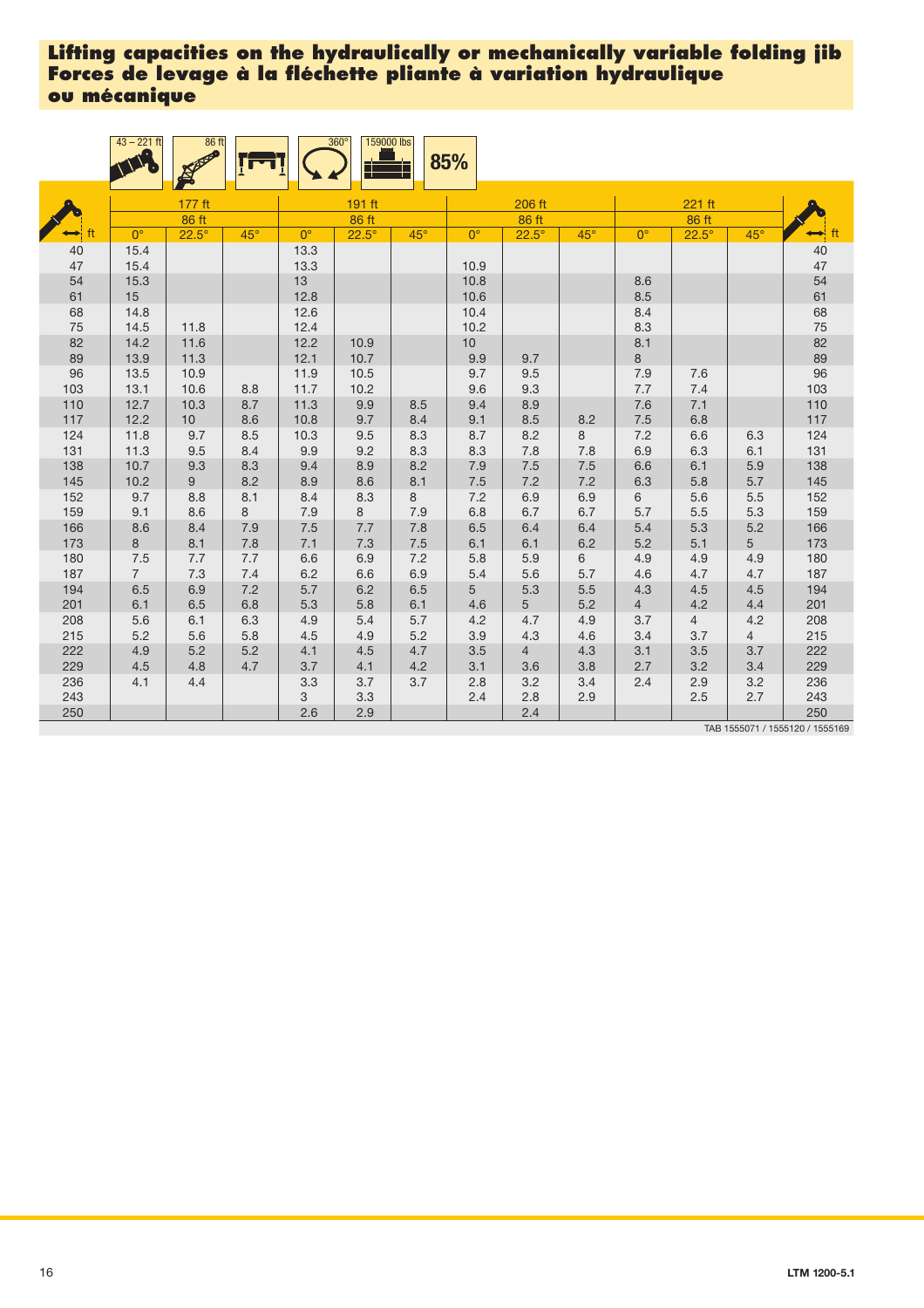# Lifting capacities on the hydraulically or mechanically variable folding jib
# Forces de levage à la fléchette pliante à variation hydraulique ou mécanique

43 – 221 ft | 86 ft | 360° | 159000 lbs | 85%

| ft | 177 ft | | | 191 ft | | | 206 ft | | | 221 ft | | | ft |
|---|---|---|---|---|---|---|---|---|---|---|---|---|---|
| | 86 ft | | | 86 ft | | | 86 ft | | | 86 ft | | | |
| | 0° | 22.5° | 45° | 0° | 22.5° | 45° | 0° | 22.5° | 45° | 0° | 22.5° | 45° | |
| 40 | 15.4 | | | 13.3 | | | | | | | | | 40 |
| 47 | 15.4 | | | 13.3 | | | 10.9 | | | | | | 47 |
| 54 | 15.3 | | | 13 | | | 10.8 | | | 8.6 | | | 54 |
| 61 | 15 | | | 12.8 | | | 10.6 | | | 8.5 | | | 61 |
| 68 | 14.8 | | | 12.6 | | | 10.4 | | | 8.4 | | | 68 |
| 75 | 14.5 | 11.8 | | 12.4 | | | 10.2 | | | 8.3 | | | 75 |
| 82 | 14.2 | 11.6 | | 12.2 | 10.9 | | 10 | | | 8.1 | | | 82 |
| 89 | 13.9 | 11.3 | | 12.1 | 10.7 | | 9.9 | 9.7 | | 8 | | | 89 |
| 96 | 13.5 | 10.9 | | 11.9 | 10.5 | | 9.7 | 9.5 | | 7.9 | 7.6 | | 96 |
| 103 | 13.1 | 10.6 | 8.8 | 11.7 | 10.2 | | 9.6 | 9.3 | | 7.7 | 7.4 | | 103 |
| 110 | 12.7 | 10.3 | 8.7 | 11.3 | 9.9 | 8.5 | 9.4 | 8.9 | | 7.6 | 7.1 | | 110 |
| 117 | 12.2 | 10 | 8.6 | 10.8 | 9.7 | 8.4 | 9.1 | 8.5 | 8.2 | 7.5 | 6.8 | | 117 |
| 124 | 11.8 | 9.7 | 8.5 | 10.3 | 9.5 | 8.3 | 8.7 | 8.2 | 8 | 7.2 | 6.6 | 6.3 | 124 |
| 131 | 11.3 | 9.5 | 8.4 | 9.9 | 9.2 | 8.3 | 8.3 | 7.8 | 7.8 | 6.9 | 6.3 | 6.1 | 131 |
| 138 | 10.7 | 9.3 | 8.3 | 9.4 | 8.9 | 8.2 | 7.9 | 7.5 | 7.5 | 6.6 | 6.1 | 5.9 | 138 |
| 145 | 10.2 | 9 | 8.2 | 8.9 | 8.6 | 8.1 | 7.5 | 7.2 | 7.2 | 6.3 | 5.8 | 5.7 | 145 |
| 152 | 9.7 | 8.8 | 8.1 | 8.4 | 8.3 | 8 | 7.2 | 6.9 | 6.9 | 6 | 5.6 | 5.5 | 152 |
| 159 | 9.1 | 8.6 | 8 | 7.9 | 8 | 7.9 | 6.8 | 6.7 | 6.7 | 5.7 | 5.5 | 5.3 | 159 |
| 166 | 8.6 | 8.4 | 7.9 | 7.5 | 7.7 | 7.8 | 6.5 | 6.4 | 6.4 | 5.4 | 5.3 | 5.2 | 166 |
| 173 | 8 | 8.1 | 7.8 | 7.1 | 7.3 | 7.5 | 6.1 | 6.1 | 6.2 | 5.2 | 5.1 | 5 | 173 |
| 180 | 7.5 | 7.7 | 7.7 | 6.6 | 6.9 | 7.2 | 5.8 | 5.9 | 6 | 4.9 | 4.9 | 4.9 | 180 |
| 187 | 7 | 7.3 | 7.4 | 6.2 | 6.6 | 6.9 | 5.4 | 5.6 | 5.7 | 4.6 | 4.7 | 4.7 | 187 |
| 194 | 6.5 | 6.9 | 7.2 | 5.7 | 6.2 | 6.5 | 5 | 5.3 | 5.5 | 4.3 | 4.5 | 4.5 | 194 |
| 201 | 6.1 | 6.5 | 6.8 | 5.3 | 5.8 | 6.1 | 4.6 | 5 | 5.2 | 4 | 4.2 | 4.4 | 201 |
| 208 | 5.6 | 6.1 | 6.3 | 4.9 | 5.4 | 5.7 | 4.2 | 4.7 | 4.9 | 3.7 | 4 | 4.2 | 208 |
| 215 | 5.2 | 5.6 | 5.8 | 4.5 | 4.9 | 5.2 | 3.9 | 4.3 | 4.6 | 3.4 | 3.7 | 4 | 215 |
| 222 | 4.9 | 5.2 | 5.2 | 4.1 | 4.5 | 4.7 | 3.5 | 4 | 4.3 | 3.1 | 3.5 | 3.7 | 222 |
| 229 | 4.5 | 4.8 | 4.7 | 3.7 | 4.1 | 4.2 | 3.1 | 3.6 | 3.8 | 2.7 | 3.2 | 3.4 | 229 |
| 236 | 4.1 | 4.4 | | 3.3 | 3.7 | 3.7 | 2.8 | 3.2 | 3.4 | 2.4 | 2.9 | 3.2 | 236 |
| 243 | | | | 3 | 3.3 | | 2.4 | 2.8 | 2.9 | | 2.5 | 2.7 | 243 |
| 250 | | | | 2.6 | 2.9 | | | 2.4 | | | | | 250 |

TAB 1555071 / 1555120 / 1555169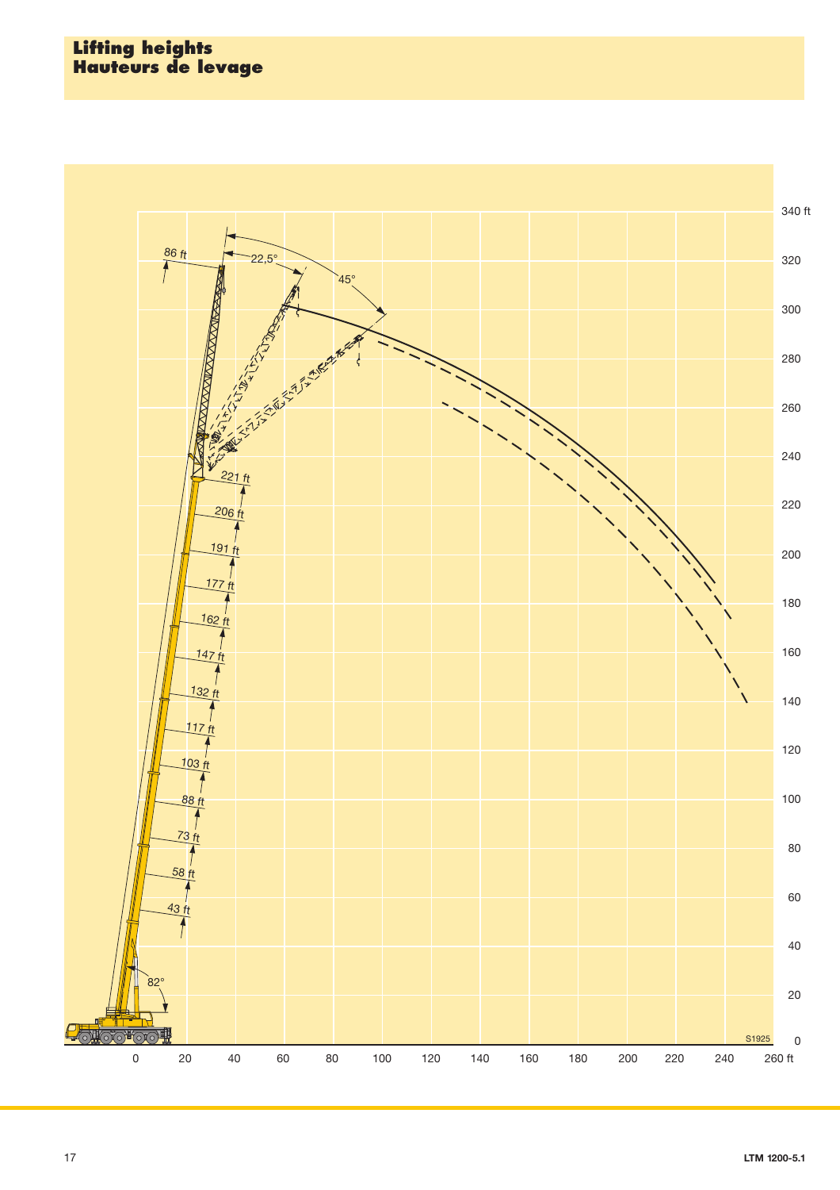# Lifting heights
# Hauteurs de levage

86 ft

22,5°

45°

221 ft

206 ft

191 ft

177 ft

162 ft

147 ft

132 ft

117 ft

103 ft

88 ft

73 ft

58 ft

43 ft

82°

340 ft

320

300

280

260

240

220

200

180

160

140

120

100

80

60

40

20

0

0 20 40 60 80 100 120 140 160 180 200 220 240 260 ft

S1925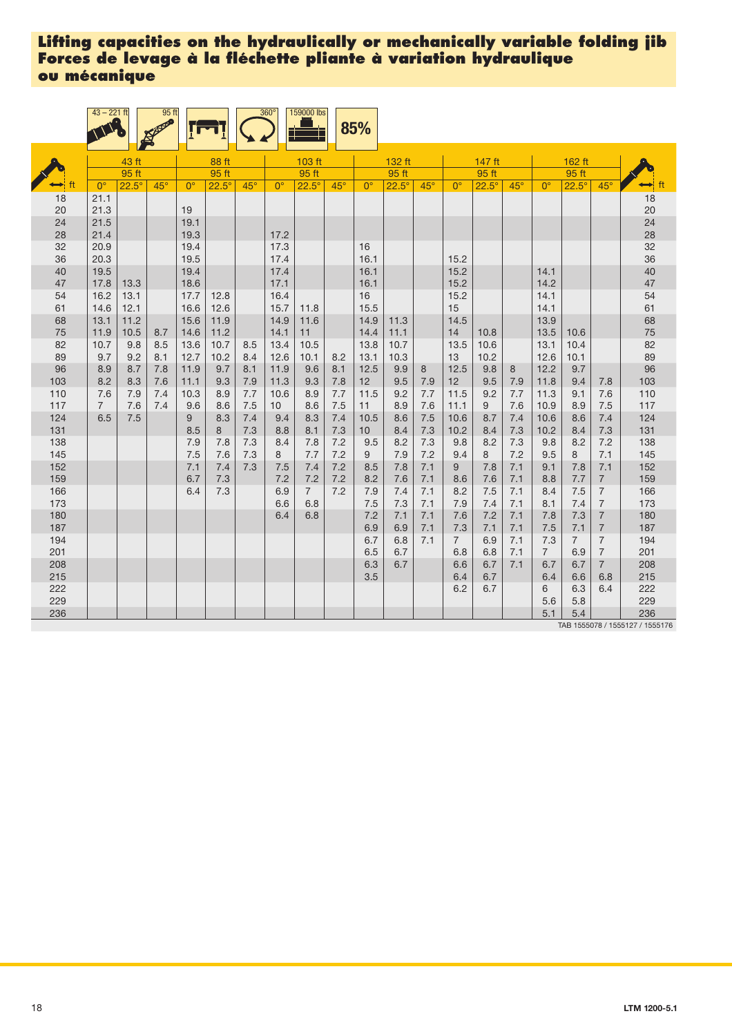# Lifting capacities on the hydraulically or mechanically variable folding jib
# Forces de levage à la fléchette pliante à variation hydraulique ou mécanique

43 – 221 ft | 95 ft | 360° | 159000 lbs | 85%

| ft | 43 ft | | | 88 ft | | | 103 ft | | | 132 ft | | | 147 ft | | | 162 ft | | | ft |
|---|---|---|---|---|---|---|---|---|---|---|---|---|---|---|---|---|---|---|---|
| | 95 ft | | | 95 ft | | | 95 ft | | | 95 ft | | | 95 ft | | | 95 ft | | | |
| | 0° | 22.5° | 45° | 0° | 22.5° | 45° | 0° | 22.5° | 45° | 0° | 22.5° | 45° | 0° | 22.5° | 45° | 0° | 22.5° | 45° | |
| 18 | 21.1 | | | | | | | | | | | | | | | | | | 18 |
| 20 | 21.3 | | | 19 | | | | | | | | | | | | | | | 20 |
| 24 | 21.5 | | | 19.1 | | | | | | | | | | | | | | | 24 |
| 28 | 21.4 | | | 19.3 | | | 17.2 | | | | | | | | | | | | 28 |
| 32 | 20.9 | | | 19.4 | | | 17.3 | | | 16 | | | | | | | | | 32 |
| 36 | 20.3 | | | 19.5 | | | 17.4 | | | 16.1 | | | 15.2 | | | | | | 36 |
| 40 | 19.5 | | | 19.4 | | | 17.4 | | | 16.1 | | | 15.2 | | | 14.1 | | | 40 |
| 47 | 17.8 | 13.3 | | 18.6 | | | 17.1 | | | 16.1 | | | 15.2 | | | 14.2 | | | 47 |
| 54 | 16.2 | 13.1 | | 17.7 | 12.8 | | 16.4 | | | 16 | | | 15.2 | | | 14.1 | | | 54 |
| 61 | 14.6 | 12.1 | | 16.6 | 12.6 | | 15.7 | 11.8 | | 15.5 | | | 15 | | | 14.1 | | | 61 |
| 68 | 13.1 | 11.2 | | 15.6 | 11.9 | | 14.9 | 11.6 | | 14.9 | 11.3 | | 14.5 | | | 13.9 | | | 68 |
| 75 | 11.9 | 10.5 | 8.7 | 14.6 | 11.2 | | 14.1 | 11 | | 14.4 | 11.1 | | 14 | 10.8 | | 13.5 | 10.6 | | 75 |
| 82 | 10.7 | 9.8 | 8.5 | 13.6 | 10.7 | 8.5 | 13.4 | 10.5 | | 13.8 | 10.7 | | 13.5 | 10.6 | | 13.1 | 10.4 | | 82 |
| 89 | 9.7 | 9.2 | 8.1 | 12.7 | 10.2 | 8.4 | 12.6 | 10.1 | 8.2 | 13.1 | 10.3 | | 13 | 10.2 | | 12.6 | 10.1 | | 89 |
| 96 | 8.9 | 8.7 | 7.8 | 11.9 | 9.7 | 8.1 | 11.9 | 9.6 | 8.1 | 12.5 | 9.9 | 8 | 12.5 | 9.8 | 8 | 12.2 | 9.7 | | 96 |
| 103 | 8.2 | 8.3 | 7.6 | 11.1 | 9.3 | 7.9 | 11.3 | 9.3 | 7.8 | 12 | 9.5 | 7.9 | 12 | 9.5 | 7.9 | 11.8 | 9.4 | 7.8 | 103 |
| 110 | 7.6 | 7.9 | 7.4 | 10.3 | 8.9 | 7.7 | 10.6 | 8.9 | 7.7 | 11.5 | 9.2 | 7.7 | 11.5 | 9.2 | 7.7 | 11.3 | 9.1 | 7.6 | 110 |
| 117 | 7 | 7.6 | 7.4 | 9.6 | 8.6 | 7.5 | 10 | 8.6 | 7.5 | 11 | 8.9 | 7.6 | 11.1 | 9 | 7.6 | 10.9 | 8.9 | 7.5 | 117 |
| 124 | 6.5 | 7.5 | | 9 | 8.3 | 7.4 | 9.4 | 8.3 | 7.4 | 10.5 | 8.6 | 7.5 | 10.6 | 8.7 | 7.4 | 10.6 | 8.6 | 7.4 | 124 |
| 131 | | | | 8.5 | 8 | 7.3 | 8.8 | 8.1 | 7.3 | 10 | 8.4 | 7.3 | 10.2 | 8.4 | 7.3 | 10.2 | 8.4 | 7.3 | 131 |
| 138 | | | | 7.9 | 7.8 | 7.3 | 8.4 | 7.8 | 7.2 | 9.5 | 8.2 | 7.3 | 9.8 | 8.2 | 7.3 | 9.8 | 8.2 | 7.2 | 138 |
| 145 | | | | 7.5 | 7.6 | 7.3 | 8 | 7.7 | 7.2 | 9 | 7.9 | 7.2 | 9.4 | 8 | 7.2 | 9.5 | 8 | 7.1 | 145 |
| 152 | | | | 7.1 | 7.4 | 7.3 | 7.5 | 7.4 | 7.2 | 8.5 | 7.8 | 7.1 | 9 | 7.8 | 7.1 | 9.1 | 7.8 | 7.1 | 152 |
| 159 | | | | 6.7 | 7.3 | | 7.2 | 7.2 | 7.2 | 8.2 | 7.6 | 7.1 | 8.6 | 7.6 | 7.1 | 8.8 | 7.7 | 7 | 159 |
| 166 | | | | 6.4 | 7.3 | | 6.9 | 7 | 7.2 | 7.9 | 7.4 | 7.1 | 8.2 | 7.5 | 7.1 | 8.4 | 7.5 | 7 | 166 |
| 173 | | | | | | | 6.6 | 6.8 | | 7.5 | 7.3 | 7.1 | 7.9 | 7.4 | 7.1 | 8.1 | 7.4 | 7 | 173 |
| 180 | | | | | | | 6.4 | 6.8 | | 7.2 | 7.1 | 7.1 | 7.6 | 7.2 | 7.1 | 7.8 | 7.3 | 7 | 180 |
| 187 | | | | | | | | | | 6.9 | 6.9 | 7.1 | 7.3 | 7.1 | 7.1 | 7.5 | 7.1 | 7 | 187 |
| 194 | | | | | | | | | | 6.7 | 6.8 | 7.1 | 7 | 6.9 | 7.1 | 7.3 | 7 | 7 | 194 |
| 201 | | | | | | | | | | 6.5 | 6.7 | | 6.8 | 6.8 | 7.1 | 7 | 6.9 | 7 | 201 |
| 208 | | | | | | | | | | 6.3 | 6.7 | | 6.6 | 6.7 | 7.1 | 6.7 | 6.7 | 7 | 208 |
| 215 | | | | | | | | | | 3.5 | | | 6.4 | 6.7 | | 6.4 | 6.6 | 6.8 | 215 |
| 222 | | | | | | | | | | | | | 6.2 | 6.7 | | 6 | 6.3 | 6.4 | 222 |
| 229 | | | | | | | | | | | | | | | | 5.6 | 5.8 | | 229 |
| 236 | | | | | | | | | | | | | | | | 5.1 | 5.4 | | 236 |

TAB 1555078 / 1555127 / 1555176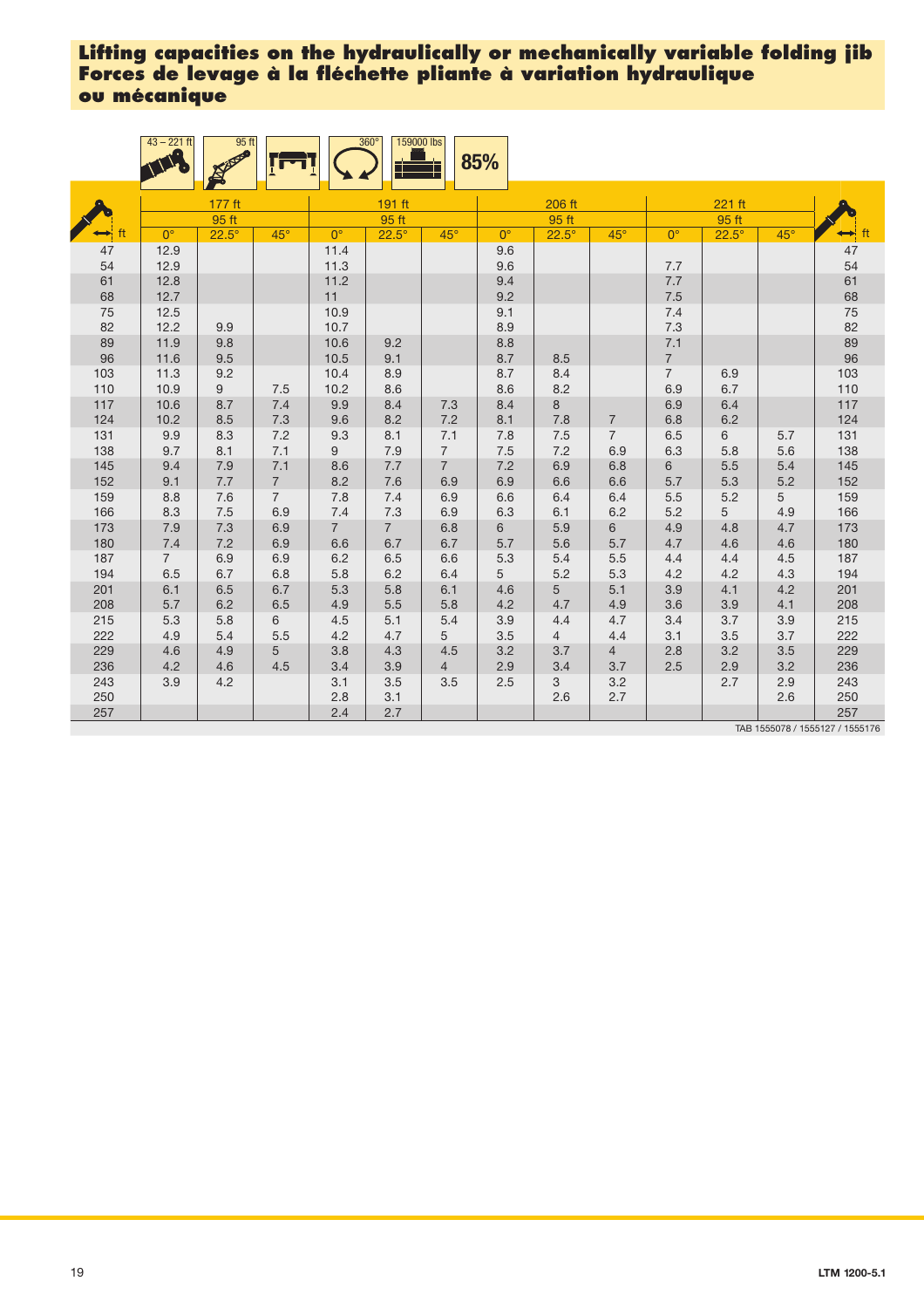**Lifting capacities on the hydraulically or mechanically variable folding jib**
**Forces de levage à la fléchette pliante à variation hydraulique ou mécanique**

43 – 221 ft | 95 ft | 360° | 159000 lbs | 85%

| ft | 177 ft 95 ft | | | 191 ft 95 ft | | | 206 ft 95 ft | | | 221 ft 95 ft | | | ft |
|---|---|---|---|---|---|---|---|---|---|---|---|---|---|
| | 0° | 22.5° | 45° | 0° | 22.5° | 45° | 0° | 22.5° | 45° | 0° | 22.5° | 45° | |
| 47 | 12.9 | | | 11.4 | | | 9.6 | | | | | | 47 |
| 54 | 12.9 | | | 11.3 | | | 9.6 | | | 7.7 | | | 54 |
| 61 | 12.8 | | | 11.2 | | | 9.4 | | | 7.7 | | | 61 |
| 68 | 12.7 | | | 11 | | | 9.2 | | | 7.5 | | | 68 |
| 75 | 12.5 | | | 10.9 | | | 9.1 | | | 7.4 | | | 75 |
| 82 | 12.2 | 9.9 | | 10.7 | | | 8.9 | | | 7.3 | | | 82 |
| 89 | 11.9 | 9.8 | | 10.6 | 9.2 | | 8.8 | | | 7.1 | | | 89 |
| 96 | 11.6 | 9.5 | | 10.5 | 9.1 | | 8.7 | 8.5 | | 7 | | | 96 |
| 103 | 11.3 | 9.2 | | 10.4 | 8.9 | | 8.7 | 8.4 | | 7 | 6.9 | | 103 |
| 110 | 10.9 | 9 | 7.5 | 10.2 | 8.6 | | 8.6 | 8.2 | | 6.9 | 6.7 | | 110 |
| 117 | 10.6 | 8.7 | 7.4 | 9.9 | 8.4 | 7.3 | 8.4 | 8 | | 6.9 | 6.4 | | 117 |
| 124 | 10.2 | 8.5 | 7.3 | 9.6 | 8.2 | 7.2 | 8.1 | 7.8 | 7 | 6.8 | 6.2 | | 124 |
| 131 | 9.9 | 8.3 | 7.2 | 9.3 | 8.1 | 7.1 | 7.8 | 7.5 | 7 | 6.5 | 6 | 5.7 | 131 |
| 138 | 9.7 | 8.1 | 7.1 | 9 | 7.9 | 7 | 7.5 | 7.2 | 6.9 | 6.3 | 5.8 | 5.6 | 138 |
| 145 | 9.4 | 7.9 | 7.1 | 8.6 | 7.7 | 7 | 7.2 | 6.9 | 6.8 | 6 | 5.5 | 5.4 | 145 |
| 152 | 9.1 | 7.7 | 7 | 8.2 | 7.6 | 6.9 | 6.9 | 6.6 | 6.6 | 5.7 | 5.3 | 5.2 | 152 |
| 159 | 8.8 | 7.6 | 7 | 7.8 | 7.4 | 6.9 | 6.6 | 6.4 | 6.4 | 5.5 | 5.2 | 5 | 159 |
| 166 | 8.3 | 7.5 | 6.9 | 7.4 | 7.3 | 6.9 | 6.3 | 6.1 | 6.2 | 5.2 | 5 | 4.9 | 166 |
| 173 | 7.9 | 7.3 | 6.9 | 7 | 7 | 6.8 | 6 | 5.9 | 6 | 4.9 | 4.8 | 4.7 | 173 |
| 180 | 7.4 | 7.2 | 6.9 | 6.6 | 6.7 | 6.7 | 5.7 | 5.6 | 5.7 | 4.7 | 4.6 | 4.6 | 180 |
| 187 | 7 | 6.9 | 6.9 | 6.2 | 6.5 | 6.6 | 5.3 | 5.4 | 5.5 | 4.4 | 4.4 | 4.5 | 187 |
| 194 | 6.5 | 6.7 | 6.8 | 5.8 | 6.2 | 6.4 | 5 | 5.2 | 5.3 | 4.2 | 4.2 | 4.3 | 194 |
| 201 | 6.1 | 6.5 | 6.7 | 5.3 | 5.8 | 6.1 | 4.6 | 5 | 5.1 | 3.9 | 4.1 | 4.2 | 201 |
| 208 | 5.7 | 6.2 | 6.5 | 4.9 | 5.5 | 5.8 | 4.2 | 4.7 | 4.9 | 3.6 | 3.9 | 4.1 | 208 |
| 215 | 5.3 | 5.8 | 6 | 4.5 | 5.1 | 5.4 | 3.9 | 4.4 | 4.7 | 3.4 | 3.7 | 3.9 | 215 |
| 222 | 4.9 | 5.4 | 5.5 | 4.2 | 4.7 | 5 | 3.5 | 4 | 4.4 | 3.1 | 3.5 | 3.7 | 222 |
| 229 | 4.6 | 4.9 | 5 | 3.8 | 4.3 | 4.5 | 3.2 | 3.7 | 4 | 2.8 | 3.2 | 3.5 | 229 |
| 236 | 4.2 | 4.6 | 4.5 | 3.4 | 3.9 | 4 | 2.9 | 3.4 | 3.7 | 2.5 | 2.9 | 3.2 | 236 |
| 243 | 3.9 | 4.2 | | 3.1 | 3.5 | 3.5 | 2.5 | 3 | 3.2 | | 2.7 | 2.9 | 243 |
| 250 | | | | 2.8 | 3.1 | | | 2.6 | 2.7 | | | 2.6 | 250 |
| 257 | | | | 2.4 | 2.7 | | | | | | | | 257 |

TAB 1555078 / 1555127 / 1555176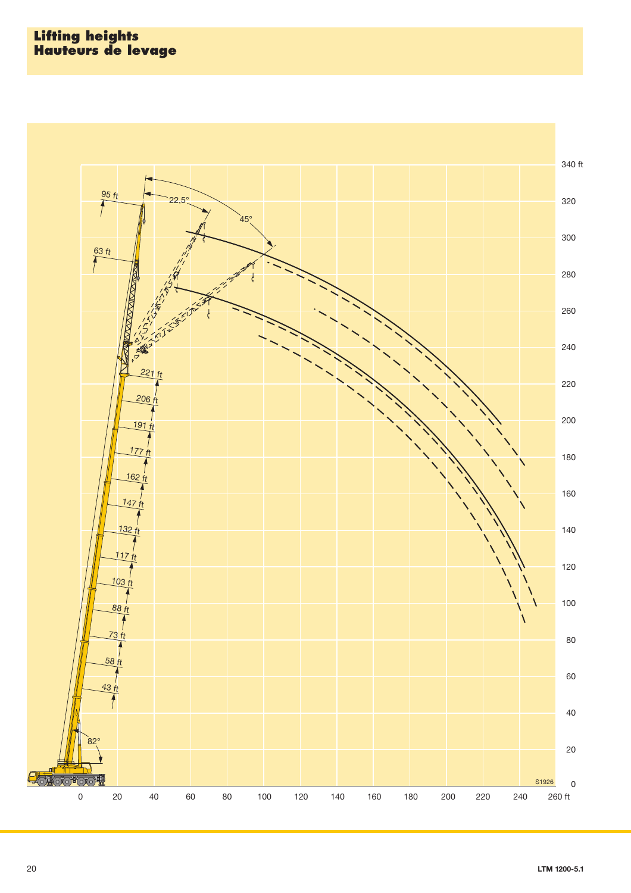# Lifting heights
# Hauteurs de levage

95 ft

63 ft

22,5°

45°

221 ft

206 ft

191 ft

177 ft

162 ft

147 ft

132 ft

117 ft

103 ft

88 ft

73 ft

58 ft

43 ft

82°

340 ft
320
300
280
260
240
220
200
180
160
140
120
100
80
60
40
20
0

0 20 40 60 80 100 120 140 160 180 200 220 240 260 ft

S1926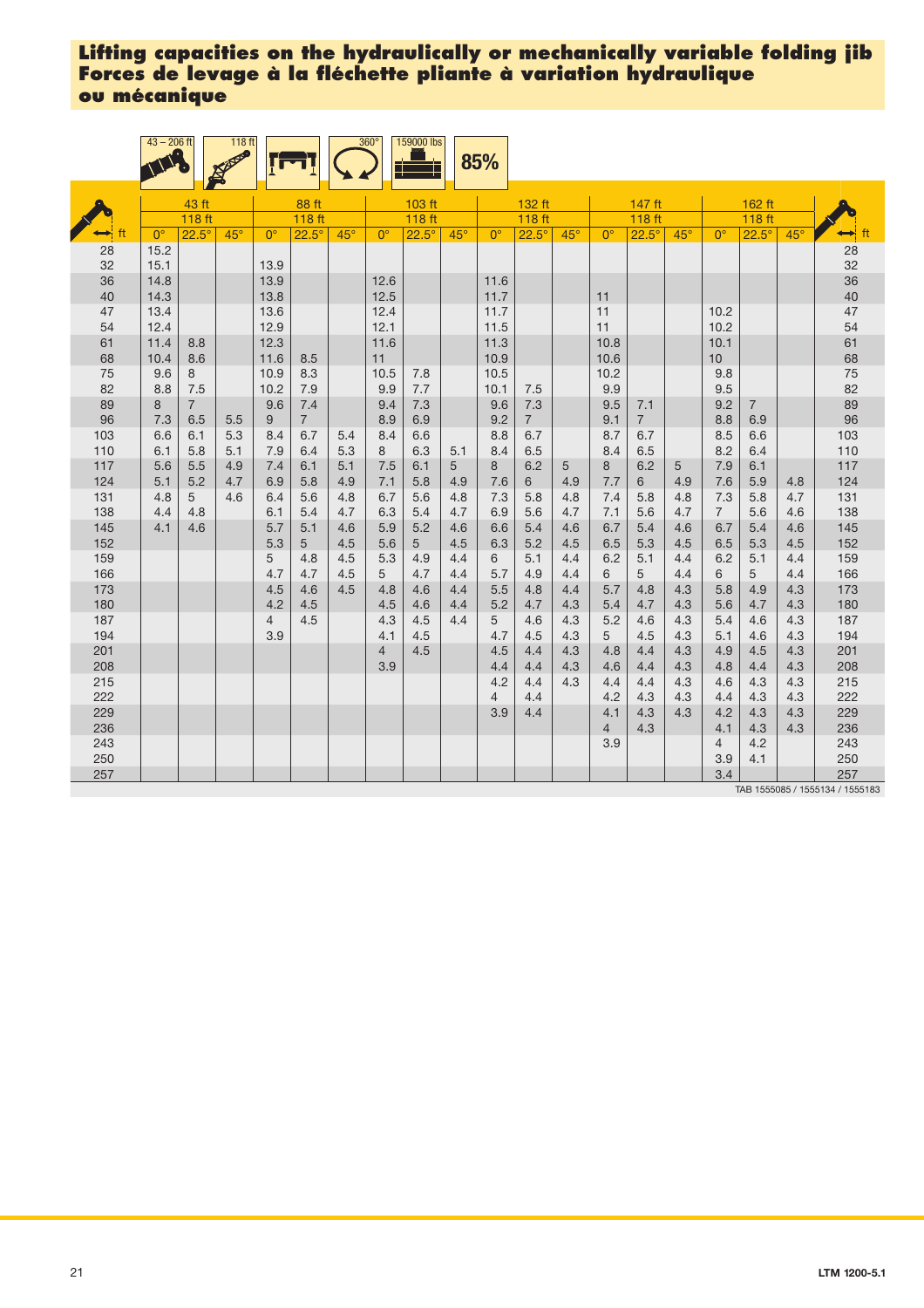# Lifting capacities on the hydraulically or mechanically variable folding jib
# Forces de levage à la fléchette pliante à variation hydraulique ou mécanique

43 – 206 ft | 118 ft | 360° | 159000 lbs | 85%

| ft | 43 ft | | | 88 ft | | | 103 ft | | | 132 ft | | | 147 ft | | | 162 ft | | | ft |
|---|---|---|---|---|---|---|---|---|---|---|---|---|---|---|---|---|---|---|---|
| | 118 ft | | | 118 ft | | | 118 ft | | | 118 ft | | | 118 ft | | | 118 ft | | | |
| | 0° | 22.5° | 45° | 0° | 22.5° | 45° | 0° | 22.5° | 45° | 0° | 22.5° | 45° | 0° | 22.5° | 45° | 0° | 22.5° | 45° | |
| 28 | 15.2 | | | | | | | | | | | | | | | | | | 28 |
| 32 | 15.1 | | | 13.9 | | | | | | | | | | | | | | | 32 |
| 36 | 14.8 | | | 13.9 | | | 12.6 | | | 11.6 | | | | | | | | | 36 |
| 40 | 14.3 | | | 13.8 | | | 12.5 | | | 11.7 | | | 11 | | | | | | 40 |
| 47 | 13.4 | | | 13.6 | | | 12.4 | | | 11.7 | | | 11 | | | 10.2 | | | 47 |
| 54 | 12.4 | | | 12.9 | | | 12.1 | | | 11.5 | | | 11 | | | 10.2 | | | 54 |
| 61 | 11.4 | 8.8 | | 12.3 | | | 11.6 | | | 11.3 | | | 10.8 | | | 10.1 | | | 61 |
| 68 | 10.4 | 8.6 | | 11.6 | 8.5 | | 11 | | | 10.9 | | | 10.6 | | | 10 | | | 68 |
| 75 | 9.6 | 8 | | 10.9 | 8.3 | | 10.5 | 7.8 | | 10.5 | | | 10.2 | | | 9.8 | | | 75 |
| 82 | 8.8 | 7.5 | | 10.2 | 7.9 | | 9.9 | 7.7 | | 10.1 | 7.5 | | 9.9 | | | 9.5 | | | 82 |
| 89 | 8 | 7 | | 9.6 | 7.4 | | 9.4 | 7.3 | | 9.6 | 7.3 | | 9.5 | 7.1 | | 9.2 | 7 | | 89 |
| 96 | 7.3 | 6.5 | 5.5 | 9 | 7 | | 8.9 | 6.9 | | 9.2 | 7 | | 9.1 | 7 | | 8.8 | 6.9 | | 96 |
| 103 | 6.6 | 6.1 | 5.3 | 8.4 | 6.7 | 5.4 | 8.4 | 6.6 | | 8.8 | 6.7 | | 8.7 | 6.7 | | 8.5 | 6.6 | | 103 |
| 110 | 6.1 | 5.8 | 5.1 | 7.9 | 6.4 | 5.3 | 8 | 6.3 | 5.1 | 8.4 | 6.5 | | 8.4 | 6.5 | | 8.2 | 6.4 | | 110 |
| 117 | 5.6 | 5.5 | 4.9 | 7.4 | 6.1 | 5.1 | 7.5 | 6.1 | 5 | 8 | 6.2 | 5 | 8 | 6.2 | 5 | 7.9 | 6.1 | | 117 |
| 124 | 5.1 | 5.2 | 4.7 | 6.9 | 5.8 | 4.9 | 7.1 | 5.8 | 4.9 | 7.6 | 6 | 4.9 | 7.7 | 6 | 4.9 | 7.6 | 5.9 | 4.8 | 124 |
| 131 | 4.8 | 5 | 4.6 | 6.4 | 5.6 | 4.8 | 6.7 | 5.6 | 4.8 | 7.3 | 5.8 | 4.8 | 7.4 | 5.8 | 4.8 | 7.3 | 5.8 | 4.7 | 131 |
| 138 | 4.4 | 4.8 | | 6.1 | 5.4 | 4.7 | 6.3 | 5.4 | 4.7 | 6.9 | 5.6 | 4.7 | 7.1 | 5.6 | 4.7 | 7 | 5.6 | 4.6 | 138 |
| 145 | 4.1 | 4.6 | | 5.7 | 5.1 | 4.6 | 5.9 | 5.2 | 4.6 | 6.6 | 5.4 | 4.6 | 6.7 | 5.4 | 4.6 | 6.7 | 5.4 | 4.6 | 145 |
| 152 | | | | 5.3 | 5 | 4.5 | 5.6 | 5 | 4.5 | 6.3 | 5.2 | 4.5 | 6.5 | 5.3 | 4.5 | 6.5 | 5.3 | 4.5 | 152 |
| 159 | | | | 5 | 4.8 | 4.5 | 5.3 | 4.9 | 4.4 | 6 | 5.1 | 4.4 | 6.2 | 5.1 | 4.4 | 6.2 | 5.1 | 4.4 | 159 |
| 166 | | | | 4.7 | 4.7 | 4.5 | 5 | 4.7 | 4.4 | 5.7 | 4.9 | 4.4 | 6 | 5 | 4.4 | 6 | 5 | 4.4 | 166 |
| 173 | | | | 4.5 | 4.6 | 4.5 | 4.8 | 4.6 | 4.4 | 5.5 | 4.8 | 4.4 | 5.7 | 4.8 | 4.3 | 5.8 | 4.9 | 4.3 | 173 |
| 180 | | | | 4.2 | 4.5 | | 4.5 | 4.6 | 4.4 | 5.2 | 4.7 | 4.3 | 5.4 | 4.7 | 4.3 | 5.6 | 4.7 | 4.3 | 180 |
| 187 | | | | 4 | 4.5 | | 4.3 | 4.5 | 4.4 | 5 | 4.6 | 4.3 | 5.2 | 4.6 | 4.3 | 5.4 | 4.6 | 4.3 | 187 |
| 194 | | | | 3.9 | | | 4.1 | 4.5 | | 4.7 | 4.5 | 4.3 | 5 | 4.5 | 4.3 | 5.1 | 4.6 | 4.3 | 194 |
| 201 | | | | | | | 4 | 4.5 | | 4.5 | 4.4 | 4.3 | 4.8 | 4.4 | 4.3 | 4.9 | 4.5 | 4.3 | 201 |
| 208 | | | | | | | 3.9 | | | 4.4 | 4.4 | 4.3 | 4.6 | 4.4 | 4.3 | 4.8 | 4.4 | 4.3 | 208 |
| 215 | | | | | | | | | | 4.2 | 4.4 | 4.3 | 4.4 | 4.4 | 4.3 | 4.6 | 4.3 | 4.3 | 215 |
| 222 | | | | | | | | | | 4 | 4.4 | | 4.2 | 4.3 | 4.3 | 4.4 | 4.3 | 4.3 | 222 |
| 229 | | | | | | | | | | 3.9 | 4.4 | | 4.1 | 4.3 | 4.3 | 4.2 | 4.3 | 4.3 | 229 |
| 236 | | | | | | | | | | | | | 4 | 4.3 | | 4.1 | 4.3 | 4.3 | 236 |
| 243 | | | | | | | | | | | | | 3.9 | | | 4 | 4.2 | | 243 |
| 250 | | | | | | | | | | | | | | | | 3.9 | 4.1 | | 250 |
| 257 | | | | | | | | | | | | | | | | 3.4 | | | 257 |

TAB 1555085 / 1555134 / 1555183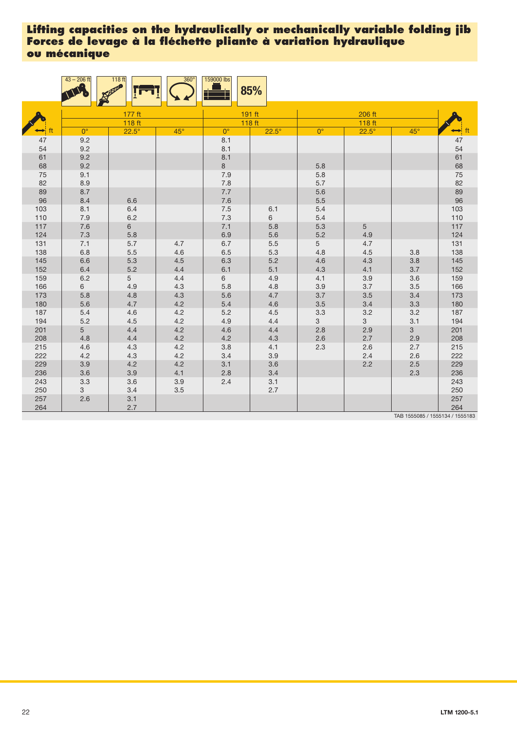## Lifting capacities on the hydraulically or mechanically variable folding jib
## Forces de levage à la fléchette pliante à variation hydraulique ou mécanique

43 – 206 ft | 118 ft | 360° | 159000 lbs | 85%

| ft | 177 ft | | | 191 ft | | 206 ft | | | ft |
|---|---|---|---|---|---|---|---|---|---|
| | 118 ft | | | 118 ft | | 118 ft | | | |
| | 0° | 22.5° | 45° | 0° | 22.5° | 0° | 22.5° | 45° | |
| 47 | 9.2 | | | 8.1 | | | | | 47 |
| 54 | 9.2 | | | 8.1 | | | | | 54 |
| 61 | 9.2 | | | 8.1 | | | | | 61 |
| 68 | 9.2 | | | 8 | | 5.8 | | | 68 |
| 75 | 9.1 | | | 7.9 | | 5.8 | | | 75 |
| 82 | 8.9 | | | 7.8 | | 5.7 | | | 82 |
| 89 | 8.7 | | | 7.7 | | 5.6 | | | 89 |
| 96 | 8.4 | 6.6 | | 7.6 | | 5.5 | | | 96 |
| 103 | 8.1 | 6.4 | | 7.5 | 6.1 | 5.4 | | | 103 |
| 110 | 7.9 | 6.2 | | 7.3 | 6 | 5.4 | | | 110 |
| 117 | 7.6 | 6 | | 7.1 | 5.8 | 5.3 | 5 | | 117 |
| 124 | 7.3 | 5.8 | | 6.9 | 5.6 | 5.2 | 4.9 | | 124 |
| 131 | 7.1 | 5.7 | 4.7 | 6.7 | 5.5 | 5 | 4.7 | | 131 |
| 138 | 6.8 | 5.5 | 4.6 | 6.5 | 5.3 | 4.8 | 4.5 | 3.8 | 138 |
| 145 | 6.6 | 5.3 | 4.5 | 6.3 | 5.2 | 4.6 | 4.3 | 3.8 | 145 |
| 152 | 6.4 | 5.2 | 4.4 | 6.1 | 5.1 | 4.3 | 4.1 | 3.7 | 152 |
| 159 | 6.2 | 5 | 4.4 | 6 | 4.9 | 4.1 | 3.9 | 3.6 | 159 |
| 166 | 6 | 4.9 | 4.3 | 5.8 | 4.8 | 3.9 | 3.7 | 3.5 | 166 |
| 173 | 5.8 | 4.8 | 4.3 | 5.6 | 4.7 | 3.7 | 3.5 | 3.4 | 173 |
| 180 | 5.6 | 4.7 | 4.2 | 5.4 | 4.6 | 3.5 | 3.4 | 3.3 | 180 |
| 187 | 5.4 | 4.6 | 4.2 | 5.2 | 4.5 | 3.3 | 3.2 | 3.2 | 187 |
| 194 | 5.2 | 4.5 | 4.2 | 4.9 | 4.4 | 3 | 3 | 3.1 | 194 |
| 201 | 5 | 4.4 | 4.2 | 4.6 | 4.4 | 2.8 | 2.9 | 3 | 201 |
| 208 | 4.8 | 4.4 | 4.2 | 4.2 | 4.3 | 2.6 | 2.7 | 2.9 | 208 |
| 215 | 4.6 | 4.3 | 4.2 | 3.8 | 4.1 | 2.3 | 2.6 | 2.7 | 215 |
| 222 | 4.2 | 4.3 | 4.2 | 3.4 | 3.9 | | 2.4 | 2.6 | 222 |
| 229 | 3.9 | 4.2 | 4.2 | 3.1 | 3.6 | | 2.2 | 2.5 | 229 |
| 236 | 3.6 | 3.9 | 4.1 | 2.8 | 3.4 | | | 2.3 | 236 |
| 243 | 3.3 | 3.6 | 3.9 | 2.4 | 3.1 | | | | 243 |
| 250 | 3 | 3.4 | 3.5 | | 2.7 | | | | 250 |
| 257 | 2.6 | 3.1 | | | | | | | 257 |
| 264 | | 2.7 | | | | | | | 264 |

TAB 1555085 / 1555134 / 1555183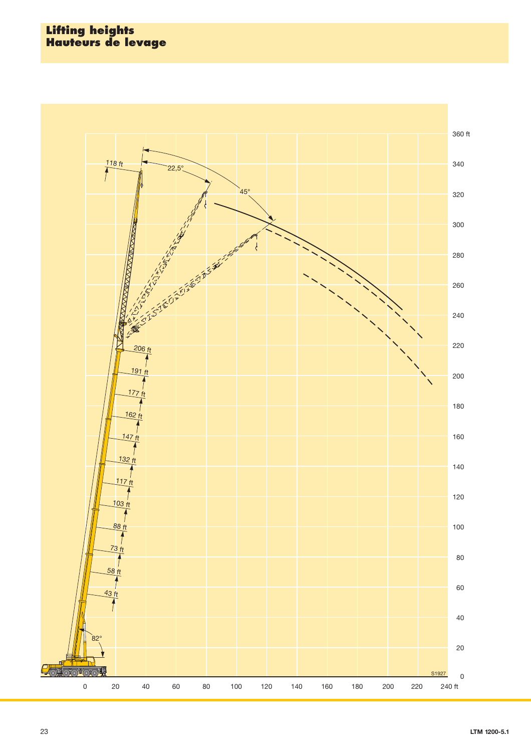# Lifting heights
# Hauteurs de levage

118 ft

22,5°

45°

206 ft

191 ft

177 ft

162 ft

147 ft

132 ft

117 ft

103 ft

88 ft

73 ft

58 ft

43 ft

82°

360 ft
340
320
300
280
260
240
220
200
180
160
140
120
100
80
60
40
20
0

0 20 40 60 80 100 120 140 160 180 200 220 240 ft

S1927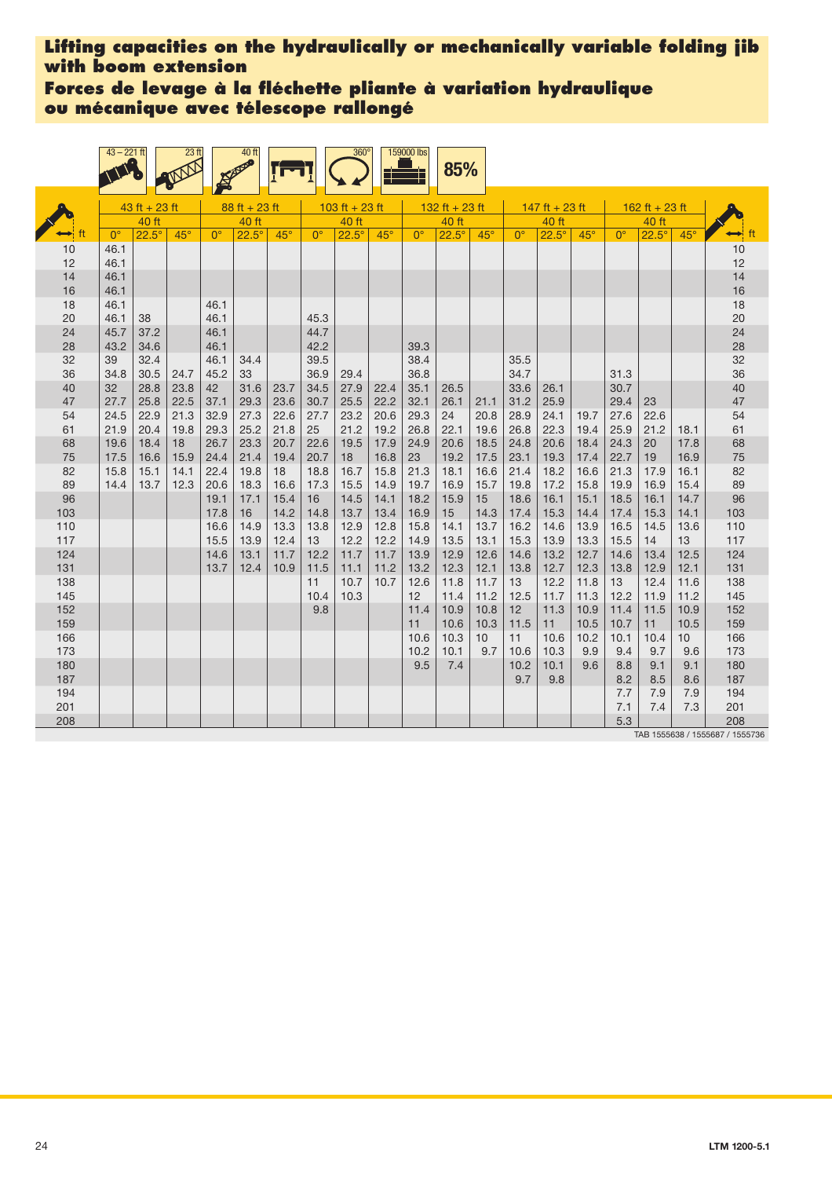# Lifting capacities on the hydraulically or mechanically variable folding jib with boom extension

# Forces de levage à la fléchette pliante à variation hydraulique ou mécanique avec télescope rallongé

43 – 221 ft | 23 ft | 40 ft | 360° | 159000 lbs | 85%

| ft | 43 ft + 23 ft | | | 88 ft + 23 ft | | | 103 ft + 23 ft | | | 132 ft + 23 ft | | | 147 ft + 23 ft | | | 162 ft + 23 ft | | | ft |
|---|---|---|---|---|---|---|---|---|---|---|---|---|---|---|---|---|---|---|---|
| | 40 ft | | | 40 ft | | | 40 ft | | | 40 ft | | | 40 ft | | | 40 ft | | | |
| | 0° | 22.5° | 45° | 0° | 22.5° | 45° | 0° | 22.5° | 45° | 0° | 22.5° | 45° | 0° | 22.5° | 45° | 0° | 22.5° | 45° | |
| 10 | 46.1 | | | | | | | | | | | | | | | | | | 10 |
| 12 | 46.1 | | | | | | | | | | | | | | | | | | 12 |
| 14 | 46.1 | | | | | | | | | | | | | | | | | | 14 |
| 16 | 46.1 | | | | | | | | | | | | | | | | | | 16 |
| 18 | 46.1 | | | 46.1 | | | | | | | | | | | | | | | 18 |
| 20 | 46.1 | 38 | | 46.1 | | | 45.3 | | | | | | | | | | | | 20 |
| 24 | 45.7 | 37.2 | | 46.1 | | | 44.7 | | | | | | | | | | | | 24 |
| 28 | 43.2 | 34.6 | | 46.1 | | | 42.2 | | | 39.3 | | | | | | | | | 28 |
| 32 | 39 | 32.4 | | 46.1 | 34.4 | | 39.5 | | | 38.4 | | | 35.5 | | | | | | 32 |
| 36 | 34.8 | 30.5 | 24.7 | 45.2 | 33 | | 36.9 | 29.4 | | 36.8 | | | 34.7 | | | 31.3 | | | 36 |
| 40 | 32 | 28.8 | 23.8 | 42 | 31.6 | 23.7 | 34.5 | 27.9 | 22.4 | 35.1 | 26.5 | | 33.6 | 26.1 | | 30.7 | | | 40 |
| 47 | 27.7 | 25.8 | 22.5 | 37.1 | 29.3 | 23.6 | 30.7 | 25.5 | 22.2 | 32.1 | 26.1 | 21.1 | 31.2 | 25.9 | | 29.4 | 23 | | 47 |
| 54 | 24.5 | 22.9 | 21.3 | 32.9 | 27.3 | 22.6 | 27.7 | 23.2 | 20.6 | 29.3 | 24 | 20.8 | 28.9 | 24.1 | 19.7 | 27.6 | 22.6 | | 54 |
| 61 | 21.9 | 20.4 | 19.8 | 29.3 | 25.2 | 21.8 | 25 | 21.2 | 19.2 | 26.8 | 22.1 | 19.6 | 26.8 | 22.3 | 19.4 | 25.9 | 21.2 | 18.1 | 61 |
| 68 | 19.6 | 18.4 | 18 | 26.7 | 23.3 | 20.7 | 22.6 | 19.5 | 17.9 | 24.9 | 20.6 | 18.5 | 24.8 | 20.6 | 18.4 | 24.3 | 20 | 17.8 | 68 |
| 75 | 17.5 | 16.6 | 15.9 | 24.4 | 21.4 | 19.4 | 20.7 | 18 | 16.8 | 23 | 19.2 | 17.5 | 23.1 | 19.3 | 17.4 | 22.7 | 19 | 16.9 | 75 |
| 82 | 15.8 | 15.1 | 14.1 | 22.4 | 19.8 | 18 | 18.8 | 16.7 | 15.8 | 21.3 | 18.1 | 16.6 | 21.4 | 18.2 | 16.6 | 21.3 | 17.9 | 16.1 | 82 |
| 89 | 14.4 | 13.7 | 12.3 | 20.6 | 18.3 | 16.6 | 17.3 | 15.5 | 14.9 | 19.7 | 16.9 | 15.7 | 19.8 | 17.2 | 15.8 | 19.9 | 16.9 | 15.4 | 89 |
| 96 | | | | 19.1 | 17.1 | 15.4 | 16 | 14.5 | 14.1 | 18.2 | 15.9 | 15 | 18.6 | 16.1 | 15.1 | 18.5 | 16.1 | 14.7 | 96 |
| 103 | | | | 17.8 | 16 | 14.2 | 14.8 | 13.7 | 13.4 | 16.9 | 15 | 14.3 | 17.4 | 15.3 | 14.4 | 17.4 | 15.3 | 14.1 | 103 |
| 110 | | | | 16.6 | 14.9 | 13.3 | 13.8 | 12.9 | 12.8 | 15.8 | 14.1 | 13.7 | 16.2 | 14.6 | 13.9 | 16.5 | 14.5 | 13.6 | 110 |
| 117 | | | | 15.5 | 13.9 | 12.4 | 13 | 12.2 | 12.2 | 14.9 | 13.5 | 13.1 | 15.3 | 13.9 | 13.3 | 15.5 | 14 | 13 | 117 |
| 124 | | | | 14.6 | 13.1 | 11.7 | 12.2 | 11.7 | 11.7 | 13.9 | 12.9 | 12.6 | 14.6 | 13.2 | 12.7 | 14.6 | 13.4 | 12.5 | 124 |
| 131 | | | | 13.7 | 12.4 | 10.9 | 11.5 | 11.1 | 11.2 | 13.2 | 12.3 | 12.1 | 13.8 | 12.7 | 12.3 | 13.8 | 12.9 | 12.1 | 131 |
| 138 | | | | | | | 11 | 10.7 | 10.7 | 12.6 | 11.8 | 11.7 | 13 | 12.2 | 11.8 | 13 | 12.4 | 11.6 | 138 |
| 145 | | | | | | | 10.4 | 10.3 | | 12 | 11.4 | 11.2 | 12.5 | 11.7 | 11.3 | 12.2 | 11.9 | 11.2 | 145 |
| 152 | | | | | | | 9.8 | | | 11.4 | 10.9 | 10.8 | 12 | 11.3 | 10.9 | 11.4 | 11.5 | 10.9 | 152 |
| 159 | | | | | | | | | | 11 | 10.6 | 10.3 | 11.5 | 11 | 10.5 | 10.7 | 11 | 10.5 | 159 |
| 166 | | | | | | | | | | 10.6 | 10.3 | 10 | 11 | 10.6 | 10.2 | 10.1 | 10.4 | 10 | 166 |
| 173 | | | | | | | | | | 10.2 | 10.1 | 9.7 | 10.6 | 10.3 | 9.9 | 9.4 | 9.7 | 9.6 | 173 |
| 180 | | | | | | | | | | 9.5 | 7.4 | | 10.2 | 10.1 | 9.6 | 8.8 | 9.1 | 9.1 | 180 |
| 187 | | | | | | | | | | | | | 9.7 | 9.8 | | 8.2 | 8.5 | 8.6 | 187 |
| 194 | | | | | | | | | | | | | | | | 7.7 | 7.9 | 7.9 | 194 |
| 201 | | | | | | | | | | | | | | | | 7.1 | 7.4 | 7.3 | 201 |
| 208 | | | | | | | | | | | | | | | | 5.3 | | | 208 |

TAB 1555638 / 1555687 / 1555736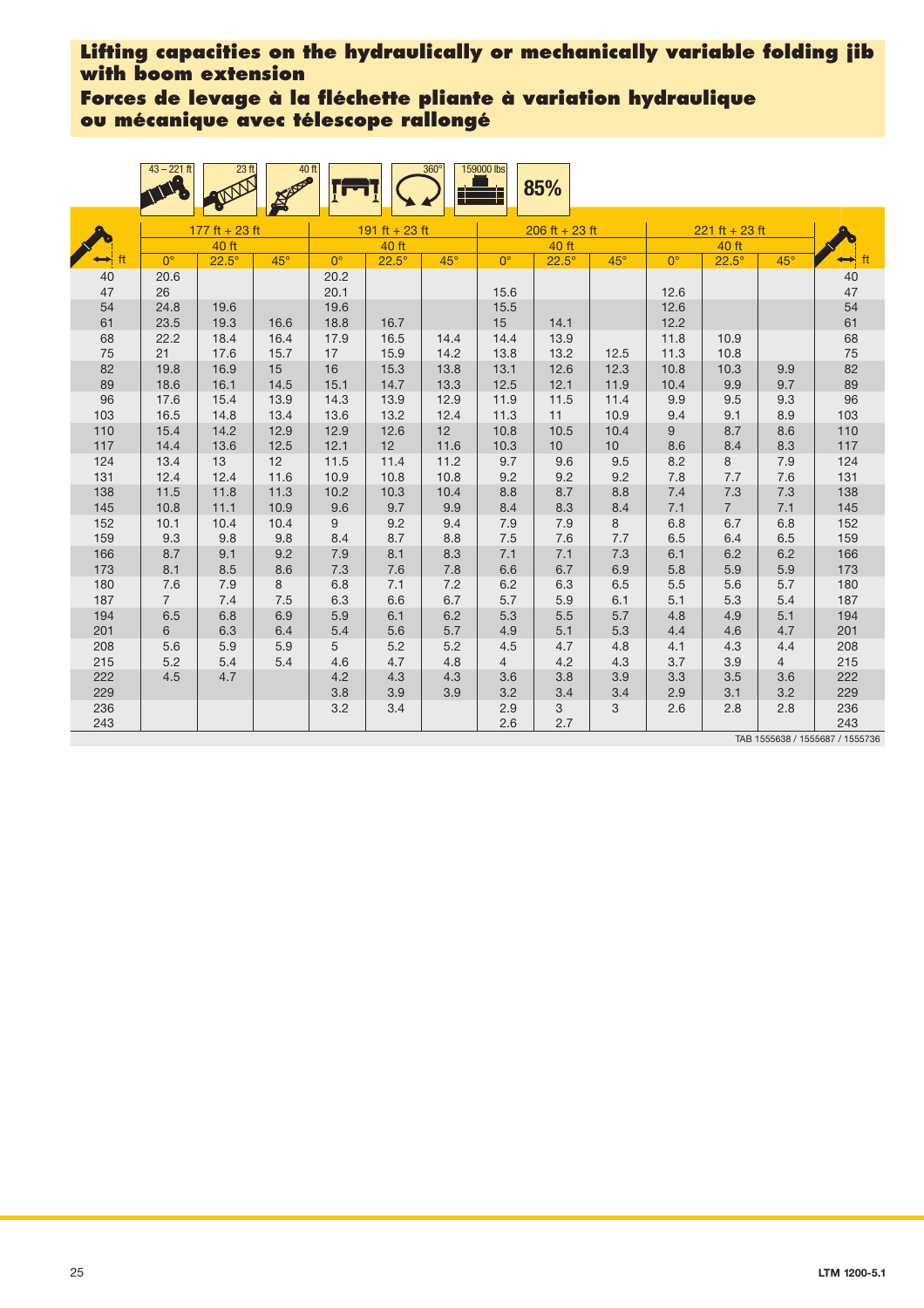# Lifting capacities on the hydraulically or mechanically variable folding jib with boom extension

# Forces de levage à la fléchette pliante à variation hydraulique ou mécanique avec télescope rallongé

43 – 221 ft | 23 ft | 40 ft | 360° | 159000 lbs | 85%

| ft | 177 ft + 23 ft 40 ft | | | 191 ft + 23 ft 40 ft | | | 206 ft + 23 ft 40 ft | | | 221 ft + 23 ft 40 ft | | | ft |
|---|---|---|---|---|---|---|---|---|---|---|---|---|---|
| | 0° | 22.5° | 45° | 0° | 22.5° | 45° | 0° | 22.5° | 45° | 0° | 22.5° | 45° | |
| 40 | 20.6 | | | 20.2 | | | | | | | | | 40 |
| 47 | 26 | | | 20.1 | | | 15.6 | | | 12.6 | | | 47 |
| 54 | 24.8 | 19.6 | | 19.6 | | | 15.5 | | | 12.6 | | | 54 |
| 61 | 23.5 | 19.3 | 16.6 | 18.8 | 16.7 | | 15 | 14.1 | | 12.2 | | | 61 |
| 68 | 22.2 | 18.4 | 16.4 | 17.9 | 16.5 | 14.4 | 14.4 | 13.9 | | 11.8 | 10.9 | | 68 |
| 75 | 21 | 17.6 | 15.7 | 17 | 15.9 | 14.2 | 13.8 | 13.2 | 12.5 | 11.3 | 10.8 | | 75 |
| 82 | 19.8 | 16.9 | 15 | 16 | 15.3 | 13.8 | 13.1 | 12.6 | 12.3 | 10.8 | 10.3 | 9.9 | 82 |
| 89 | 18.6 | 16.1 | 14.5 | 15.1 | 14.7 | 13.3 | 12.5 | 12.1 | 11.9 | 10.4 | 9.9 | 9.7 | 89 |
| 96 | 17.6 | 15.4 | 13.9 | 14.3 | 13.9 | 12.9 | 11.9 | 11.5 | 11.4 | 9.9 | 9.5 | 9.3 | 96 |
| 103 | 16.5 | 14.8 | 13.4 | 13.6 | 13.2 | 12.4 | 11.3 | 11 | 10.9 | 9.4 | 9.1 | 8.9 | 103 |
| 110 | 15.4 | 14.2 | 12.9 | 12.9 | 12.6 | 12 | 10.8 | 10.5 | 10.4 | 9 | 8.7 | 8.6 | 110 |
| 117 | 14.4 | 13.6 | 12.5 | 12.1 | 12 | 11.6 | 10.3 | 10 | 10 | 8.6 | 8.4 | 8.3 | 117 |
| 124 | 13.4 | 13 | 12 | 11.5 | 11.4 | 11.2 | 9.7 | 9.6 | 9.5 | 8.2 | 8 | 7.9 | 124 |
| 131 | 12.4 | 12.4 | 11.6 | 10.9 | 10.8 | 10.8 | 9.2 | 9.2 | 9.2 | 7.8 | 7.7 | 7.6 | 131 |
| 138 | 11.5 | 11.8 | 11.3 | 10.2 | 10.3 | 10.4 | 8.8 | 8.7 | 8.8 | 7.4 | 7.3 | 7.3 | 138 |
| 145 | 10.8 | 11.1 | 10.9 | 9.6 | 9.7 | 9.9 | 8.4 | 8.3 | 8.4 | 7.1 | 7 | 7.1 | 145 |
| 152 | 10.1 | 10.4 | 10.4 | 9 | 9.2 | 9.4 | 7.9 | 7.9 | 8 | 6.8 | 6.7 | 6.8 | 152 |
| 159 | 9.3 | 9.8 | 9.8 | 8.4 | 8.7 | 8.8 | 7.5 | 7.6 | 7.7 | 6.5 | 6.4 | 6.5 | 159 |
| 166 | 8.7 | 9.1 | 9.2 | 7.9 | 8.1 | 8.3 | 7.1 | 7.1 | 7.3 | 6.1 | 6.2 | 6.2 | 166 |
| 173 | 8.1 | 8.5 | 8.6 | 7.3 | 7.6 | 7.8 | 6.6 | 6.7 | 6.9 | 5.8 | 5.9 | 5.9 | 173 |
| 180 | 7.6 | 7.9 | 8 | 6.8 | 7.1 | 7.2 | 6.2 | 6.3 | 6.5 | 5.5 | 5.6 | 5.7 | 180 |
| 187 | 7 | 7.4 | 7.5 | 6.3 | 6.6 | 6.7 | 5.7 | 5.9 | 6.1 | 5.1 | 5.3 | 5.4 | 187 |
| 194 | 6.5 | 6.8 | 6.9 | 5.9 | 6.1 | 6.2 | 5.3 | 5.5 | 5.7 | 4.8 | 4.9 | 5.1 | 194 |
| 201 | 6 | 6.3 | 6.4 | 5.4 | 5.6 | 5.7 | 4.9 | 5.1 | 5.3 | 4.4 | 4.6 | 4.7 | 201 |
| 208 | 5.6 | 5.9 | 5.9 | 5 | 5.2 | 5.2 | 4.5 | 4.7 | 4.8 | 4.1 | 4.3 | 4.4 | 208 |
| 215 | 5.2 | 5.4 | 5.4 | 4.6 | 4.7 | 4.8 | 4 | 4.2 | 4.3 | 3.7 | 3.9 | 4 | 215 |
| 222 | 4.5 | 4.7 | | 4.2 | 4.3 | 4.3 | 3.6 | 3.8 | 3.9 | 3.3 | 3.5 | 3.6 | 222 |
| 229 | | | | 3.8 | 3.9 | 3.9 | 3.2 | 3.4 | 3.4 | 2.9 | 3.1 | 3.2 | 229 |
| 236 | | | | 3.2 | 3.4 | | 2.9 | 3 | 3 | 2.6 | 2.8 | 2.8 | 236 |
| 243 | | | | | | | 2.6 | 2.7 | | | | | 243 |

TAB 1555638 / 1555687 / 1555736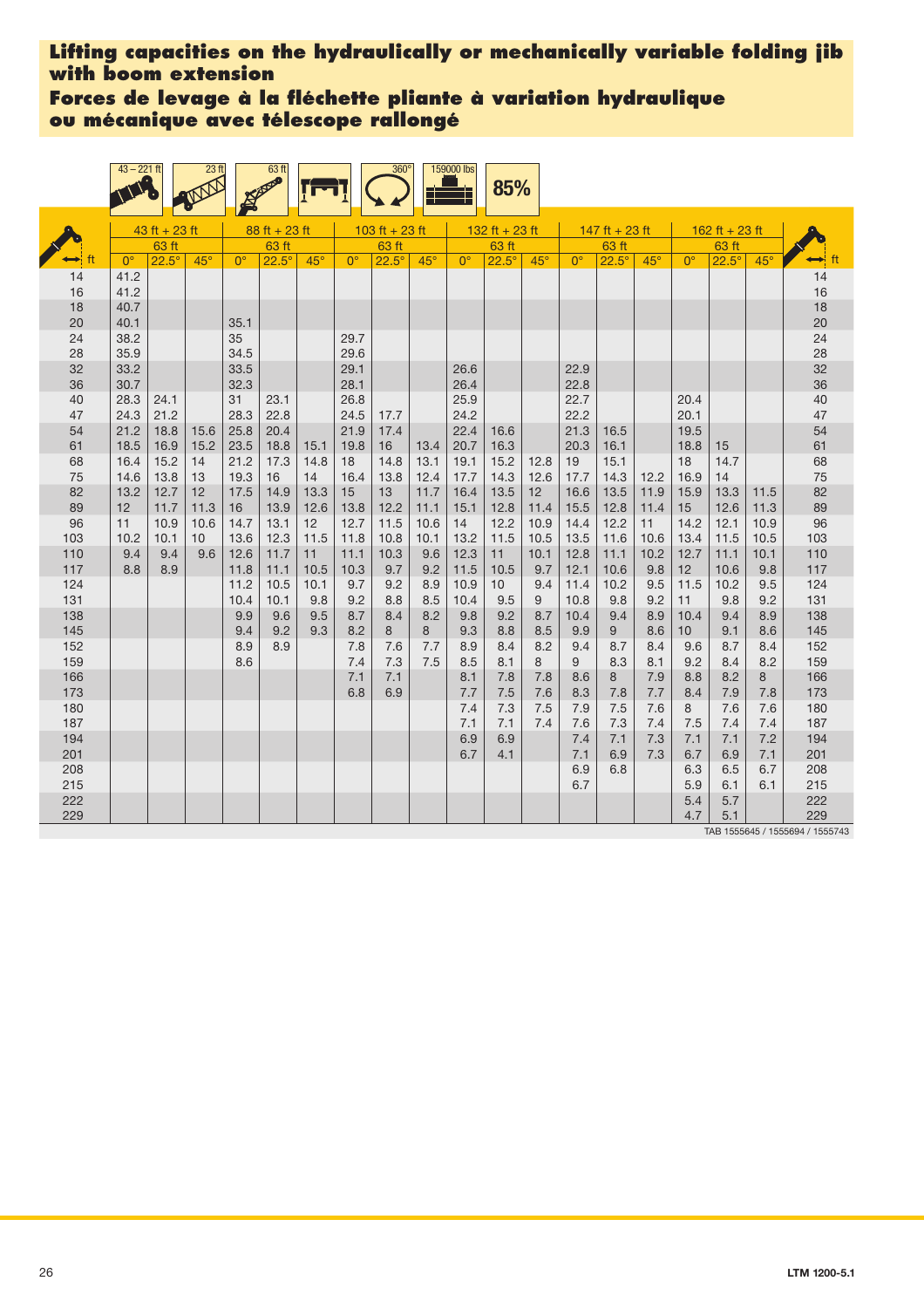# Lifting capacities on the hydraulically or mechanically variable folding jib with boom extension

# Forces de levage à la fléchette pliante à variation hydraulique ou mécanique avec télescope rallongé

43 – 221 ft | 23 ft | 63 ft | 360° | 159000 lbs | 85%

| ft | 43 ft + 23 ft | | | 88 ft + 23 ft | | | 103 ft + 23 ft | | | 132 ft + 23 ft | | | 147 ft + 23 ft | | | 162 ft + 23 ft | | | ft |
|---|---|---|---|---|---|---|---|---|---|---|---|---|---|---|---|---|---|---|---|
| | 63 ft | | | 63 ft | | | 63 ft | | | 63 ft | | | 63 ft | | | 63 ft | | | |
| | 0° | 22.5° | 45° | 0° | 22.5° | 45° | 0° | 22.5° | 45° | 0° | 22.5° | 45° | 0° | 22.5° | 45° | 0° | 22.5° | 45° | |
| 14 | 41.2 | | | | | | | | | | | | | | | | | | 14 |
| 16 | 41.2 | | | | | | | | | | | | | | | | | | 16 |
| 18 | 40.7 | | | | | | | | | | | | | | | | | | 18 |
| 20 | 40.1 | | | 35.1 | | | | | | | | | | | | | | | 20 |
| 24 | 38.2 | | | 35 | | | 29.7 | | | | | | | | | | | | 24 |
| 28 | 35.9 | | | 34.5 | | | 29.6 | | | | | | | | | | | | 28 |
| 32 | 33.2 | | | 33.5 | | | 29.1 | | | 26.6 | | | 22.9 | | | | | | 32 |
| 36 | 30.7 | | | 32.3 | | | 28.1 | | | 26.4 | | | 22.8 | | | | | | 36 |
| 40 | 28.3 | 24.1 | | 31 | 23.1 | | 26.8 | | | 25.9 | | | 22.7 | | | 20.4 | | | 40 |
| 47 | 24.3 | 21.2 | | 28.3 | 22.8 | | 24.5 | 17.7 | | 24.2 | | | 22.2 | | | 20.1 | | | 47 |
| 54 | 21.2 | 18.8 | 15.6 | 25.8 | 20.4 | | 21.9 | 17.4 | | 22.4 | 16.6 | | 21.3 | 16.5 | | 19.5 | | | 54 |
| 61 | 18.5 | 16.9 | 15.2 | 23.5 | 18.8 | 15.1 | 19.8 | 16 | 13.4 | 20.7 | 16.3 | | 20.3 | 16.1 | | 18.8 | 15 | | 61 |
| 68 | 16.4 | 15.2 | 14 | 21.2 | 17.3 | 14.8 | 18 | 14.8 | 13.1 | 19.1 | 15.2 | 12.8 | 19 | 15.1 | | 18 | 14.7 | | 68 |
| 75 | 14.6 | 13.8 | 13 | 19.3 | 16 | 14 | 16.4 | 13.8 | 12.4 | 17.7 | 14.3 | 12.6 | 17.7 | 14.3 | 12.2 | 16.9 | 14 | | 75 |
| 82 | 13.2 | 12.7 | 12 | 17.5 | 14.9 | 13.3 | 15 | 13 | 11.7 | 16.4 | 13.5 | 12 | 16.6 | 13.5 | 11.9 | 15.9 | 13.3 | 11.5 | 82 |
| 89 | 12 | 11.7 | 11.3 | 16 | 13.9 | 12.6 | 13.8 | 12.2 | 11.1 | 15.1 | 12.8 | 11.4 | 15.5 | 12.8 | 11.4 | 15 | 12.6 | 11.3 | 89 |
| 96 | 11 | 10.9 | 10.6 | 14.7 | 13.1 | 12 | 12.7 | 11.5 | 10.6 | 14 | 12.2 | 10.9 | 14.4 | 12.2 | 11 | 14.2 | 12.1 | 10.9 | 96 |
| 103 | 10.2 | 10.1 | 10 | 13.6 | 12.3 | 11.5 | 11.8 | 10.8 | 10.1 | 13.2 | 11.5 | 10.5 | 13.5 | 11.6 | 10.6 | 13.4 | 11.5 | 10.5 | 103 |
| 110 | 9.4 | 9.4 | 9.6 | 12.6 | 11.7 | 11 | 11.1 | 10.3 | 9.6 | 12.3 | 11 | 10.1 | 12.8 | 11.1 | 10.2 | 12.7 | 11.1 | 10.1 | 110 |
| 117 | 8.8 | 8.9 | | 11.8 | 11.1 | 10.5 | 10.3 | 9.7 | 9.2 | 11.5 | 10.5 | 9.7 | 12.1 | 10.6 | 9.8 | 12 | 10.6 | 9.8 | 117 |
| 124 | | | | 11.2 | 10.5 | 10.1 | 9.7 | 9.2 | 8.9 | 10.9 | 10 | 9.4 | 11.4 | 10.2 | 9.5 | 11.5 | 10.2 | 9.5 | 124 |
| 131 | | | | 10.4 | 10.1 | 9.8 | 9.2 | 8.8 | 8.5 | 10.4 | 9.5 | 9 | 10.8 | 9.8 | 9.2 | 11 | 9.8 | 9.2 | 131 |
| 138 | | | | 9.9 | 9.6 | 9.5 | 8.7 | 8.4 | 8.2 | 9.8 | 9.2 | 8.7 | 10.4 | 9.4 | 8.9 | 10.4 | 9.4 | 8.9 | 138 |
| 145 | | | | 9.4 | 9.2 | 9.3 | 8.2 | 8 | 8 | 9.3 | 8.8 | 8.5 | 9.9 | 9 | 8.6 | 10 | 9.1 | 8.6 | 145 |
| 152 | | | | 8.9 | 8.9 | | 7.8 | 7.6 | 7.7 | 8.9 | 8.4 | 8.2 | 9.4 | 8.7 | 8.4 | 9.6 | 8.7 | 8.4 | 152 |
| 159 | | | | 8.6 | | | 7.4 | 7.3 | 7.5 | 8.5 | 8.1 | 8 | 9 | 8.3 | 8.1 | 9.2 | 8.4 | 8.2 | 159 |
| 166 | | | | | | | 7.1 | 7.1 | | 8.1 | 7.8 | 7.8 | 8.6 | 8 | 7.9 | 8.8 | 8.2 | 8 | 166 |
| 173 | | | | | | | 6.8 | 6.9 | | 7.7 | 7.5 | 7.6 | 8.3 | 7.8 | 7.7 | 8.4 | 7.9 | 7.8 | 173 |
| 180 | | | | | | | | | | 7.4 | 7.3 | 7.5 | 7.9 | 7.5 | 7.6 | 8 | 7.6 | 7.6 | 180 |
| 187 | | | | | | | | | | 7.1 | 7.1 | 7.4 | 7.6 | 7.3 | 7.4 | 7.5 | 7.4 | 7.4 | 187 |
| 194 | | | | | | | | | | 6.9 | 6.9 | | 7.4 | 7.1 | 7.3 | 7.1 | 7.1 | 7.2 | 194 |
| 201 | | | | | | | | | | 6.7 | 4.1 | | 7.1 | 6.9 | 7.3 | 6.7 | 6.9 | 7.1 | 201 |
| 208 | | | | | | | | | | | | | 6.9 | 6.8 | | 6.3 | 6.5 | 6.7 | 208 |
| 215 | | | | | | | | | | | | | 6.7 | | | 5.9 | 6.1 | 6.1 | 215 |
| 222 | | | | | | | | | | | | | | | | 5.4 | 5.7 | | 222 |
| 229 | | | | | | | | | | | | | | | | 4.7 | 5.1 | | 229 |

TAB 1555645 / 1555694 / 1555743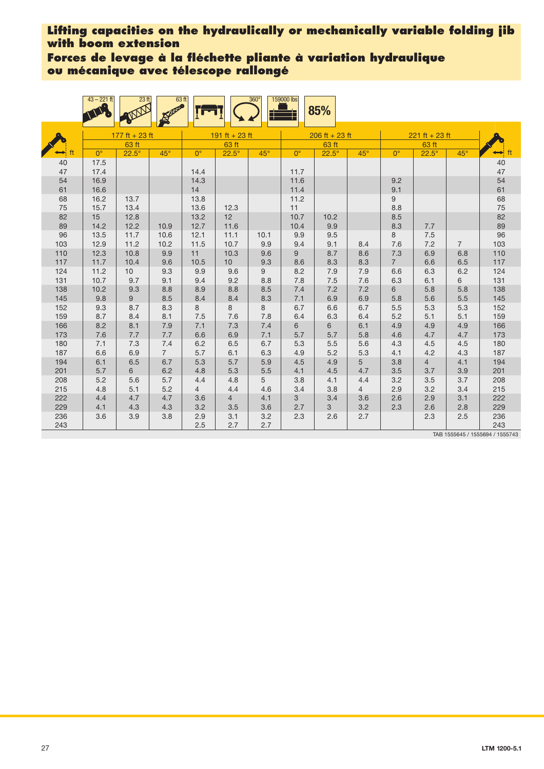## Lifting capacities on the hydraulically or mechanically variable folding jib with boom extension

## Forces de levage à la fléchette pliante à variation hydraulique ou mécanique avec télescope rallongé

43 – 221 ft | 23 ft | 63 ft | 360° | 159000 lbs | 85%

| ft | 177 ft + 23 ft 63 ft | | | 191 ft + 23 ft 63 ft | | | 206 ft + 23 ft 63 ft | | | 221 ft + 23 ft 63 ft | | | ft |
|---|---|---|---|---|---|---|---|---|---|---|---|---|---|
| | 0° | 22.5° | 45° | 0° | 22.5° | 45° | 0° | 22.5° | 45° | 0° | 22.5° | 45° | |
| 40 | 17.5 | | | | | | | | | | | | 40 |
| 47 | 17.4 | | | 14.4 | | | 11.7 | | | | | | 47 |
| 54 | 16.9 | | | 14.3 | | | 11.6 | | | 9.2 | | | 54 |
| 61 | 16.6 | | | 14 | | | 11.4 | | | 9.1 | | | 61 |
| 68 | 16.2 | 13.7 | | 13.8 | | | 11.2 | | | 9 | | | 68 |
| 75 | 15.7 | 13.4 | | 13.6 | 12.3 | | 11 | | | 8.8 | | | 75 |
| 82 | 15 | 12.8 | | 13.2 | 12 | | 10.7 | 10.2 | | 8.5 | | | 82 |
| 89 | 14.2 | 12.2 | 10.9 | 12.7 | 11.6 | | 10.4 | 9.9 | | 8.3 | 7.7 | | 89 |
| 96 | 13.5 | 11.7 | 10.6 | 12.1 | 11.1 | 10.1 | 9.9 | 9.5 | | 8 | 7.5 | | 96 |
| 103 | 12.9 | 11.2 | 10.2 | 11.5 | 10.7 | 9.9 | 9.4 | 9.1 | 8.4 | 7.6 | 7.2 | 7 | 103 |
| 110 | 12.3 | 10.8 | 9.9 | 11 | 10.3 | 9.6 | 9 | 8.7 | 8.6 | 7.3 | 6.9 | 6.8 | 110 |
| 117 | 11.7 | 10.4 | 9.6 | 10.5 | 10 | 9.3 | 8.6 | 8.3 | 8.3 | 7 | 6.6 | 6.5 | 117 |
| 124 | 11.2 | 10 | 9.3 | 9.9 | 9.6 | 9 | 8.2 | 7.9 | 7.9 | 6.6 | 6.3 | 6.2 | 124 |
| 131 | 10.7 | 9.7 | 9.1 | 9.4 | 9.2 | 8.8 | 7.8 | 7.5 | 7.6 | 6.3 | 6.1 | 6 | 131 |
| 138 | 10.2 | 9.3 | 8.8 | 8.9 | 8.8 | 8.5 | 7.4 | 7.2 | 7.2 | 6 | 5.8 | 5.8 | 138 |
| 145 | 9.8 | 9 | 8.5 | 8.4 | 8.4 | 8.3 | 7.1 | 6.9 | 6.9 | 5.8 | 5.6 | 5.5 | 145 |
| 152 | 9.3 | 8.7 | 8.3 | 8 | 8 | 8 | 6.7 | 6.6 | 6.7 | 5.5 | 5.3 | 5.3 | 152 |
| 159 | 8.7 | 8.4 | 8.1 | 7.5 | 7.6 | 7.8 | 6.4 | 6.3 | 6.4 | 5.2 | 5.1 | 5.1 | 159 |
| 166 | 8.2 | 8.1 | 7.9 | 7.1 | 7.3 | 7.4 | 6 | 6 | 6.1 | 4.9 | 4.9 | 4.9 | 166 |
| 173 | 7.6 | 7.7 | 7.7 | 6.6 | 6.9 | 7.1 | 5.7 | 5.7 | 5.8 | 4.6 | 4.7 | 4.7 | 173 |
| 180 | 7.1 | 7.3 | 7.4 | 6.2 | 6.5 | 6.7 | 5.3 | 5.5 | 5.6 | 4.3 | 4.5 | 4.5 | 180 |
| 187 | 6.6 | 6.9 | 7 | 5.7 | 6.1 | 6.3 | 4.9 | 5.2 | 5.3 | 4.1 | 4.2 | 4.3 | 187 |
| 194 | 6.1 | 6.5 | 6.7 | 5.3 | 5.7 | 5.9 | 4.5 | 4.9 | 5 | 3.8 | 4 | 4.1 | 194 |
| 201 | 5.7 | 6 | 6.2 | 4.8 | 5.3 | 5.5 | 4.1 | 4.5 | 4.7 | 3.5 | 3.7 | 3.9 | 201 |
| 208 | 5.2 | 5.6 | 5.7 | 4.4 | 4.8 | 5 | 3.8 | 4.1 | 4.4 | 3.2 | 3.5 | 3.7 | 208 |
| 215 | 4.8 | 5.1 | 5.2 | 4 | 4.4 | 4.6 | 3.4 | 3.8 | 4 | 2.9 | 3.2 | 3.4 | 215 |
| 222 | 4.4 | 4.7 | 4.7 | 3.6 | 4 | 4.1 | 3 | 3.4 | 3.6 | 2.6 | 2.9 | 3.1 | 222 |
| 229 | 4.1 | 4.3 | 4.3 | 3.2 | 3.5 | 3.6 | 2.7 | 3 | 3.2 | 2.3 | 2.6 | 2.8 | 229 |
| 236 | 3.6 | 3.9 | 3.8 | 2.9 | 3.1 | 3.2 | 2.3 | 2.6 | 2.7 | | 2.3 | 2.5 | 236 |
| 243 | | | | 2.5 | 2.7 | 2.7 | | | | | | | 243 |

TAB 1555645 / 1555694 / 1555743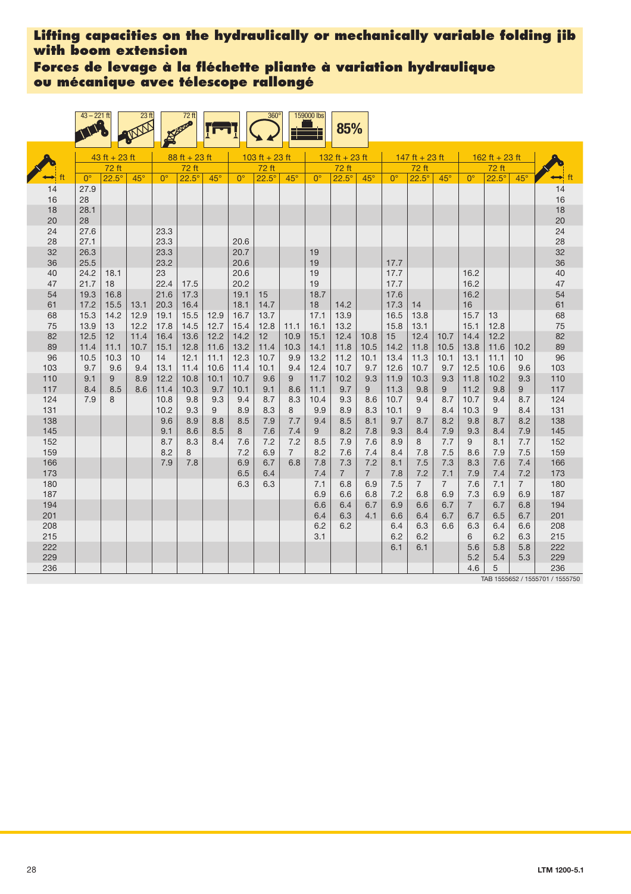# Lifting capacities on the hydraulically or mechanically variable folding jib with boom extension

# Forces de levage à la fléchette pliante à variation hydraulique ou mécanique avec télescope rallongé

43 – 221 ft | 23 ft | 72 ft | 360° | 159000 lbs | 85%

| ft | 43 ft + 23 ft 72 ft | | | 88 ft + 23 ft 72 ft | | | 103 ft + 23 ft 72 ft | | | 132 ft + 23 ft 72 ft | | | 147 ft + 23 ft 72 ft | | | 162 ft + 23 ft 72 ft | | | ft |
|---|---|---|---|---|---|---|---|---|---|---|---|---|---|---|---|---|---|---|---|
| | 0° | 22.5° | 45° | 0° | 22.5° | 45° | 0° | 22.5° | 45° | 0° | 22.5° | 45° | 0° | 22.5° | 45° | 0° | 22.5° | 45° | |
| 14 | 27.9 | | | | | | | | | | | | | | | | | | 14 |
| 16 | 28 | | | | | | | | | | | | | | | | | | 16 |
| 18 | 28.1 | | | | | | | | | | | | | | | | | | 18 |
| 20 | 28 | | | | | | | | | | | | | | | | | | 20 |
| 24 | 27.6 | | | 23.3 | | | | | | | | | | | | | | | 24 |
| 28 | 27.1 | | | 23.3 | | | 20.6 | | | | | | | | | | | | 28 |
| 32 | 26.3 | | | 23.3 | | | 20.7 | | | 19 | | | | | | | | | 32 |
| 36 | 25.5 | | | 23.2 | | | 20.6 | | | 19 | | | 17.7 | | | | | | 36 |
| 40 | 24.2 | 18.1 | | 23 | | | 20.6 | | | 19 | | | 17.7 | | | 16.2 | | | 40 |
| 47 | 21.7 | 18 | | 22.4 | 17.5 | | 20.2 | | | 19 | | | 17.7 | | | 16.2 | | | 47 |
| 54 | 19.3 | 16.8 | | 21.6 | 17.3 | | 19.1 | 15 | | 18.7 | | | 17.6 | | | 16.2 | | | 54 |
| 61 | 17.2 | 15.5 | 13.1 | 20.3 | 16.4 | | 18.1 | 14.7 | | 18 | 14.2 | | 17.3 | 14 | | 16 | | | 61 |
| 68 | 15.3 | 14.2 | 12.9 | 19.1 | 15.5 | 12.9 | 16.7 | 13.7 | | 17.1 | 13.9 | | 16.5 | 13.8 | | 15.7 | 13 | | 68 |
| 75 | 13.9 | 13 | 12.2 | 17.8 | 14.5 | 12.7 | 15.4 | 12.8 | 11.1 | 16.1 | 13.2 | | 15.8 | 13.1 | | 15.1 | 12.8 | | 75 |
| 82 | 12.5 | 12 | 11.4 | 16.4 | 13.6 | 12.2 | 14.2 | 12 | 10.9 | 15.1 | 12.4 | 10.8 | 15 | 12.4 | 10.7 | 14.4 | 12.2 | | 82 |
| 89 | 11.4 | 11.1 | 10.7 | 15.1 | 12.8 | 11.6 | 13.2 | 11.4 | 10.3 | 14.1 | 11.8 | 10.5 | 14.2 | 11.8 | 10.5 | 13.8 | 11.6 | 10.2 | 89 |
| 96 | 10.5 | 10.3 | 10 | 14 | 12.1 | 11.1 | 12.3 | 10.7 | 9.9 | 13.2 | 11.2 | 10.1 | 13.4 | 11.3 | 10.1 | 13.1 | 11.1 | 10 | 96 |
| 103 | 9.7 | 9.6 | 9.4 | 13.1 | 11.4 | 10.6 | 11.4 | 10.1 | 9.4 | 12.4 | 10.7 | 9.7 | 12.6 | 10.7 | 9.7 | 12.5 | 10.6 | 9.6 | 103 |
| 110 | 9.1 | 9 | 8.9 | 12.2 | 10.8 | 10.1 | 10.7 | 9.6 | 9 | 11.7 | 10.2 | 9.3 | 11.9 | 10.3 | 9.3 | 11.8 | 10.2 | 9.3 | 110 |
| 117 | 8.4 | 8.5 | 8.6 | 11.4 | 10.3 | 9.7 | 10.1 | 9.1 | 8.6 | 11.1 | 9.7 | 9 | 11.3 | 9.8 | 9 | 11.2 | 9.8 | 9 | 117 |
| 124 | 7.9 | 8 | | 10.8 | 9.8 | 9.3 | 9.4 | 8.7 | 8.3 | 10.4 | 9.3 | 8.6 | 10.7 | 9.4 | 8.7 | 10.7 | 9.4 | 8.7 | 124 |
| 131 | | | | 10.2 | 9.3 | 9 | 8.9 | 8.3 | 8 | 9.9 | 8.9 | 8.3 | 10.1 | 9 | 8.4 | 10.3 | 9 | 8.4 | 131 |
| 138 | | | | 9.6 | 8.9 | 8.8 | 8.5 | 7.9 | 7.7 | 9.4 | 8.5 | 8.1 | 9.7 | 8.7 | 8.2 | 9.8 | 8.7 | 8.2 | 138 |
| 145 | | | | 9.1 | 8.6 | 8.5 | 8 | 7.6 | 7.4 | 9 | 8.2 | 7.8 | 9.3 | 8.4 | 7.9 | 9.3 | 8.4 | 7.9 | 145 |
| 152 | | | | 8.7 | 8.3 | 8.4 | 7.6 | 7.2 | 7.2 | 8.5 | 7.9 | 7.6 | 8.9 | 8 | 7.7 | 9 | 8.1 | 7.7 | 152 |
| 159 | | | | 8.2 | 8 | | 7.2 | 6.9 | 7 | 8.2 | 7.6 | 7.4 | 8.4 | 7.8 | 7.5 | 8.6 | 7.9 | 7.5 | 159 |
| 166 | | | | 7.9 | 7.8 | | 6.9 | 6.7 | 6.8 | 7.8 | 7.3 | 7.2 | 8.1 | 7.5 | 7.3 | 8.3 | 7.6 | 7.4 | 166 |
| 173 | | | | | | | 6.5 | 6.4 | | 7.4 | 7 | 7 | 7.8 | 7.2 | 7.1 | 7.9 | 7.4 | 7.2 | 173 |
| 180 | | | | | | | 6.3 | 6.3 | | 7.1 | 6.8 | 6.9 | 7.5 | 7 | 7 | 7.6 | 7.1 | 7 | 180 |
| 187 | | | | | | | | | | 6.9 | 6.6 | 6.8 | 7.2 | 6.8 | 6.9 | 7.3 | 6.9 | 6.9 | 187 |
| 194 | | | | | | | | | | 6.6 | 6.4 | 6.7 | 6.9 | 6.6 | 6.7 | 7 | 6.7 | 6.8 | 194 |
| 201 | | | | | | | | | | 6.4 | 6.3 | 4.1 | 6.6 | 6.4 | 6.7 | 6.7 | 6.5 | 6.7 | 201 |
| 208 | | | | | | | | | | 6.2 | 6.2 | | 6.4 | 6.3 | 6.6 | 6.3 | 6.4 | 6.6 | 208 |
| 215 | | | | | | | | | | 3.1 | | | 6.2 | 6.2 | | 6 | 6.2 | 6.3 | 215 |
| 222 | | | | | | | | | | | | | 6.1 | 6.1 | | 5.6 | 5.8 | 5.8 | 222 |
| 229 | | | | | | | | | | | | | | | | 5.2 | 5.4 | 5.3 | 229 |
| 236 | | | | | | | | | | | | | | | | 4.6 | 5 | | 236 |

TAB 1555652 / 1555701 / 1555750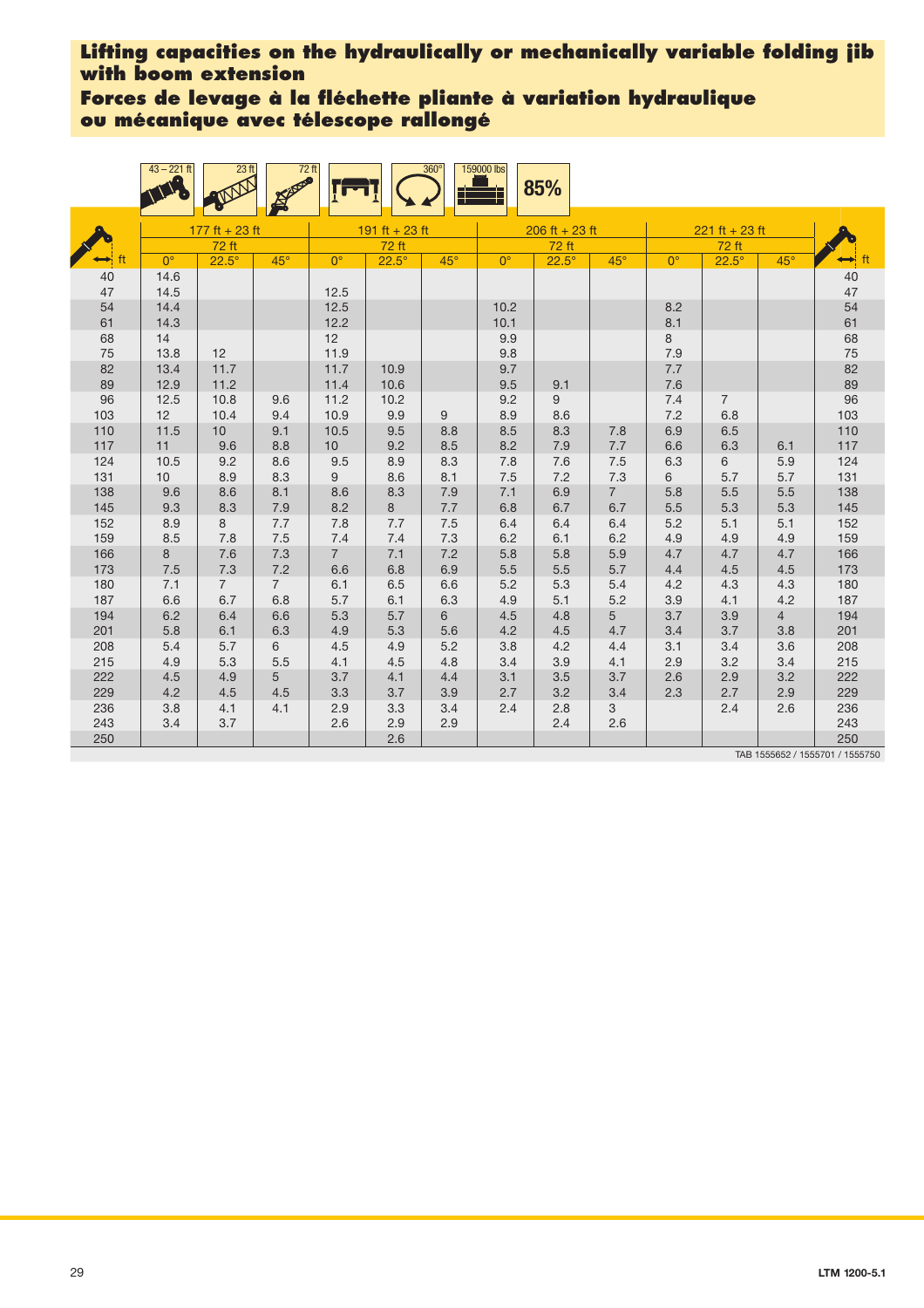**Lifting capacities on the hydraulically or mechanically variable folding jib with boom extension**

**Forces de levage à la fléchette pliante à variation hydraulique ou mécanique avec télescope rallongé**

43 – 221 ft | 23 ft | 72 ft | 360° | 159000 lbs | 85%

| ft | 177 ft + 23 ft 72 ft | | | 191 ft + 23 ft 72 ft | | | 206 ft + 23 ft 72 ft | | | 221 ft + 23 ft 72 ft | | | ft |
|---|---|---|---|---|---|---|---|---|---|---|---|---|---|
| | 0° | 22.5° | 45° | 0° | 22.5° | 45° | 0° | 22.5° | 45° | 0° | 22.5° | 45° | |
| 40 | 14.6 | | | | | | | | | | | | 40 |
| 47 | 14.5 | | | 12.5 | | | | | | | | | 47 |
| 54 | 14.4 | | | 12.5 | | | 10.2 | | | 8.2 | | | 54 |
| 61 | 14.3 | | | 12.2 | | | 10.1 | | | 8.1 | | | 61 |
| 68 | 14 | | | 12 | | | 9.9 | | | 8 | | | 68 |
| 75 | 13.8 | 12 | | 11.9 | | | 9.8 | | | 7.9 | | | 75 |
| 82 | 13.4 | 11.7 | | 11.7 | 10.9 | | 9.7 | | | 7.7 | | | 82 |
| 89 | 12.9 | 11.2 | | 11.4 | 10.6 | | 9.5 | 9.1 | | 7.6 | | | 89 |
| 96 | 12.5 | 10.8 | 9.6 | 11.2 | 10.2 | | 9.2 | 9 | | 7.4 | 7 | | 96 |
| 103 | 12 | 10.4 | 9.4 | 10.9 | 9.9 | 9 | 8.9 | 8.6 | | 7.2 | 6.8 | | 103 |
| 110 | 11.5 | 10 | 9.1 | 10.5 | 9.5 | 8.8 | 8.5 | 8.3 | 7.8 | 6.9 | 6.5 | | 110 |
| 117 | 11 | 9.6 | 8.8 | 10 | 9.2 | 8.5 | 8.2 | 7.9 | 7.7 | 6.6 | 6.3 | 6.1 | 117 |
| 124 | 10.5 | 9.2 | 8.6 | 9.5 | 8.9 | 8.3 | 7.8 | 7.6 | 7.5 | 6.3 | 6 | 5.9 | 124 |
| 131 | 10 | 8.9 | 8.3 | 9 | 8.6 | 8.1 | 7.5 | 7.2 | 7.3 | 6 | 5.7 | 5.7 | 131 |
| 138 | 9.6 | 8.6 | 8.1 | 8.6 | 8.3 | 7.9 | 7.1 | 6.9 | 7 | 5.8 | 5.5 | 5.5 | 138 |
| 145 | 9.3 | 8.3 | 7.9 | 8.2 | 8 | 7.7 | 6.8 | 6.7 | 6.7 | 5.5 | 5.3 | 5.3 | 145 |
| 152 | 8.9 | 8 | 7.7 | 7.8 | 7.7 | 7.5 | 6.4 | 6.4 | 6.4 | 5.2 | 5.1 | 5.1 | 152 |
| 159 | 8.5 | 7.8 | 7.5 | 7.4 | 7.4 | 7.3 | 6.2 | 6.1 | 6.2 | 4.9 | 4.9 | 4.9 | 159 |
| 166 | 8 | 7.6 | 7.3 | 7 | 7.1 | 7.2 | 5.8 | 5.8 | 5.9 | 4.7 | 4.7 | 4.7 | 166 |
| 173 | 7.5 | 7.3 | 7.2 | 6.6 | 6.8 | 6.9 | 5.5 | 5.5 | 5.7 | 4.4 | 4.5 | 4.5 | 173 |
| 180 | 7.1 | 7 | 7 | 6.1 | 6.5 | 6.6 | 5.2 | 5.3 | 5.4 | 4.2 | 4.3 | 4.3 | 180 |
| 187 | 6.6 | 6.7 | 6.8 | 5.7 | 6.1 | 6.3 | 4.9 | 5.1 | 5.2 | 3.9 | 4.1 | 4.2 | 187 |
| 194 | 6.2 | 6.4 | 6.6 | 5.3 | 5.7 | 6 | 4.5 | 4.8 | 5 | 3.7 | 3.9 | 4 | 194 |
| 201 | 5.8 | 6.1 | 6.3 | 4.9 | 5.3 | 5.6 | 4.2 | 4.5 | 4.7 | 3.4 | 3.7 | 3.8 | 201 |
| 208 | 5.4 | 5.7 | 6 | 4.5 | 4.9 | 5.2 | 3.8 | 4.2 | 4.4 | 3.1 | 3.4 | 3.6 | 208 |
| 215 | 4.9 | 5.3 | 5.5 | 4.1 | 4.5 | 4.8 | 3.4 | 3.9 | 4.1 | 2.9 | 3.2 | 3.4 | 215 |
| 222 | 4.5 | 4.9 | 5 | 3.7 | 4.1 | 4.4 | 3.1 | 3.5 | 3.7 | 2.6 | 2.9 | 3.2 | 222 |
| 229 | 4.2 | 4.5 | 4.5 | 3.3 | 3.7 | 3.9 | 2.7 | 3.2 | 3.4 | 2.3 | 2.7 | 2.9 | 229 |
| 236 | 3.8 | 4.1 | 4.1 | 2.9 | 3.3 | 3.4 | 2.4 | 2.8 | 3 | | 2.4 | 2.6 | 236 |
| 243 | 3.4 | 3.7 | | 2.6 | 2.9 | 2.9 | | 2.4 | 2.6 | | | | 243 |
| 250 | | | | | 2.6 | | | | | | | | 250 |

TAB 1555652 / 1555701 / 1555750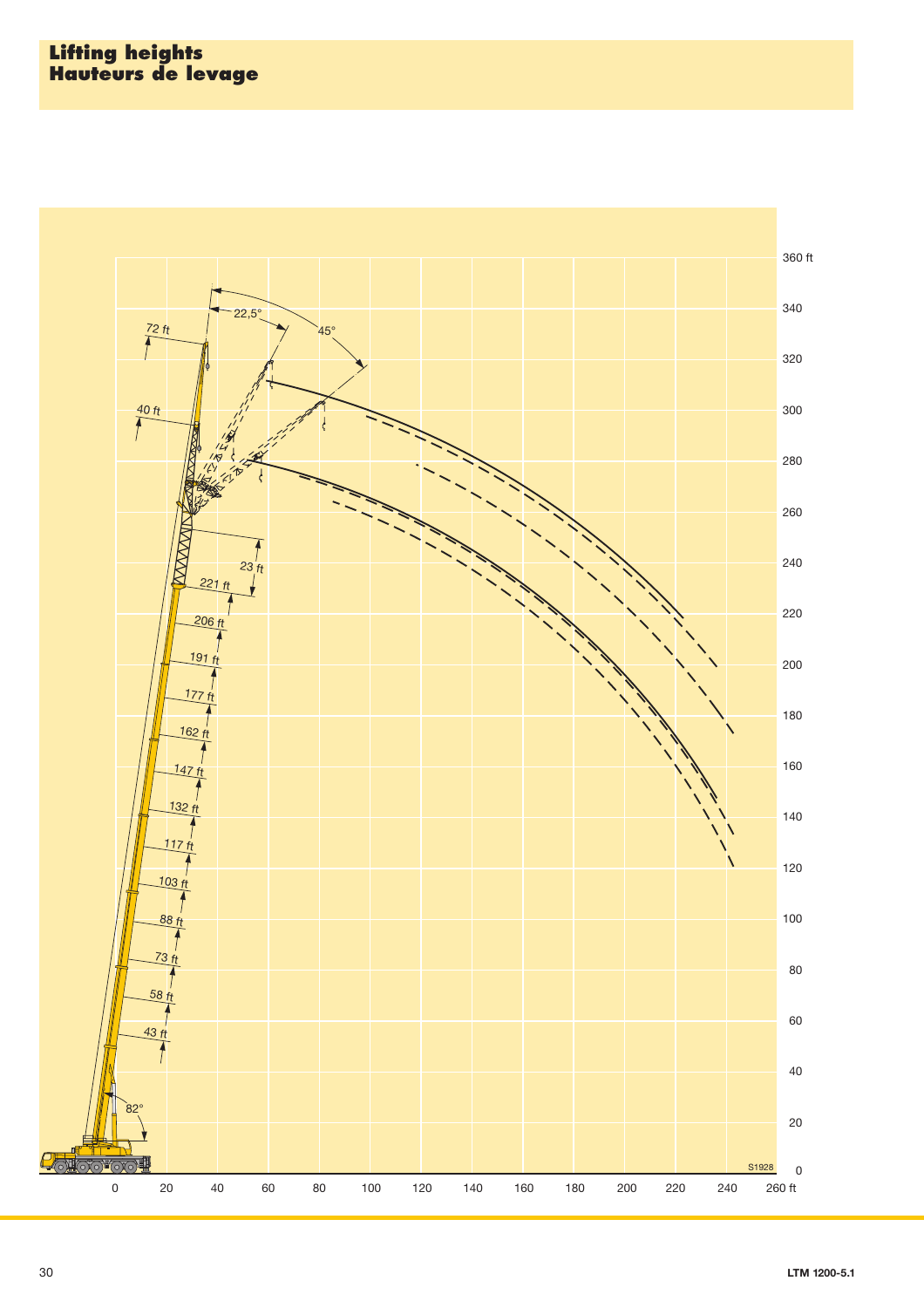# Lifting heights
# Hauteurs de levage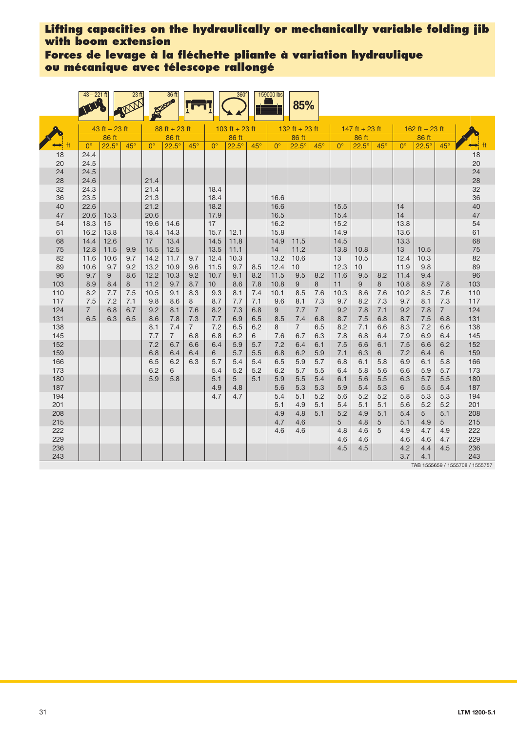**Lifting capacities on the hydraulically or mechanically variable folding jib with boom extension**

**Forces de levage à la fléchette pliante à variation hydraulique ou mécanique avec télescope rallongé**

43 – 221 ft | 23 ft | 86 ft | 360° | 159000 lbs | 85%

| ft | 43 ft + 23 ft | | | 88 ft + 23 ft | | | 103 ft + 23 ft | | | 132 ft + 23 ft | | | 147 ft + 23 ft | | | 162 ft + 23 ft | | | ft |
|---|---|---|---|---|---|---|---|---|---|---|---|---|---|---|---|---|---|---|---|
| | 86 ft | | | 86 ft | | | 86 ft | | | 86 ft | | | 86 ft | | | 86 ft | | | |
| | 0° | 22.5° | 45° | 0° | 22.5° | 45° | 0° | 22.5° | 45° | 0° | 22.5° | 45° | 0° | 22.5° | 45° | 0° | 22.5° | 45° | |
| 18 | 24.4 | | | | | | | | | | | | | | | | | | 18 |
| 20 | 24.5 | | | | | | | | | | | | | | | | | | 20 |
| 24 | 24.5 | | | | | | | | | | | | | | | | | | 24 |
| 28 | 24.6 | | | 21.4 | | | | | | | | | | | | | | | 28 |
| 32 | 24.3 | | | 21.4 | | | 18.4 | | | | | | | | | | | | 32 |
| 36 | 23.5 | | | 21.3 | | | 18.4 | | | 16.6 | | | | | | | | | 36 |
| 40 | 22.6 | | | 21.2 | | | 18.2 | | | 16.6 | | | 15.5 | | | 14 | | | 40 |
| 47 | 20.6 | 15.3 | | 20.6 | | | 17.9 | | | 16.5 | | | 15.4 | | | 14 | | | 47 |
| 54 | 18.3 | 15 | | 19.6 | 14.6 | | 17 | | | 16.2 | | | 15.2 | | | 13.8 | | | 54 |
| 61 | 16.2 | 13.8 | | 18.4 | 14.3 | | 15.7 | 12.1 | | 15.8 | | | 14.9 | | | 13.6 | | | 61 |
| 68 | 14.4 | 12.6 | | 17 | 13.4 | | 14.5 | 11.8 | | 14.9 | 11.5 | | 14.5 | | | 13.3 | | | 68 |
| 75 | 12.8 | 11.5 | 9.9 | 15.5 | 12.5 | | 13.5 | 11.1 | | 14 | 11.2 | | 13.8 | 10.8 | | 13 | 10.5 | | 75 |
| 82 | 11.6 | 10.6 | 9.7 | 14.2 | 11.7 | 9.7 | 12.4 | 10.3 | | 13.2 | 10.6 | | 13 | 10.5 | | 12.4 | 10.3 | | 82 |
| 89 | 10.6 | 9.7 | 9.2 | 13.2 | 10.9 | 9.6 | 11.5 | 9.7 | 8.5 | 12.4 | 10 | | 12.3 | 10 | | 11.9 | 9.8 | | 89 |
| 96 | 9.7 | 9 | 8.6 | 12.2 | 10.3 | 9.2 | 10.7 | 9.1 | 8.2 | 11.5 | 9.5 | 8.2 | 11.6 | 9.5 | 8.2 | 11.4 | 9.4 | | 96 |
| 103 | 8.9 | 8.4 | 8 | 11.2 | 9.7 | 8.7 | 10 | 8.6 | 7.8 | 10.8 | 9 | 8 | 11 | 9 | 8 | 10.8 | 8.9 | 7.8 | 103 |
| 110 | 8.2 | 7.7 | 7.5 | 10.5 | 9.1 | 8.3 | 9.3 | 8.1 | 7.4 | 10.1 | 8.5 | 7.6 | 10.3 | 8.6 | 7.6 | 10.2 | 8.5 | 7.6 | 110 |
| 117 | 7.5 | 7.2 | 7.1 | 9.8 | 8.6 | 8 | 8.7 | 7.7 | 7.1 | 9.6 | 8.1 | 7.3 | 9.7 | 8.2 | 7.3 | 9.7 | 8.1 | 7.3 | 117 |
| 124 | 7 | 6.8 | 6.7 | 9.2 | 8.1 | 7.6 | 8.2 | 7.3 | 6.8 | 9 | 7.7 | 7 | 9.2 | 7.8 | 7.1 | 9.2 | 7.8 | 7 | 124 |
| 131 | 6.5 | 6.3 | 6.5 | 8.6 | 7.8 | 7.3 | 7.7 | 6.9 | 6.5 | 8.5 | 7.4 | 6.8 | 8.7 | 7.5 | 6.8 | 8.7 | 7.5 | 6.8 | 131 |
| 138 | | | | 8.1 | 7.4 | 7 | 7.2 | 6.5 | 6.2 | 8 | 7 | 6.5 | 8.2 | 7.1 | 6.6 | 8.3 | 7.2 | 6.6 | 138 |
| 145 | | | | 7.7 | 7 | 6.8 | 6.8 | 6.2 | 6 | 7.6 | 6.7 | 6.3 | 7.8 | 6.8 | 6.4 | 7.9 | 6.9 | 6.4 | 145 |
| 152 | | | | 7.2 | 6.7 | 6.6 | 6.4 | 5.9 | 5.7 | 7.2 | 6.4 | 6.1 | 7.5 | 6.6 | 6.1 | 7.5 | 6.6 | 6.2 | 152 |
| 159 | | | | 6.8 | 6.4 | 6.4 | 6 | 5.7 | 5.5 | 6.8 | 6.2 | 5.9 | 7.1 | 6.3 | 6 | 7.2 | 6.4 | 6 | 159 |
| 166 | | | | 6.5 | 6.2 | 6.3 | 5.7 | 5.4 | 5.4 | 6.5 | 5.9 | 5.7 | 6.8 | 6.1 | 5.8 | 6.9 | 6.1 | 5.8 | 166 |
| 173 | | | | 6.2 | 6 | | 5.4 | 5.2 | 5.2 | 6.2 | 5.7 | 5.5 | 6.4 | 5.8 | 5.6 | 6.6 | 5.9 | 5.7 | 173 |
| 180 | | | | 5.9 | 5.8 | | 5.1 | 5 | 5.1 | 5.9 | 5.5 | 5.4 | 6.1 | 5.6 | 5.5 | 6.3 | 5.7 | 5.5 | 180 |
| 187 | | | | | | | 4.9 | 4.8 | | 5.6 | 5.3 | 5.3 | 5.9 | 5.4 | 5.3 | 6 | 5.5 | 5.4 | 187 |
| 194 | | | | | | | 4.7 | 4.7 | | 5.4 | 5.1 | 5.2 | 5.6 | 5.2 | 5.2 | 5.8 | 5.3 | 5.3 | 194 |
| 201 | | | | | | | | | | 5.1 | 4.9 | 5.1 | 5.4 | 5.1 | 5.1 | 5.6 | 5.2 | 5.2 | 201 |
| 208 | | | | | | | | | | 4.9 | 4.8 | 5.1 | 5.2 | 4.9 | 5.1 | 5.4 | 5 | 5.1 | 208 |
| 215 | | | | | | | | | | 4.7 | 4.6 | | 5 | 4.8 | 5 | 5.1 | 4.9 | 5 | 215 |
| 222 | | | | | | | | | | 4.6 | 4.6 | | 4.8 | 4.6 | 5 | 4.9 | 4.7 | 4.9 | 222 |
| 229 | | | | | | | | | | | | | 4.6 | 4.6 | | 4.6 | 4.6 | 4.7 | 229 |
| 236 | | | | | | | | | | | | | 4.5 | 4.5 | | 4.2 | 4.4 | 4.5 | 236 |
| 243 | | | | | | | | | | | | | | | | 3.7 | 4.1 | | 243 |

TAB 1555659 / 1555708 / 1555757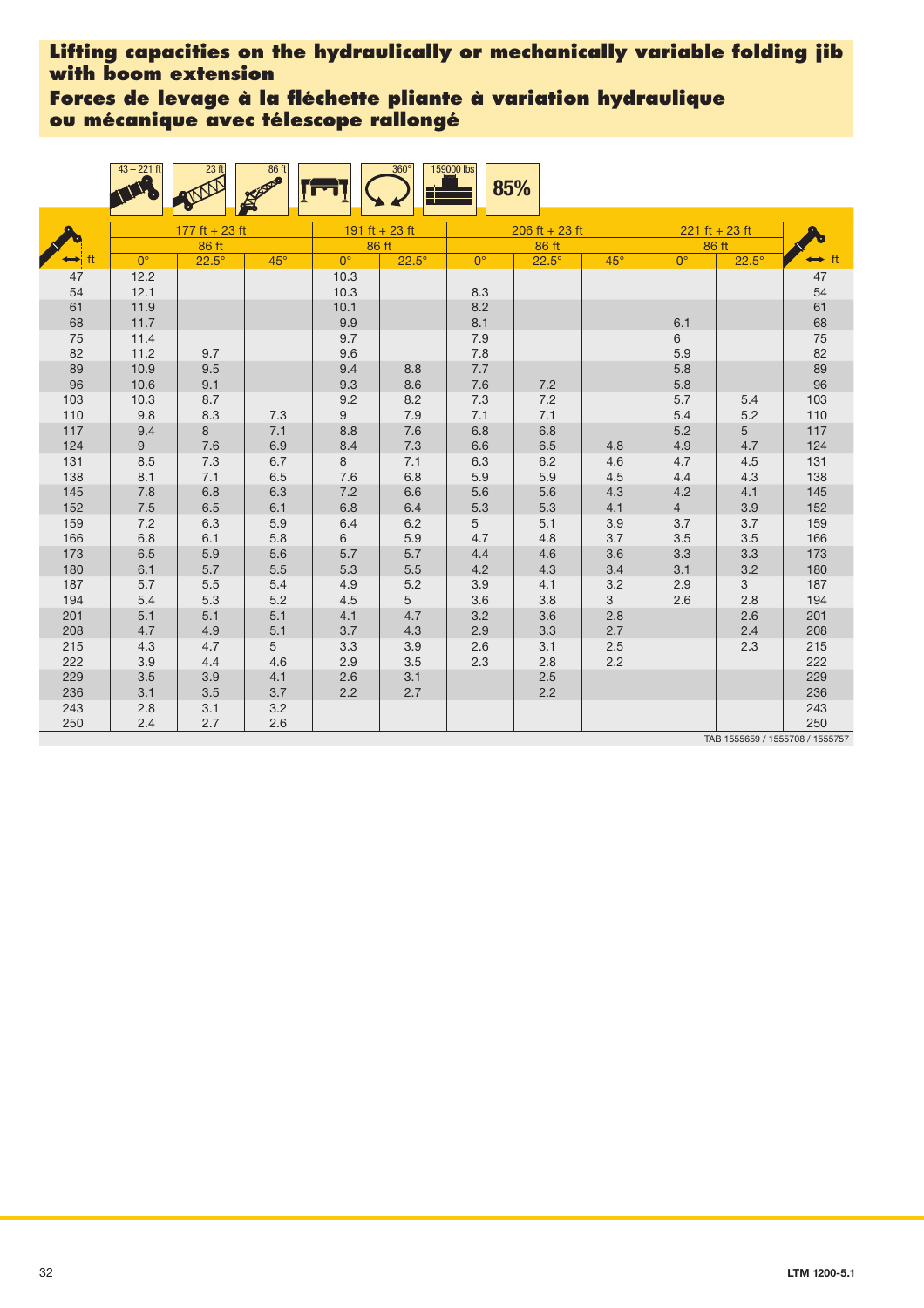# Lifting capacities on the hydraulically or mechanically variable folding jib with boom extension

# Forces de levage à la fléchette pliante à variation hydraulique ou mécanique avec télescope rallongé

43 – 221 ft | 23 ft | 86 ft | 360° | 159000 lbs | 85%

| ft | 177 ft + 23 ft 86 ft | | | 191 ft + 23 ft 86 ft | | 206 ft + 23 ft 86 ft | | | 221 ft + 23 ft 86 ft | | ft |
|---|---|---|---|---|---|---|---|---|---|---|---|
| | 0° | 22.5° | 45° | 0° | 22.5° | 0° | 22.5° | 45° | 0° | 22.5° | |
| 47 | 12.2 | | | 10.3 | | | | | | | 47 |
| 54 | 12.1 | | | 10.3 | | 8.3 | | | | | 54 |
| 61 | 11.9 | | | 10.1 | | 8.2 | | | | | 61 |
| 68 | 11.7 | | | 9.9 | | 8.1 | | | 6.1 | | 68 |
| 75 | 11.4 | | | 9.7 | | 7.9 | | | 6 | | 75 |
| 82 | 11.2 | 9.7 | | 9.6 | | 7.8 | | | 5.9 | | 82 |
| 89 | 10.9 | 9.5 | | 9.4 | 8.8 | 7.7 | | | 5.8 | | 89 |
| 96 | 10.6 | 9.1 | | 9.3 | 8.6 | 7.6 | 7.2 | | 5.8 | | 96 |
| 103 | 10.3 | 8.7 | | 9.2 | 8.2 | 7.3 | 7.2 | | 5.7 | 5.4 | 103 |
| 110 | 9.8 | 8.3 | 7.3 | 9 | 7.9 | 7.1 | 7.1 | | 5.4 | 5.2 | 110 |
| 117 | 9.4 | 8 | 7.1 | 8.8 | 7.6 | 6.8 | 6.8 | | 5.2 | 5 | 117 |
| 124 | 9 | 7.6 | 6.9 | 8.4 | 7.3 | 6.6 | 6.5 | 4.8 | 4.9 | 4.7 | 124 |
| 131 | 8.5 | 7.3 | 6.7 | 8 | 7.1 | 6.3 | 6.2 | 4.6 | 4.7 | 4.5 | 131 |
| 138 | 8.1 | 7.1 | 6.5 | 7.6 | 6.8 | 5.9 | 5.9 | 4.5 | 4.4 | 4.3 | 138 |
| 145 | 7.8 | 6.8 | 6.3 | 7.2 | 6.6 | 5.6 | 5.6 | 4.3 | 4.2 | 4.1 | 145 |
| 152 | 7.5 | 6.5 | 6.1 | 6.8 | 6.4 | 5.3 | 5.3 | 4.1 | 4 | 3.9 | 152 |
| 159 | 7.2 | 6.3 | 5.9 | 6.4 | 6.2 | 5 | 5.1 | 3.9 | 3.7 | 3.7 | 159 |
| 166 | 6.8 | 6.1 | 5.8 | 6 | 5.9 | 4.7 | 4.8 | 3.7 | 3.5 | 3.5 | 166 |
| 173 | 6.5 | 5.9 | 5.6 | 5.7 | 5.7 | 4.4 | 4.6 | 3.6 | 3.3 | 3.3 | 173 |
| 180 | 6.1 | 5.7 | 5.5 | 5.3 | 5.5 | 4.2 | 4.3 | 3.4 | 3.1 | 3.2 | 180 |
| 187 | 5.7 | 5.5 | 5.4 | 4.9 | 5.2 | 3.9 | 4.1 | 3.2 | 2.9 | 3 | 187 |
| 194 | 5.4 | 5.3 | 5.2 | 4.5 | 5 | 3.6 | 3.8 | 3 | 2.6 | 2.8 | 194 |
| 201 | 5.1 | 5.1 | 5.1 | 4.1 | 4.7 | 3.2 | 3.6 | 2.8 | | 2.6 | 201 |
| 208 | 4.7 | 4.9 | 5.1 | 3.7 | 4.3 | 2.9 | 3.3 | 2.7 | | 2.4 | 208 |
| 215 | 4.3 | 4.7 | 5 | 3.3 | 3.9 | 2.6 | 3.1 | 2.5 | | 2.3 | 215 |
| 222 | 3.9 | 4.4 | 4.6 | 2.9 | 3.5 | 2.3 | 2.8 | 2.2 | | | 222 |
| 229 | 3.5 | 3.9 | 4.1 | 2.6 | 3.1 | | 2.5 | | | | 229 |
| 236 | 3.1 | 3.5 | 3.7 | 2.2 | 2.7 | | 2.2 | | | | 236 |
| 243 | 2.8 | 3.1 | 3.2 | | | | | | | | 243 |
| 250 | 2.4 | 2.7 | 2.6 | | | | | | | | 250 |

TAB 1555659 / 1555708 / 1555757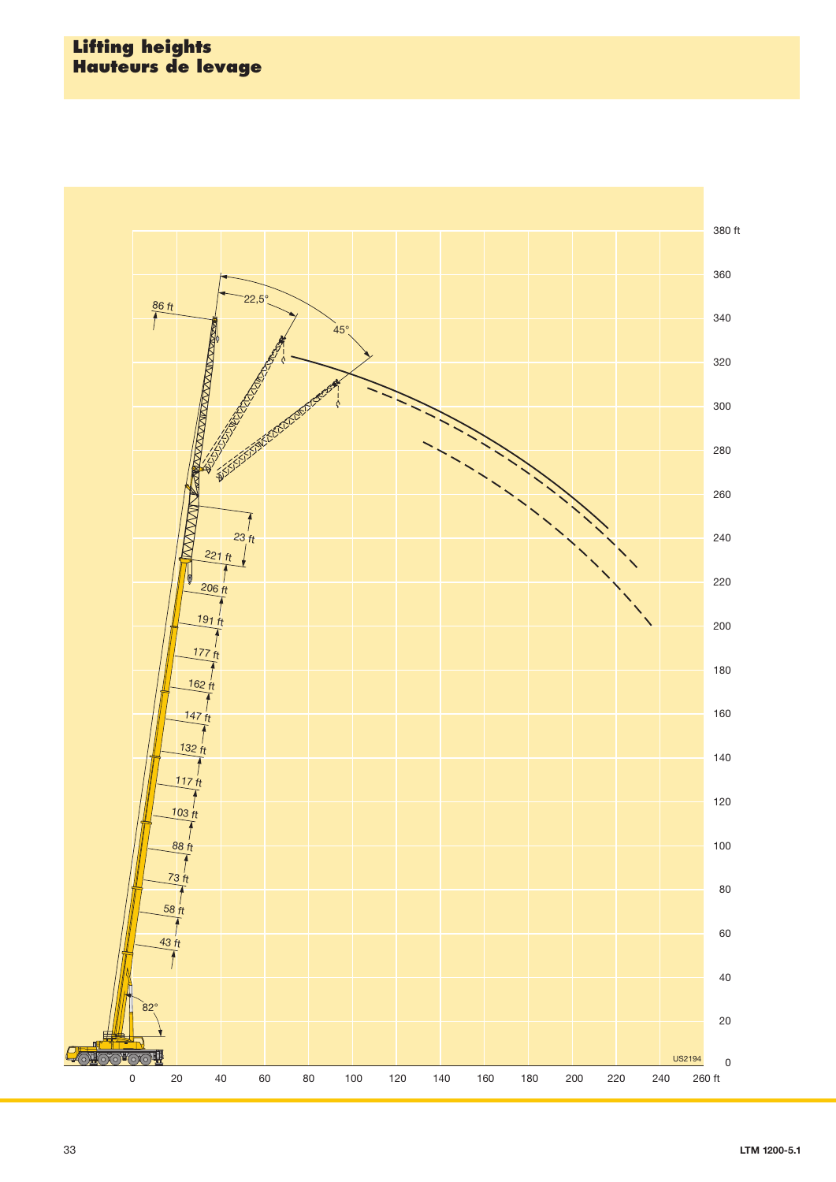# Lifting heights
# Hauteurs de levage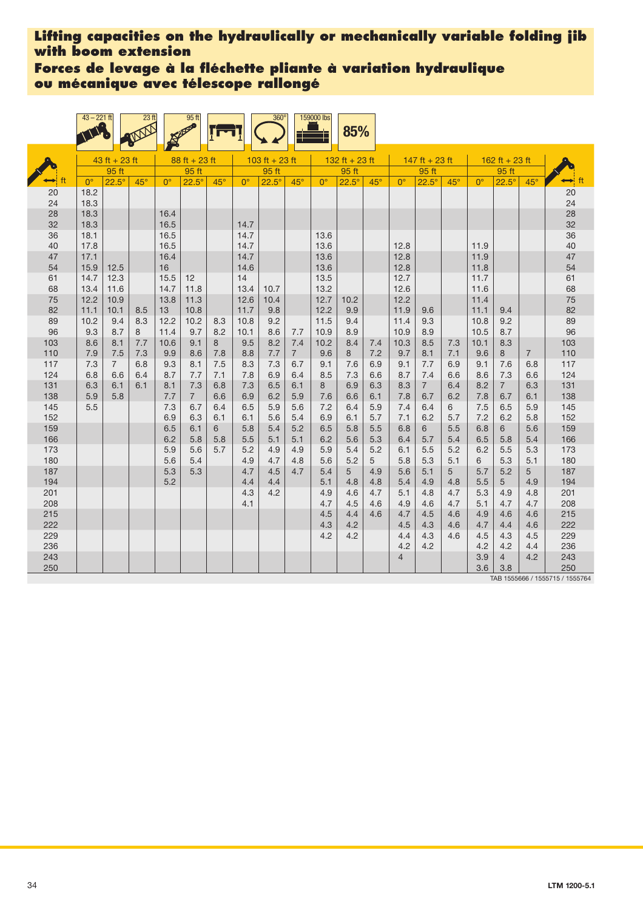**Lifting capacities on the hydraulically or mechanically variable folding jib with boom extension**

**Forces de levage à la fléchette pliante à variation hydraulique ou mécanique avec télescope rallongé**

43 – 221 ft | 23 ft | 95 ft | 360° | 159000 lbs | 85%

| ft | 43 ft + 23 ft | | | 88 ft + 23 ft | | | 103 ft + 23 ft | | | 132 ft + 23 ft | | | 147 ft + 23 ft | | | 162 ft + 23 ft | | | ft |
|---|---|---|---|---|---|---|---|---|---|---|---|---|---|---|---|---|---|---|---|
| | 95 ft | | | 95 ft | | | 95 ft | | | 95 ft | | | 95 ft | | | 95 ft | | | |
| | 0° | 22.5° | 45° | 0° | 22.5° | 45° | 0° | 22.5° | 45° | 0° | 22.5° | 45° | 0° | 22.5° | 45° | 0° | 22.5° | 45° | |
| 20 | 18.2 | | | | | | | | | | | | | | | | | | 20 |
| 24 | 18.3 | | | | | | | | | | | | | | | | | | 24 |
| 28 | 18.3 | | | 16.4 | | | | | | | | | | | | | | | 28 |
| 32 | 18.3 | | | 16.5 | | | 14.7 | | | | | | | | | | | | 32 |
| 36 | 18.1 | | | 16.5 | | | 14.7 | | | 13.6 | | | | | | | | | 36 |
| 40 | 17.8 | | | 16.5 | | | 14.7 | | | 13.6 | | | 12.8 | | | 11.9 | | | 40 |
| 47 | 17.1 | | | 16.4 | | | 14.7 | | | 13.6 | | | 12.8 | | | 11.9 | | | 47 |
| 54 | 15.9 | 12.5 | | 16 | | | 14.6 | | | 13.6 | | | 12.8 | | | 11.8 | | | 54 |
| 61 | 14.7 | 12.3 | | 15.5 | 12 | | 14 | | | 13.5 | | | 12.7 | | | 11.7 | | | 61 |
| 68 | 13.4 | 11.6 | | 14.7 | 11.8 | | 13.4 | 10.7 | | 13.2 | | | 12.6 | | | 11.6 | | | 68 |
| 75 | 12.2 | 10.9 | | 13.8 | 11.3 | | 12.6 | 10.4 | | 12.7 | 10.2 | | 12.2 | | | 11.4 | | | 75 |
| 82 | 11.1 | 10.1 | 8.5 | 13 | 10.8 | | 11.7 | 9.8 | | 12.2 | 9.9 | | 11.9 | 9.6 | | 11.1 | 9.4 | | 82 |
| 89 | 10.2 | 9.4 | 8.3 | 12.2 | 10.2 | 8.3 | 10.8 | 9.2 | | 11.5 | 9.4 | | 11.4 | 9.3 | | 10.8 | 9.2 | | 89 |
| 96 | 9.3 | 8.7 | 8 | 11.4 | 9.7 | 8.2 | 10.1 | 8.6 | 7.7 | 10.9 | 8.9 | | 10.9 | 8.9 | | 10.5 | 8.7 | | 96 |
| 103 | 8.6 | 8.1 | 7.7 | 10.6 | 9.1 | 8 | 9.5 | 8.2 | 7.4 | 10.2 | 8.4 | 7.4 | 10.3 | 8.5 | 7.3 | 10.1 | 8.3 | | 103 |
| 110 | 7.9 | 7.5 | 7.3 | 9.9 | 8.6 | 7.8 | 8.8 | 7.7 | 7 | 9.6 | 8 | 7.2 | 9.7 | 8.1 | 7.1 | 9.6 | 8 | 7 | 110 |
| 117 | 7.3 | 7 | 6.8 | 9.3 | 8.1 | 7.5 | 8.3 | 7.3 | 6.7 | 9.1 | 7.6 | 6.9 | 9.1 | 7.7 | 6.9 | 9.1 | 7.6 | 6.8 | 117 |
| 124 | 6.8 | 6.6 | 6.4 | 8.7 | 7.7 | 7.1 | 7.8 | 6.9 | 6.4 | 8.5 | 7.3 | 6.6 | 8.7 | 7.4 | 6.6 | 8.6 | 7.3 | 6.6 | 124 |
| 131 | 6.3 | 6.1 | 6.1 | 8.1 | 7.3 | 6.8 | 7.3 | 6.5 | 6.1 | 8 | 6.9 | 6.3 | 8.3 | 7 | 6.4 | 8.2 | 7 | 6.3 | 131 |
| 138 | 5.9 | 5.8 | | 7.7 | 7 | 6.6 | 6.9 | 6.2 | 5.9 | 7.6 | 6.6 | 6.1 | 7.8 | 6.7 | 6.2 | 7.8 | 6.7 | 6.1 | 138 |
| 145 | 5.5 | | | 7.3 | 6.7 | 6.4 | 6.5 | 5.9 | 5.6 | 7.2 | 6.4 | 5.9 | 7.4 | 6.4 | 6 | 7.5 | 6.5 | 5.9 | 145 |
| 152 | | | | 6.9 | 6.3 | 6.1 | 6.1 | 5.6 | 5.4 | 6.9 | 6.1 | 5.7 | 7.1 | 6.2 | 5.7 | 7.2 | 6.2 | 5.8 | 152 |
| 159 | | | | 6.5 | 6.1 | 6 | 5.8 | 5.4 | 5.2 | 6.5 | 5.8 | 5.5 | 6.8 | 6 | 5.5 | 6.8 | 6 | 5.6 | 159 |
| 166 | | | | 6.2 | 5.8 | 5.8 | 5.5 | 5.1 | 5.1 | 6.2 | 5.6 | 5.3 | 6.4 | 5.7 | 5.4 | 6.5 | 5.8 | 5.4 | 166 |
| 173 | | | | 5.9 | 5.6 | 5.7 | 5.2 | 4.9 | 4.9 | 5.9 | 5.4 | 5.2 | 6.1 | 5.5 | 5.2 | 6.2 | 5.5 | 5.3 | 173 |
| 180 | | | | 5.6 | 5.4 | | 4.9 | 4.7 | 4.8 | 5.6 | 5.2 | 5 | 5.8 | 5.3 | 5.1 | 6 | 5.3 | 5.1 | 180 |
| 187 | | | | 5.3 | 5.3 | | 4.7 | 4.5 | 4.7 | 5.4 | 5 | 4.9 | 5.6 | 5.1 | 5 | 5.7 | 5.2 | 5 | 187 |
| 194 | | | | 5.2 | | | 4.4 | 4.4 | | 5.1 | 4.8 | 4.8 | 5.4 | 4.9 | 4.8 | 5.5 | 5 | 4.9 | 194 |
| 201 | | | | | | | 4.3 | 4.2 | | 4.9 | 4.6 | 4.7 | 5.1 | 4.8 | 4.7 | 5.3 | 4.9 | 4.8 | 201 |
| 208 | | | | | | | 4.1 | | | 4.7 | 4.5 | 4.6 | 4.9 | 4.6 | 4.7 | 5.1 | 4.7 | 4.7 | 208 |
| 215 | | | | | | | | | | 4.5 | 4.4 | 4.6 | 4.7 | 4.5 | 4.6 | 4.9 | 4.6 | 4.6 | 215 |
| 222 | | | | | | | | | | 4.3 | 4.2 | | 4.5 | 4.3 | 4.6 | 4.7 | 4.4 | 4.6 | 222 |
| 229 | | | | | | | | | | 4.2 | 4.2 | | 4.4 | 4.3 | 4.6 | 4.5 | 4.3 | 4.5 | 229 |
| 236 | | | | | | | | | | | | | 4.2 | 4.2 | | 4.2 | 4.2 | 4.4 | 236 |
| 243 | | | | | | | | | | | | | 4 | | | 3.9 | 4 | 4.2 | 243 |
| 250 | | | | | | | | | | | | | | | | 3.6 | 3.8 | | 250 |

TAB 1555666 / 1555715 / 1555764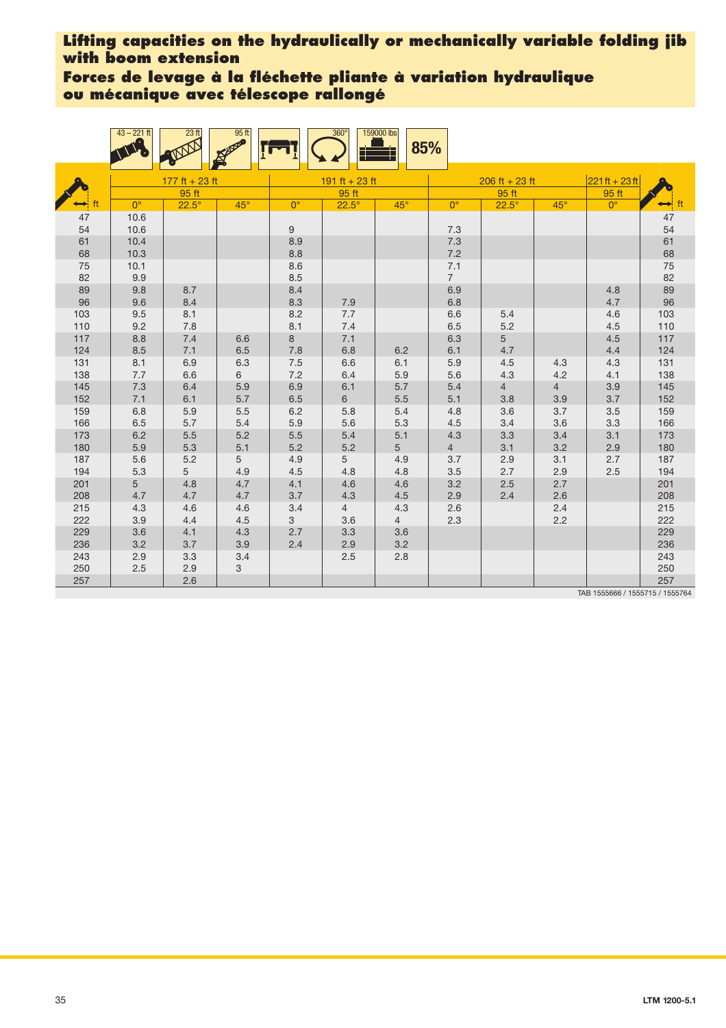## Lifting capacities on the hydraulically or mechanically variable folding jib with boom extension

## Forces de levage à la fléchette pliante à variation hydraulique ou mécanique avec télescope rallongé

43 – 221 ft | 23 ft | 95 ft | 360° | 159000 lbs | 85%

| ft | 177 ft + 23 ft | | | 191 ft + 23 ft | | | 206 ft + 23 ft | | | 221 ft + 23 ft | ft |
|---|---|---|---|---|---|---|---|---|---|---|---|
| | 95 ft | | | 95 ft | | | 95 ft | | | 95 ft | |
| | 0° | 22.5° | 45° | 0° | 22.5° | 45° | 0° | 22.5° | 45° | 0° | |
| 47 | 10.6 | | | | | | | | | | 47 |
| 54 | 10.6 | | | 9 | | | 7.3 | | | | 54 |
| 61 | 10.4 | | | 8.9 | | | 7.3 | | | | 61 |
| 68 | 10.3 | | | 8.8 | | | 7.2 | | | | 68 |
| 75 | 10.1 | | | 8.6 | | | 7.1 | | | | 75 |
| 82 | 9.9 | | | 8.5 | | | 7 | | | | 82 |
| 89 | 9.8 | 8.7 | | 8.4 | | | 6.9 | | | 4.8 | 89 |
| 96 | 9.6 | 8.4 | | 8.3 | 7.9 | | 6.8 | | | 4.7 | 96 |
| 103 | 9.5 | 8.1 | | 8.2 | 7.7 | | 6.6 | 5.4 | | 4.6 | 103 |
| 110 | 9.2 | 7.8 | | 8.1 | 7.4 | | 6.5 | 5.2 | | 4.5 | 110 |
| 117 | 8.8 | 7.4 | 6.6 | 8 | 7.1 | | 6.3 | 5 | | 4.5 | 117 |
| 124 | 8.5 | 7.1 | 6.5 | 7.8 | 6.8 | 6.2 | 6.1 | 4.7 | | 4.4 | 124 |
| 131 | 8.1 | 6.9 | 6.3 | 7.5 | 6.6 | 6.1 | 5.9 | 4.5 | 4.3 | 4.3 | 131 |
| 138 | 7.7 | 6.6 | 6 | 7.2 | 6.4 | 5.9 | 5.6 | 4.3 | 4.2 | 4.1 | 138 |
| 145 | 7.3 | 6.4 | 5.9 | 6.9 | 6.1 | 5.7 | 5.4 | 4 | 4 | 3.9 | 145 |
| 152 | 7.1 | 6.1 | 5.7 | 6.5 | 6 | 5.5 | 5.1 | 3.8 | 3.9 | 3.7 | 152 |
| 159 | 6.8 | 5.9 | 5.5 | 6.2 | 5.8 | 5.4 | 4.8 | 3.6 | 3.7 | 3.5 | 159 |
| 166 | 6.5 | 5.7 | 5.4 | 5.9 | 5.6 | 5.3 | 4.5 | 3.4 | 3.6 | 3.3 | 166 |
| 173 | 6.2 | 5.5 | 5.2 | 5.5 | 5.4 | 5.1 | 4.3 | 3.3 | 3.4 | 3.1 | 173 |
| 180 | 5.9 | 5.3 | 5.1 | 5.2 | 5.2 | 5 | 4 | 3.1 | 3.2 | 2.9 | 180 |
| 187 | 5.6 | 5.2 | 5 | 4.9 | 5 | 4.9 | 3.7 | 2.9 | 3.1 | 2.7 | 187 |
| 194 | 5.3 | 5 | 4.9 | 4.5 | 4.8 | 4.8 | 3.5 | 2.7 | 2.9 | 2.5 | 194 |
| 201 | 5 | 4.8 | 4.7 | 4.1 | 4.6 | 4.6 | 3.2 | 2.5 | 2.7 | | 201 |
| 208 | 4.7 | 4.7 | 4.7 | 3.7 | 4.3 | 4.5 | 2.9 | 2.4 | 2.6 | | 208 |
| 215 | 4.3 | 4.6 | 4.6 | 3.4 | 4 | 4.3 | 2.6 | | 2.4 | | 215 |
| 222 | 3.9 | 4.4 | 4.5 | 3 | 3.6 | 4 | 2.3 | | 2.2 | | 222 |
| 229 | 3.6 | 4.1 | 4.3 | 2.7 | 3.3 | 3.6 | | | | | 229 |
| 236 | 3.2 | 3.7 | 3.9 | 2.4 | 2.9 | 3.2 | | | | | 236 |
| 243 | 2.9 | 3.3 | 3.4 | | 2.5 | 2.8 | | | | | 243 |
| 250 | 2.5 | 2.9 | 3 | | | | | | | | 250 |
| 257 | | 2.6 | | | | | | | | | 257 |

TAB 1555666 / 1555715 / 1555764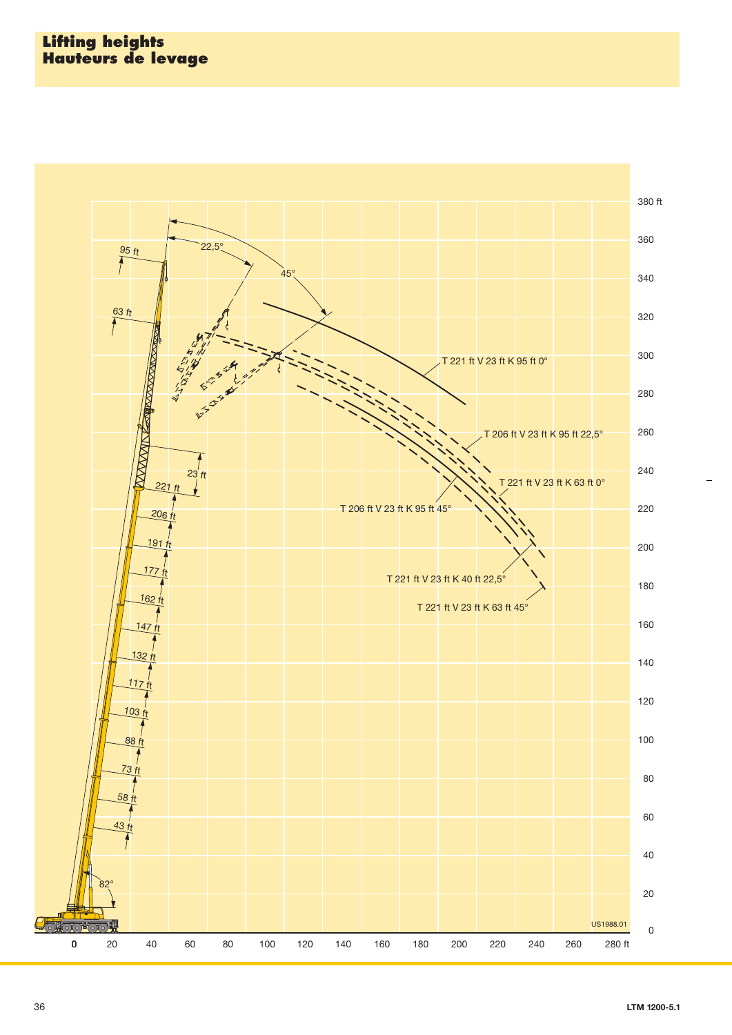# Lifting heights
# Hauteurs de levage

95 ft

63 ft

22,5°

45°

23 ft

221 ft

206 ft

191 ft

177 ft

162 ft

147 ft

132 ft

117 ft

103 ft

88 ft

73 ft

58 ft

43 ft

82°

T 221 ft V 23 ft K 95 ft 0°

T 206 ft V 23 ft K 95 ft 22,5°

T 221 ft V 23 ft K 63 ft 0°

T 206 ft V 23 ft K 95 ft 45°

T 221 ft V 23 ft K 40 ft 22,5°

T 221 ft V 23 ft K 63 ft 45°

380 ft, 360, 340, 320, 300, 280, 260, 240, 220, 200, 180, 160, 140, 120, 100, 80, 60, 40, 20, 0

0, 20, 40, 60, 80, 100, 120, 140, 160, 180, 200, 220, 240, 260, 280 ft

US1988.01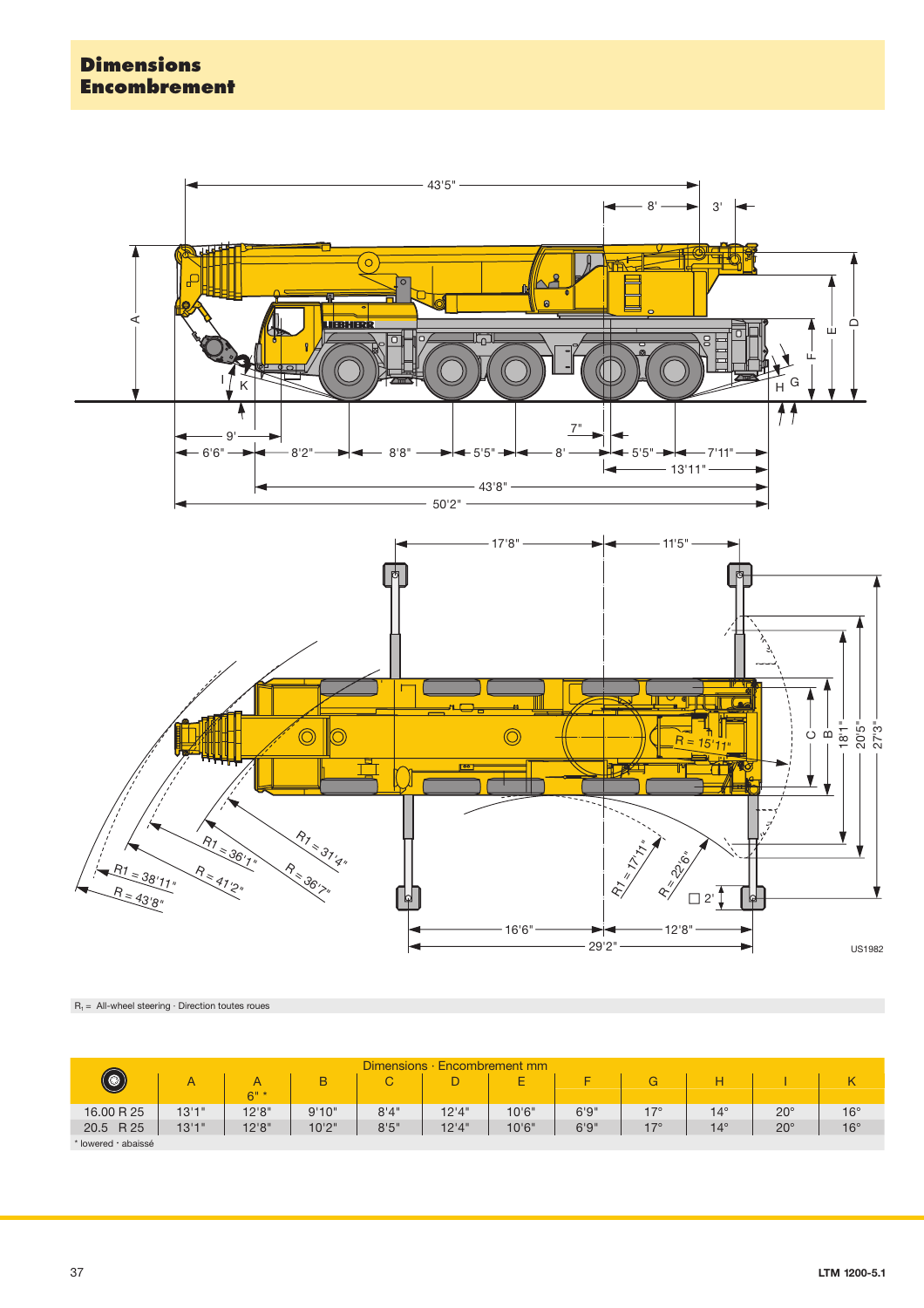# Dimensions
# Encombrement

$R_1$ = All-wheel steering · Direction toutes roues

| Dimensions · Encombrement mm | | | | | | | | | | | |
|---|---|---|---|---|---|---|---|---|---|---|---|
| | A | A 6" * | B | C | D | E | F | G | H | I | K |
| 16.00 R 25 | 13'1" | 12'8" | 9'10" | 8'4" | 12'4" | 10'6" | 6'9" | 17° | 14° | 20° | 16° |
| 20.5 R 25 | 13'1" | 12'8" | 10'2" | 8'5" | 12'4" | 10'6" | 6'9" | 17° | 14° | 20° | 16° |

* lowered · abaissé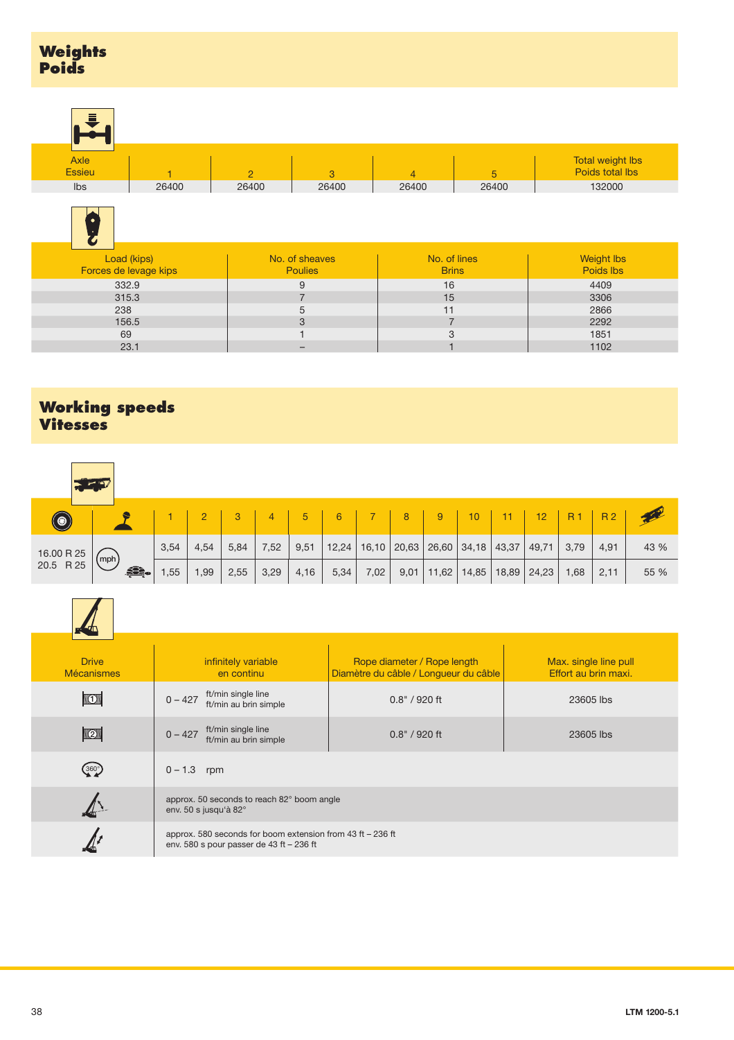# Weights
# Poids

| Axle<br>Essieu | 1 | 2 | 3 | 4 | 5 | Total weight lbs<br>Poids total lbs |
|---|---|---|---|---|---|---|
| lbs | 26400 | 26400 | 26400 | 26400 | 26400 | 132000 |

| Load (kips)<br>Forces de levage kips | No. of sheaves<br>Poulies | No. of lines<br>Brins | Weight lbs<br>Poids lbs |
|---|---|---|---|
| 332.9 | 9 | 16 | 4409 |
| 315.3 | 7 | 15 | 3306 |
| 238 | 5 | 11 | 2866 |
| 156.5 | 3 | 7 | 2292 |
| 69 | 1 | 3 | 1851 |
| 23.1 | – | 1 | 1102 |

# Working speeds
# Vitesses

| | | 1 | 2 | 3 | 4 | 5 | 6 | 7 | 8 | 9 | 10 | 11 | 12 | R 1 | R 2 | |
|---|---|---|---|---|---|---|---|---|---|---|---|---|---|---|---|---|
| 16.00 R 25<br>20.5 R 25 | mph | 3,54 | 4,54 | 5,84 | 7,52 | 9,51 | 12,24 | 16,10 | 20,63 | 26,60 | 34,18 | 43,37 | 49,71 | 3,79 | 4,91 | 43 % |
| | | 1,55 | 1,99 | 2,55 | 3,29 | 4,16 | 5,34 | 7,02 | 9,01 | 11,62 | 14,85 | 18,89 | 24,23 | 1,68 | 2,11 | 55 % |

| Drive<br>Mécanismes | infinitely variable<br>en continu | Rope diameter / Rope length<br>Diamètre du câble / Longueur du câble | Max. single line pull<br>Effort au brin maxi. |
|---|---|---|---|
| 1 | 0 – 427 ft/min single line<br>ft/min au brin simple | 0.8" / 920 ft | 23605 lbs |
| 2 | 0 – 427 ft/min single line<br>ft/min au brin simple | 0.8" / 920 ft | 23605 lbs |
| 360° | 0 – 1.3 rpm | | |
| | approx. 50 seconds to reach 82° boom angle<br>env. 50 s jusqu'à 82° | | |
| | approx. 580 seconds for boom extension from 43 ft – 236 ft<br>env. 580 s pour passer de 43 ft – 236 ft | | |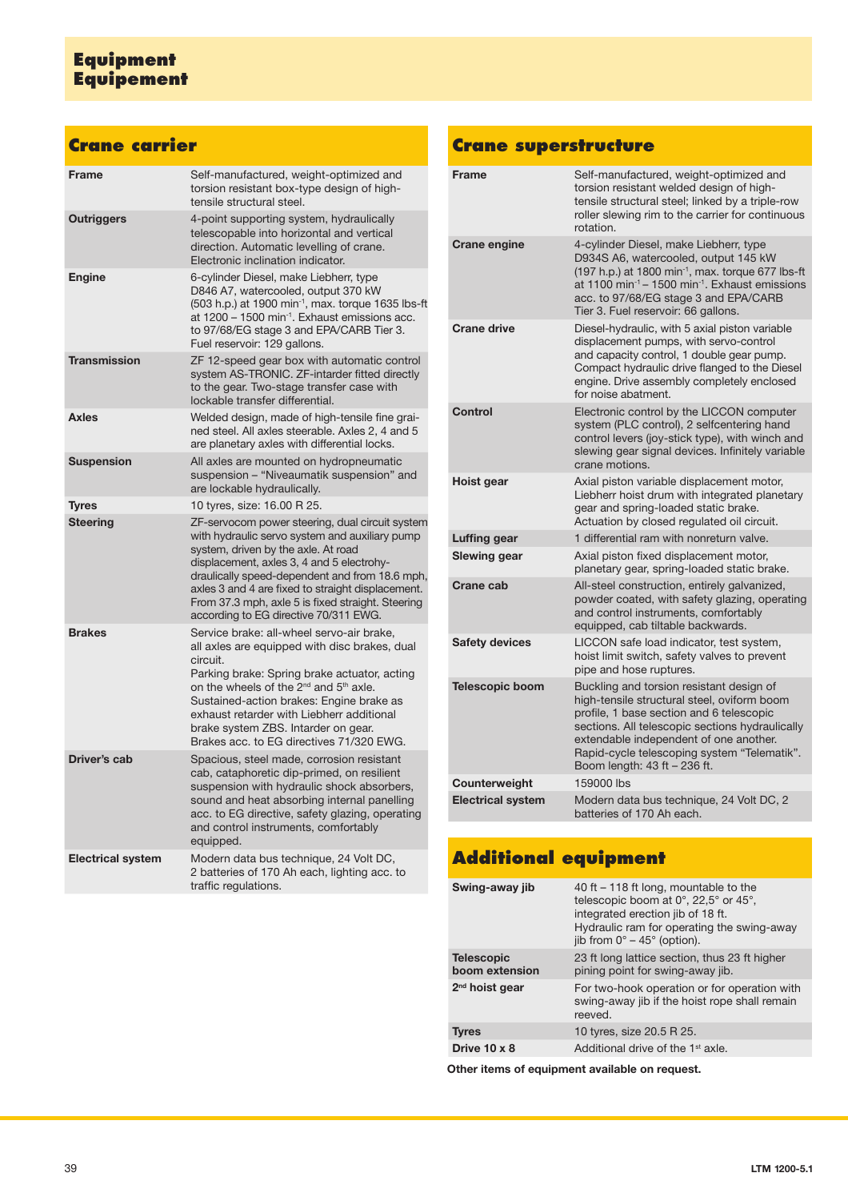# Equipment
# Equipement

## Crane carrier

| | |
|---|---|
| **Frame** | Self-manufactured, weight-optimized and torsion resistant box-type design of high-tensile structural steel. |
| **Outriggers** | 4-point supporting system, hydraulically telescopable into horizontal and vertical direction. Automatic levelling of crane. Electronic inclination indicator. |
| **Engine** | 6-cylinder Diesel, make Liebherr, type D846 A7, watercooled, output 370 kW (503 h.p.) at 1900 min$^{-1}$, max. torque 1635 lbs-ft at 1200 – 1500 min$^{-1}$. Exhaust emissions acc. to 97/68/EG stage 3 and EPA/CARB Tier 3. Fuel reservoir: 129 gallons. |
| **Transmission** | ZF 12-speed gear box with automatic control system AS-TRONIC. ZF-intarder fitted directly to the gear. Two-stage transfer case with lockable transfer differential. |
| **Axles** | Welded design, made of high-tensile fine grained steel. All axles steerable. Axles 2, 4 and 5 are planetary axles with differential locks. |
| **Suspension** | All axles are mounted on hydropneumatic suspension – "Niveaumatik suspension" and are lockable hydraulically. |
| **Tyres** | 10 tyres, size: 16.00 R 25. |
| **Steering** | ZF-servocom power steering, dual circuit system with hydraulic servo system and auxiliary pump system, driven by the axle. At road displacement, axles 3, 4 and 5 electrohydraulically speed-dependent and from 18.6 mph, axles 3 and 4 are fixed to straight displacement. From 37.3 mph, axle 5 is fixed straight. Steering according to EG directive 70/311 EWG. |
| **Brakes** | Service brake: all-wheel servo-air brake, all axles are equipped with disc brakes, dual circuit.<br>Parking brake: Spring brake actuator, acting on the wheels of the 2nd and 5th axle.<br>Sustained-action brakes: Engine brake as exhaust retarder with Liebherr additional brake system ZBS. Intarder on gear.<br>Brakes acc. to EG directives 71/320 EWG. |
| **Driver's cab** | Spacious, steel made, corrosion resistant cab, cataphoretic dip-primed, on resilient suspension with hydraulic shock absorbers, sound and heat absorbing internal panelling acc. to EG directive, safety glazing, operating and control instruments, comfortably equipped. |
| **Electrical system** | Modern data bus technique, 24 Volt DC, 2 batteries of 170 Ah each, lighting acc. to traffic regulations. |

## Crane superstructure

| | |
|---|---|
| **Frame** | Self-manufactured, weight-optimized and torsion resistant welded design of high-tensile structural steel; linked by a triple-row roller slewing rim to the carrier for continuous rotation. |
| **Crane engine** | 4-cylinder Diesel, make Liebherr, type D934S A6, watercooled, output 145 kW (197 h.p.) at 1800 min$^{-1}$, max. torque 677 lbs-ft at 1100 min$^{-1}$ – 1500 min$^{-1}$. Exhaust emissions acc. to 97/68/EG stage 3 and EPA/CARB Tier 3. Fuel reservoir: 66 gallons. |
| **Crane drive** | Diesel-hydraulic, with 5 axial piston variable displacement pumps, with servo-control and capacity control, 1 double gear pump. Compact hydraulic drive flanged to the Diesel engine. Drive assembly completely enclosed for noise abatment. |
| **Control** | Electronic control by the LICCON computer system (PLC control), 2 selfcentering hand control levers (joy-stick type), with winch and slewing gear signal devices. Infinitely variable crane motions. |
| **Hoist gear** | Axial piston variable displacement motor, Liebherr hoist drum with integrated planetary gear and spring-loaded static brake. Actuation by closed regulated oil circuit. |
| **Luffing gear** | 1 differential ram with nonreturn valve. |
| **Slewing gear** | Axial piston fixed displacement motor, planetary gear, spring-loaded static brake. |
| **Crane cab** | All-steel construction, entirely galvanized, powder coated, with safety glazing, operating and control instruments, comfortably equipped, cab tiltable backwards. |
| **Safety devices** | LICCON safe load indicator, test system, hoist limit switch, safety valves to prevent pipe and hose ruptures. |
| **Telescopic boom** | Buckling and torsion resistant design of high-tensile structural steel, oviform boom profile, 1 base section and 6 telescopic sections. All telescopic sections hydraulically extendable independent of one another. Rapid-cycle telescoping system "Telematik". Boom length: 43 ft – 236 ft. |
| **Counterweight** | 159000 lbs |
| **Electrical system** | Modern data bus technique, 24 Volt DC, 2 batteries of 170 Ah each. |

## Additional equipment

| | |
|---|---|
| **Swing-away jib** | 40 ft – 118 ft long, mountable to the telescopic boom at 0°, 22,5° or 45°, integrated erection jib of 18 ft. Hydraulic ram for operating the swing-away jib from 0° – 45° (option). |
| **Telescopic boom extension** | 23 ft long lattice section, thus 23 ft higher pining point for swing-away jib. |
| **2nd hoist gear** | For two-hook operation or for operation with swing-away jib if the hoist rope shall remain reeved. |
| **Tyres** | 10 tyres, size 20.5 R 25. |
| **Drive 10 x 8** | Additional drive of the 1st axle. |

**Other items of equipment available on request.**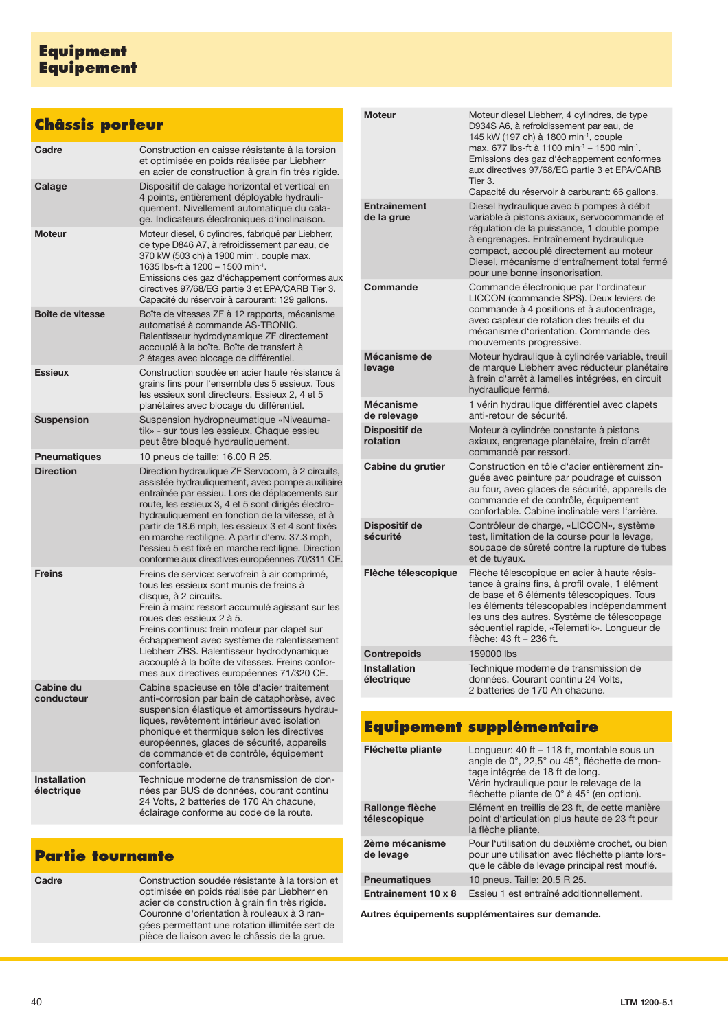# Equipment
# Equipement

## Châssis porteur

| | |
|---|---|
| **Cadre** | Construction en caisse résistante à la torsion et optimisée en poids réalisée par Liebherr en acier de construction à grain fin très rigide. |
| **Calage** | Dispositif de calage horizontal et vertical en 4 points, entièrement déployable hydrauliquement. Nivellement automatique du calage. Indicateurs électroniques d'inclinaison. |
| **Moteur** | Moteur diesel, 6 cylindres, fabriqué par Liebherr, de type D846 A7, à refroidissement par eau, de 370 kW (503 ch) à 1900 $min^{-1}$, couple max. 1635 lbs-ft à 1200 – 1500 $min^{-1}$. Emissions des gaz d'échappement conformes aux directives 97/68/EG partie 3 et EPA/CARB Tier 3. Capacité du réservoir à carburant: 129 gallons. |
| **Boîte de vitesse** | Boîte de vitesses ZF à 12 rapports, mécanisme automatisé à commande AS-TRONIC. Ralentisseur hydrodynamique ZF directement accouplé à la boîte. Boîte de transfert à 2 étages avec blocage de différentiel. |
| **Essieux** | Construction soudée en acier haute résistance à grains fins pour l'ensemble des 5 essieux. Tous les essieux sont directeurs. Essieux 2, 4 et 5 planétaires avec blocage du différentiel. |
| **Suspension** | Suspension hydropneumatique «Niveaumatik» - sur tous les essieux. Chaque essieu peut être bloqué hydrauliquement. |
| **Pneumatiques** | 10 pneus de taille: 16.00 R 25. |
| **Direction** | Direction hydraulique ZF Servocom, à 2 circuits, assistée hydrauliquement, avec pompe auxiliaire entraînée par essieu. Lors de déplacements sur route, les essieux 3, 4 et 5 sont dirigés électro-hydrauliquement en fonction de la vitesse, et à partir de 18.6 mph, les essieux 3 et 4 sont fixés en marche rectiligne. A partir d'env. 37.3 mph, l'essieu 5 est fixé en marche rectiligne. Direction conforme aux directives européennes 70/311 CE. |
| **Freins** | Freins de service: servofrein à air comprimé, tous les essieux sont munis de freins à disque, à 2 circuits. Frein à main: ressort accumulé agissant sur les roues des essieux 2 à 5. Freins continus: frein moteur par clapet sur échappement avec système de ralentissement Liebherr ZBS. Ralentisseur hydrodynamique accouplé à la boîte de vitesses. Freins conformes aux directives européennes 71/320 CE. |
| **Cabine du conducteur** | Cabine spacieuse en tôle d'acier traitement anti-corrosion par bain de cataphorèse, avec suspension élastique et amortisseurs hydrauliques, revêtement intérieur avec isolation phonique et thermique selon les directives européennes, glaces de sécurité, appareils de commande et de contrôle, équipement confortable. |
| **Installation électrique** | Technique moderne de transmission de données par BUS de données, courant continu 24 Volts, 2 batteries de 170 Ah chacune, éclairage conforme au code de la route. |

## Partie tournante

| | |
|---|---|
| **Cadre** | Construction soudée résistante à la torsion et optimisée en poids réalisée par Liebherr en acier de construction à grain fin très rigide. Couronne d'orientation à rouleaux à 3 rangées permettant une rotation illimitée sert de pièce de liaison avec le châssis de la grue. |
| **Moteur** | Moteur diesel Liebherr, 4 cylindres, de type D934S A6, à refroidissement par eau, de 145 kW (197 ch) à 1800 $min^{-1}$, couple max. 677 lbs-ft à 1100 $min^{-1}$ – 1500 $min^{-1}$. Emissions des gaz d'échappement conformes aux directives 97/68/EG partie 3 et EPA/CARB Tier 3. Capacité du réservoir à carburant: 66 gallons. |
| **Entraînement de la grue** | Diesel hydraulique avec 5 pompes à débit variable à pistons axiaux, servocommande et régulation de la puissance, 1 double pompe à engrenages. Entraînement hydraulique compact, accouplé directement au moteur Diesel, mécanisme d'entraînement total fermé pour une bonne insonorisation. |
| **Commande** | Commande électronique par l'ordinateur LICCON (commande SPS). Deux leviers de commande à 4 positions et à autocentrage, avec capteur de rotation des treuils et du mécanisme d'orientation. Commande des mouvements progressive. |
| **Mécanisme de levage** | Moteur hydraulique à cylindrée variable, treuil de marque Liebherr avec réducteur planétaire à frein d'arrêt à lamelles intégrées, en circuit hydraulique fermé. |
| **Mécanisme de relevage** | 1 vérin hydraulique différentiel avec clapets anti-retour de sécurité. |
| **Dispositif de rotation** | Moteur à cylindrée constante à pistons axiaux, engrenage planétaire, frein d'arrêt commandé par ressort. |
| **Cabine du grutier** | Construction en tôle d'acier entièrement zinguée avec peinture par poudrage et cuisson au four, avec glaces de sécurité, appareils de commande et de contrôle, équipement confortable. Cabine inclinable vers l'arrière. |
| **Dispositif de sécurité** | Contrôleur de charge, «LICCON», système test, limitation de la course pour le levage, soupape de sûreté contre la rupture de tubes et de tuyaux. |
| **Flèche télescopique** | Flèche télescopique en acier à haute résistance à grains fins, à profil ovale, 1 élément de base et 6 éléments télescopiques. Tous les éléments télescopables indépendamment les uns des autres. Système de télescopage séquentiel rapide, «Telematik». Longueur de flèche: 43 ft – 236 ft. |
| **Contrepoids** | 159000 lbs |
| **Installation électrique** | Technique moderne de transmission de données. Courant continu 24 Volts, 2 batteries de 170 Ah chacune. |

## Equipement supplémentaire

| | |
|---|---|
| **Fléchette pliante** | Longueur: 40 ft – 118 ft, montable sous un angle de 0°, 22,5° ou 45°, fléchette de montage intégrée de 18 ft de long. Vérin hydraulique pour le relevage de la fléchette pliante de 0° à 45° (en option). |
| **Rallonge flèche télescopique** | Elément en treillis de 23 ft, de cette manière point d'articulation plus haute de 23 ft pour la flèche pliante. |
| **2ème mécanisme de levage** | Pour l'utilisation du deuxième crochet, ou bien pour une utilisation avec fléchette pliante lorsque le câble de levage principal rest mouflé. |
| **Pneumatiques** | 10 pneus. Taille: 20.5 R 25. |
| **Entraînement 10 x 8** | Essieu 1 est entraîné additionnellement. |

**Autres équipements supplémentaires sur demande.**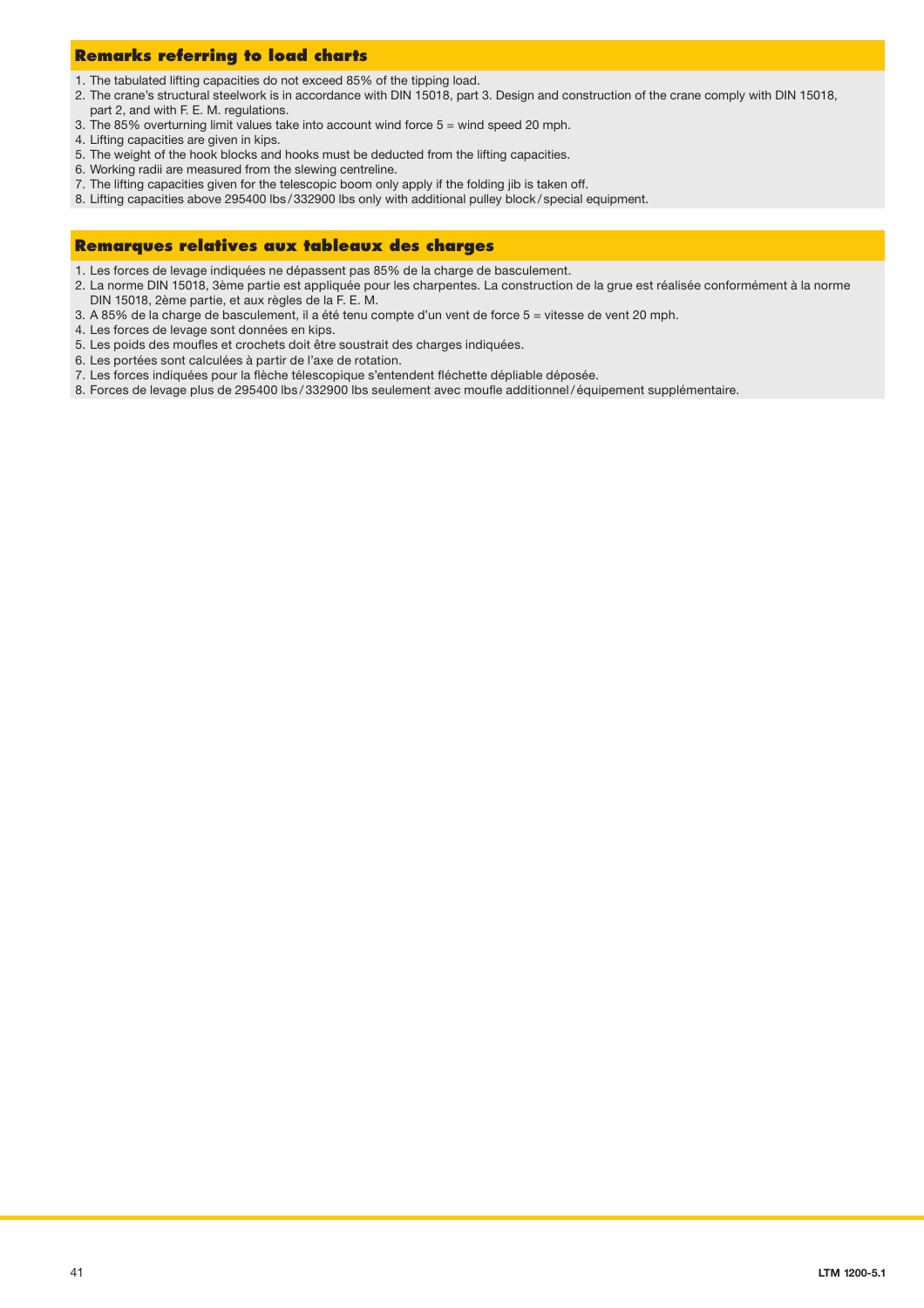## Remarks referring to load charts

1. The tabulated lifting capacities do not exceed 85% of the tipping load.
2. The crane's structural steelwork is in accordance with DIN 15018, part 3. Design and construction of the crane comply with DIN 15018, part 2, and with F. E. M. regulations.
3. The 85% overturning limit values take into account wind force 5 = wind speed 20 mph.
4. Lifting capacities are given in kips.
5. The weight of the hook blocks and hooks must be deducted from the lifting capacities.
6. Working radii are measured from the slewing centreline.
7. The lifting capacities given for the telescopic boom only apply if the folding jib is taken off.
8. Lifting capacities above 295400 lbs / 332900 lbs only with additional pulley block / special equipment.

## Remarques relatives aux tableaux des charges

1. Les forces de levage indiquées ne dépassent pas 85% de la charge de basculement.
2. La norme DIN 15018, 3ème partie est appliquée pour les charpentes. La construction de la grue est réalisée conformément à la norme DIN 15018, 2ème partie, et aux règles de la F. E. M.
3. A 85% de la charge de basculement, il a été tenu compte d'un vent de force 5 = vitesse de vent 20 mph.
4. Les forces de levage sont données en kips.
5. Les poids des moufles et crochets doit être soustrait des charges indiquées.
6. Les portées sont calculées à partir de l'axe de rotation.
7. Les forces indiquées pour la flèche télescopique s'entendent fléchette dépliable déposée.
8. Forces de levage plus de 295400 lbs / 332900 lbs seulement avec moufle additionnel / équipement supplémentaire.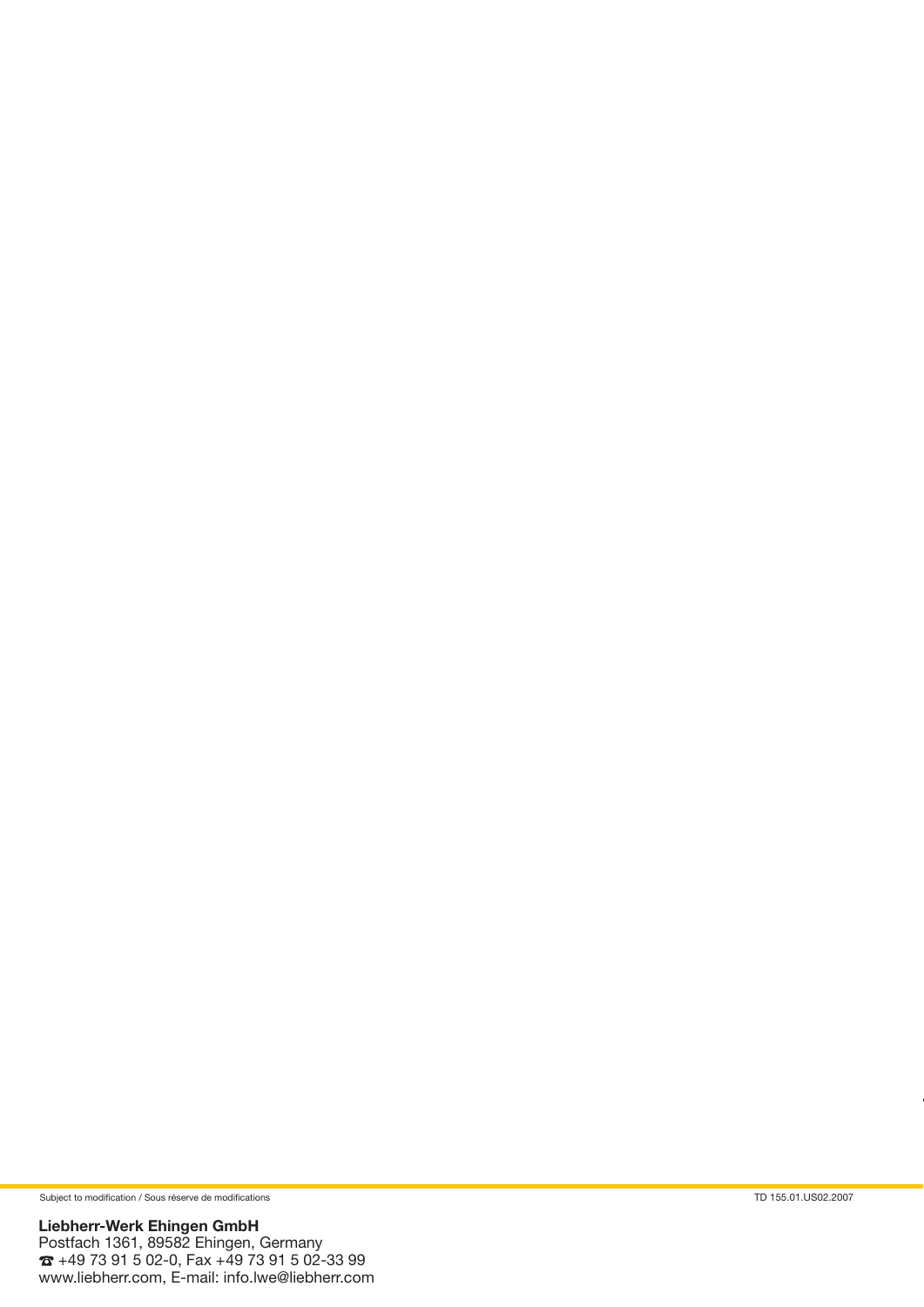Subject to modification / Sous réserve de modifications

TD 155.01.US02.2007

**Liebherr-Werk Ehingen GmbH**
Postfach 1361, 89582 Ehingen, Germany
☎ +49 73 91 5 02-0, Fax +49 73 91 5 02-33 99
www.liebherr.com, E-mail: info.lwe@liebherr.com